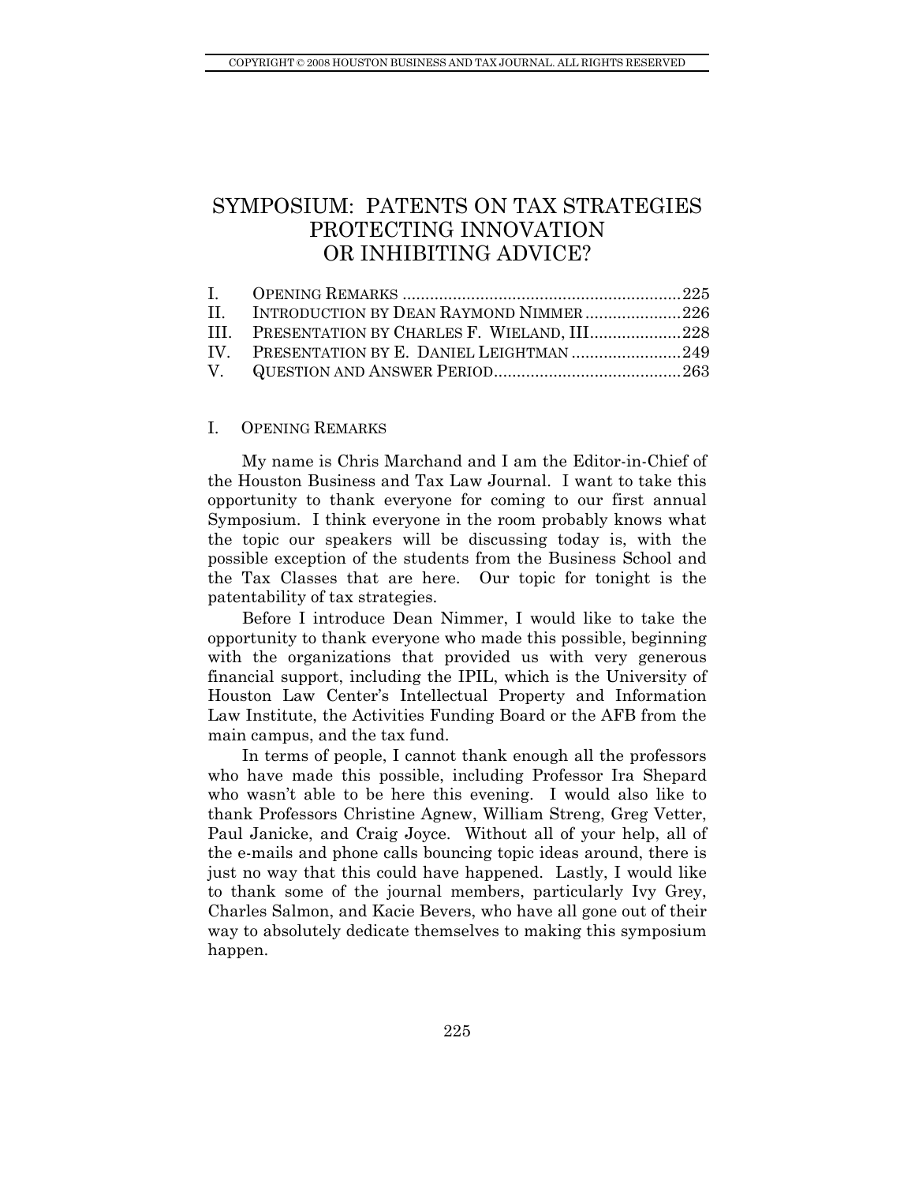# SYMPOSIUM: PATENTS ON TAX STRATEGIES PROTECTING INNOVATION OR INHIBITING ADVICE?

| | | |
|---|---|---|
| I. | OPENING REMARKS | 225 |
| II. | INTRODUCTION BY DEAN RAYMOND NIMMER | 226 |
| III. | PRESENTATION BY CHARLES F. WIELAND, III | 228 |
| IV. | PRESENTATION BY E. DANIEL LEIGHTMAN | 249 |
| V. | QUESTION AND ANSWER PERIOD | 263 |

## I. OPENING REMARKS

My name is Chris Marchand and I am the Editor-in-Chief of the Houston Business and Tax Law Journal. I want to take this opportunity to thank everyone for coming to our first annual Symposium. I think everyone in the room probably knows what the topic our speakers will be discussing today is, with the possible exception of the students from the Business School and the Tax Classes that are here. Our topic for tonight is the patentability of tax strategies.

Before I introduce Dean Nimmer, I would like to take the opportunity to thank everyone who made this possible, beginning with the organizations that provided us with very generous financial support, including the IPIL, which is the University of Houston Law Center's Intellectual Property and Information Law Institute, the Activities Funding Board or the AFB from the main campus, and the tax fund.

In terms of people, I cannot thank enough all the professors who have made this possible, including Professor Ira Shepard who wasn't able to be here this evening. I would also like to thank Professors Christine Agnew, William Streng, Greg Vetter, Paul Janicke, and Craig Joyce. Without all of your help, all of the e-mails and phone calls bouncing topic ideas around, there is just no way that this could have happened. Lastly, I would like to thank some of the journal members, particularly Ivy Grey, Charles Salmon, and Kacie Bevers, who have all gone out of their way to absolutely dedicate themselves to making this symposium happen.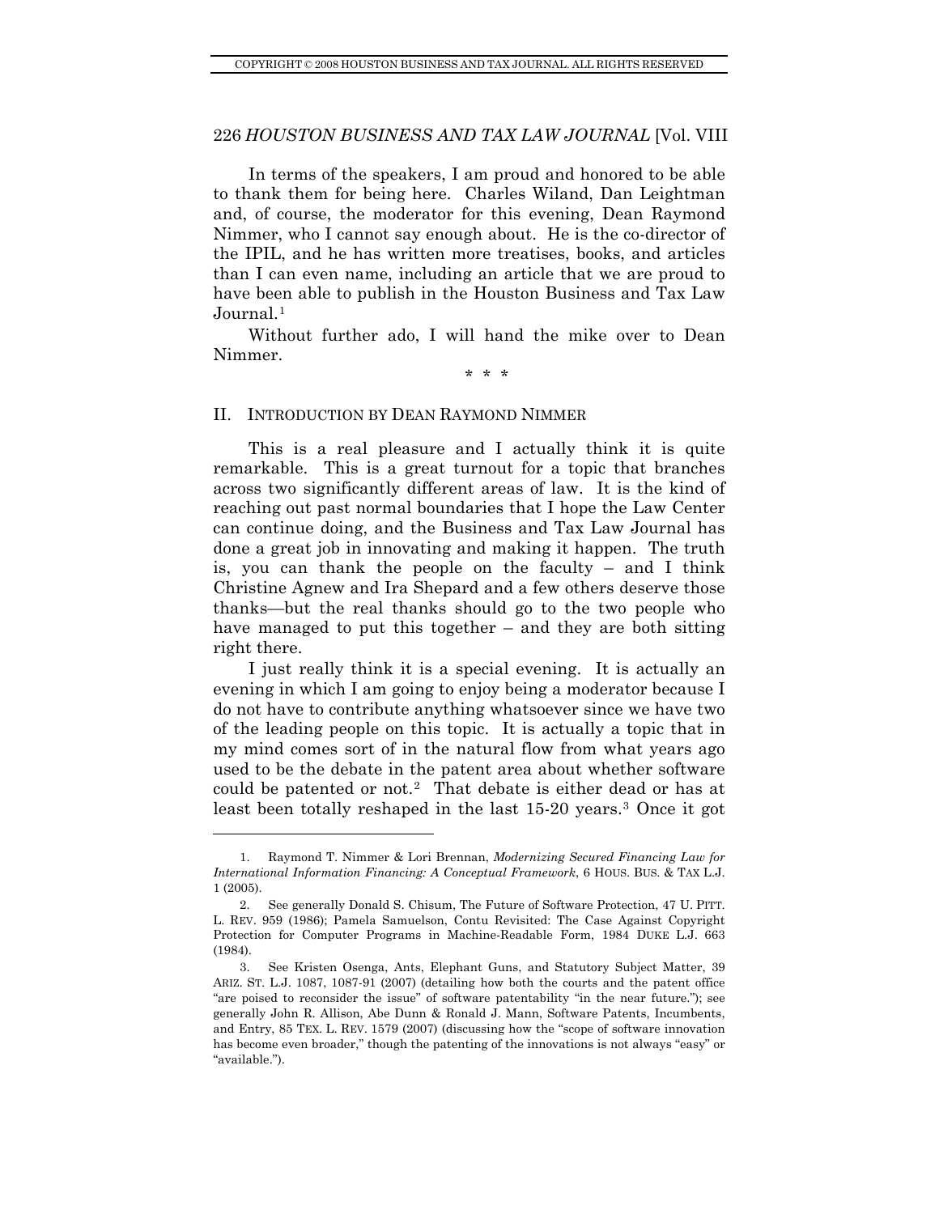In terms of the speakers, I am proud and honored to be able to thank them for being here. Charles Wiland, Dan Leightman and, of course, the moderator for this evening, Dean Raymond Nimmer, who I cannot say enough about. He is the co-director of the IPIL, and he has written more treatises, books, and articles than I can even name, including an article that we are proud to have been able to publish in the Houston Business and Tax Law Journal.[1]

Without further ado, I will hand the mike over to Dean Nimmer.

\* \* \*

## II. Introduction by Dean Raymond Nimmer

This is a real pleasure and I actually think it is quite remarkable. This is a great turnout for a topic that branches across two significantly different areas of law. It is the kind of reaching out past normal boundaries that I hope the Law Center can continue doing, and the Business and Tax Law Journal has done a great job in innovating and making it happen. The truth is, you can thank the people on the faculty – and I think Christine Agnew and Ira Shepard and a few others deserve those thanks—but the real thanks should go to the two people who have managed to put this together – and they are both sitting right there.

I just really think it is a special evening. It is actually an evening in which I am going to enjoy being a moderator because I do not have to contribute anything whatsoever since we have two of the leading people on this topic. It is actually a topic that in my mind comes sort of in the natural flow from what years ago used to be the debate in the patent area about whether software could be patented or not.[2] That debate is either dead or has at least been totally reshaped in the last 15-20 years.[3] Once it got

---

1. Raymond T. Nimmer & Lori Brennan, *Modernizing Secured Financing Law for International Information Financing: A Conceptual Framework*, 6 HOUS. BUS. & TAX L.J. 1 (2005).

2. See generally Donald S. Chisum, The Future of Software Protection, 47 U. PITT. L. REV. 959 (1986); Pamela Samuelson, Contu Revisited: The Case Against Copyright Protection for Computer Programs in Machine-Readable Form, 1984 DUKE L.J. 663 (1984).

3. See Kristen Osenga, Ants, Elephant Guns, and Statutory Subject Matter, 39 ARIZ. ST. L.J. 1087, 1087-91 (2007) (detailing how both the courts and the patent office "are poised to reconsider the issue" of software patentability "in the near future."); see generally John R. Allison, Abe Dunn & Ronald J. Mann, Software Patents, Incumbents, and Entry, 85 TEX. L. REV. 1579 (2007) (discussing how the "scope of software innovation has become even broader," though the patenting of the innovations is not always "easy" or "available.").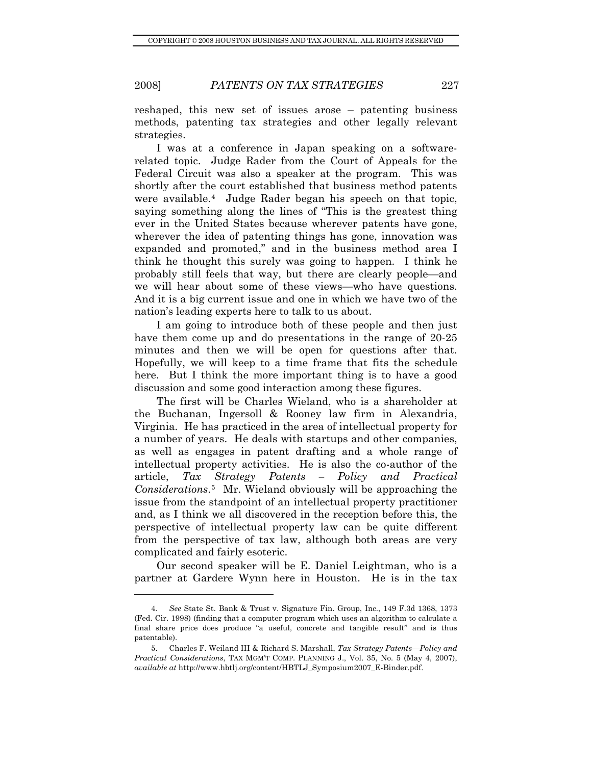reshaped, this new set of issues arose – patenting business methods, patenting tax strategies and other legally relevant strategies.

I was at a conference in Japan speaking on a software-related topic. Judge Rader from the Court of Appeals for the Federal Circuit was also a speaker at the program. This was shortly after the court established that business method patents were available.[4] Judge Rader began his speech on that topic, saying something along the lines of "This is the greatest thing ever in the United States because wherever patents have gone, wherever the idea of patenting things has gone, innovation was expanded and promoted," and in the business method area I think he thought this surely was going to happen. I think he probably still feels that way, but there are clearly people—and we will hear about some of these views—who have questions. And it is a big current issue and one in which we have two of the nation's leading experts here to talk to us about.

I am going to introduce both of these people and then just have them come up and do presentations in the range of 20-25 minutes and then we will be open for questions after that. Hopefully, we will keep to a time frame that fits the schedule here. But I think the more important thing is to have a good discussion and some good interaction among these figures.

The first will be Charles Wieland, who is a shareholder at the Buchanan, Ingersoll & Rooney law firm in Alexandria, Virginia. He has practiced in the area of intellectual property for a number of years. He deals with startups and other companies, as well as engages in patent drafting and a whole range of intellectual property activities. He is also the co-author of the article, *Tax Strategy Patents – Policy and Practical Considerations*.[5] Mr. Wieland obviously will be approaching the issue from the standpoint of an intellectual property practitioner and, as I think we all discovered in the reception before this, the perspective of intellectual property law can be quite different from the perspective of tax law, although both areas are very complicated and fairly esoteric.

Our second speaker will be E. Daniel Leightman, who is a partner at Gardere Wynn here in Houston. He is in the tax

---

4. *See* State St. Bank & Trust v. Signature Fin. Group, Inc., 149 F.3d 1368, 1373 (Fed. Cir. 1998) (finding that a computer program which uses an algorithm to calculate a final share price does produce "a useful, concrete and tangible result" and is thus patentable).

5. Charles F. Weiland III & Richard S. Marshall, *Tax Strategy Patents—Policy and Practical Considerations*, TAX MGM'T COMP. PLANNING J., Vol. 35, No. 5 (May 4, 2007), *available at* http://www.hbtlj.org/content/HBTLJ_Symposium2007_E-Binder.pdf.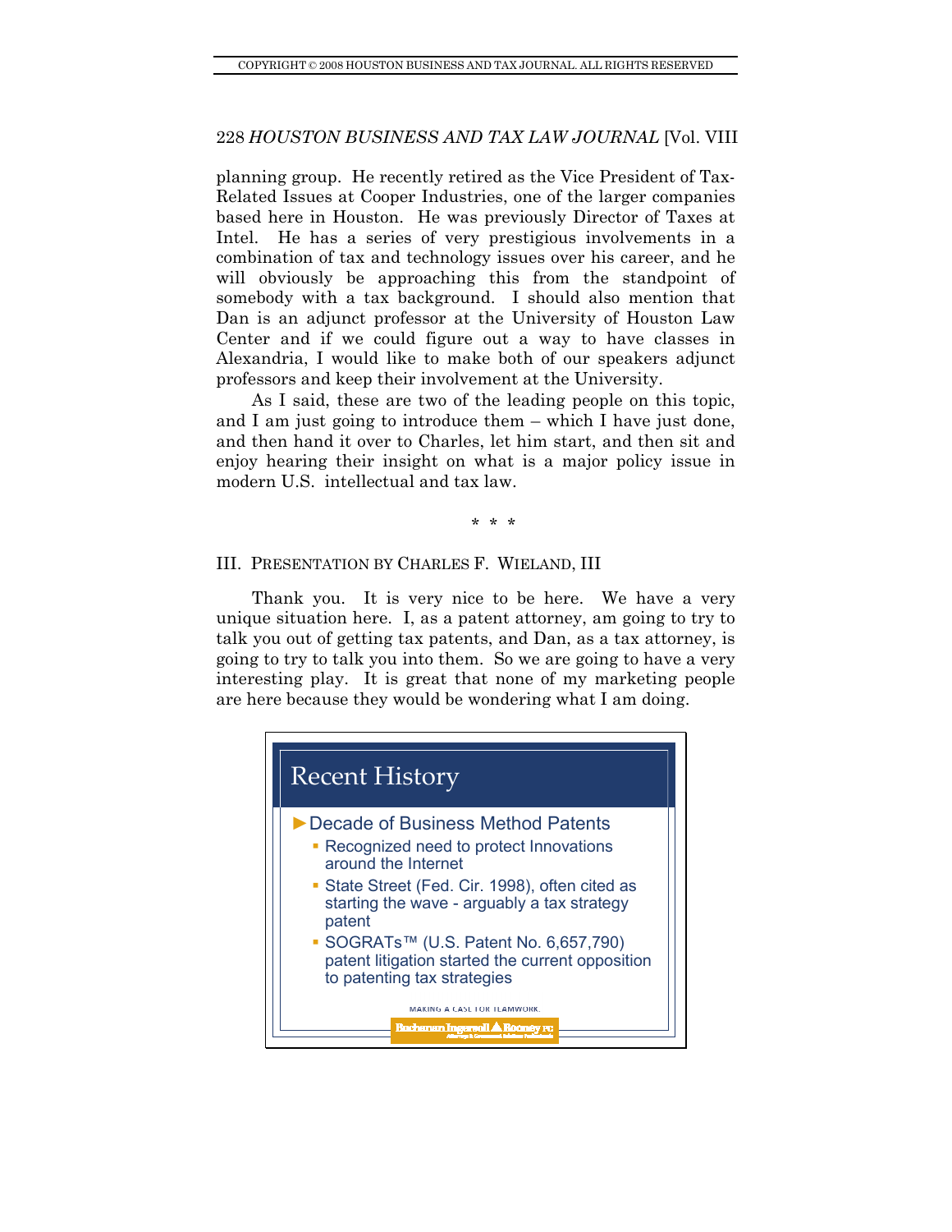planning group. He recently retired as the Vice President of Tax-Related Issues at Cooper Industries, one of the larger companies based here in Houston. He was previously Director of Taxes at Intel. He has a series of very prestigious involvements in a combination of tax and technology issues over his career, and he will obviously be approaching this from the standpoint of somebody with a tax background. I should also mention that Dan is an adjunct professor at the University of Houston Law Center and if we could figure out a way to have classes in Alexandria, I would like to make both of our speakers adjunct professors and keep their involvement at the University.

As I said, these are two of the leading people on this topic, and I am just going to introduce them – which I have just done, and then hand it over to Charles, let him start, and then sit and enjoy hearing their insight on what is a major policy issue in modern U.S. intellectual and tax law.

\* \* \*

## III. PRESENTATION BY CHARLES F. WIELAND, III

Thank you. It is very nice to be here. We have a very unique situation here. I, as a patent attorney, am going to try to talk you out of getting tax patents, and Dan, as a tax attorney, is going to try to talk you into them. So we are going to have a very interesting play. It is great that none of my marketing people are here because they would be wondering what I am doing.

**Recent History**

- Decade of Business Method Patents
  - Recognized need to protect Innovations around the Internet
  - State Street (Fed. Cir. 1998), often cited as starting the wave - arguably a tax strategy patent
  - SOGRATs™ (U.S. Patent No. 6,657,790) patent litigation started the current opposition to patenting tax strategies

MAKING A CASE FOR TEAMWORK.

Buchanan Ingersoll & Rooney PC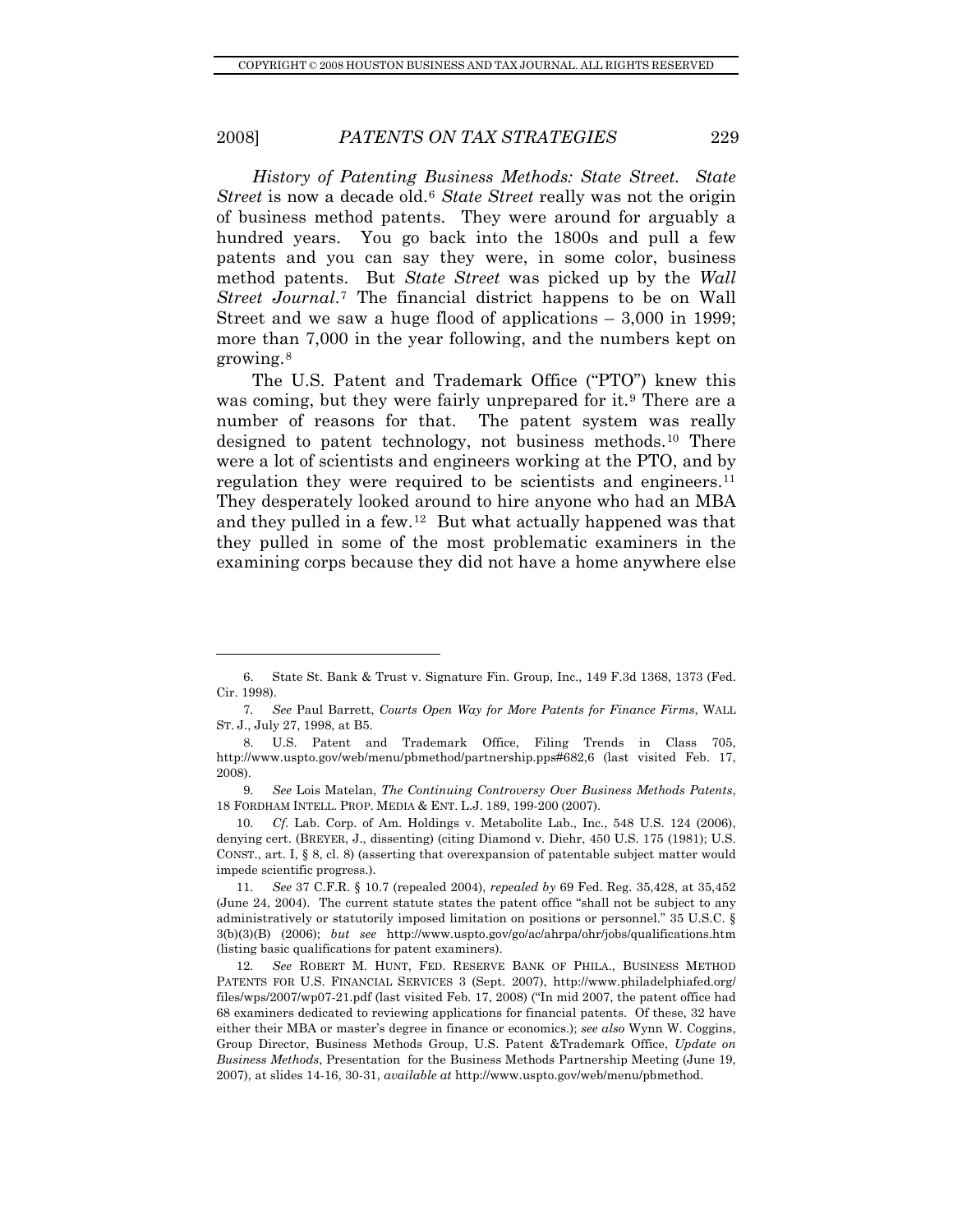*History of Patenting Business Methods: State Street.* *State Street* is now a decade old.[6] *State Street* really was not the origin of business method patents. They were around for arguably a hundred years. You go back into the 1800s and pull a few patents and you can say they were, in some color, business method patents. But *State Street* was picked up by the *Wall Street Journal*.[7] The financial district happens to be on Wall Street and we saw a huge flood of applications – 3,000 in 1999; more than 7,000 in the year following, and the numbers kept on growing.[8]

The U.S. Patent and Trademark Office ("PTO") knew this was coming, but they were fairly unprepared for it.[9] There are a number of reasons for that. The patent system was really designed to patent technology, not business methods.[10] There were a lot of scientists and engineers working at the PTO, and by regulation they were required to be scientists and engineers.[11] They desperately looked around to hire anyone who had an MBA and they pulled in a few.[12] But what actually happened was that they pulled in some of the most problematic examiners in the examining corps because they did not have a home anywhere else

---

6. State St. Bank & Trust v. Signature Fin. Group, Inc., 149 F.3d 1368, 1373 (Fed. Cir. 1998).

7. *See* Paul Barrett, *Courts Open Way for More Patents for Finance Firms*, WALL ST. J., July 27, 1998, at B5.

8. U.S. Patent and Trademark Office, Filing Trends in Class 705, http://www.uspto.gov/web/menu/pbmethod/partnership.pps#682,6 (last visited Feb. 17, 2008).

9. *See* Lois Matelan, *The Continuing Controversy Over Business Methods Patents*, 18 FORDHAM INTELL. PROP. MEDIA & ENT. L.J. 189, 199-200 (2007).

10. *Cf.* Lab. Corp. of Am. Holdings v. Metabolite Lab., Inc., 548 U.S. 124 (2006), denying cert. (BREYER, J., dissenting) (citing Diamond v. Diehr, 450 U.S. 175 (1981); U.S. CONST., art. I, § 8, cl. 8) (asserting that overexpansion of patentable subject matter would impede scientific progress.).

11. *See* 37 C.F.R. § 10.7 (repealed 2004), *repealed by* 69 Fed. Reg. 35,428, at 35,452 (June 24, 2004). The current statute states the patent office "shall not be subject to any administratively or statutorily imposed limitation on positions or personnel." 35 U.S.C. § 3(b)(3)(B) (2006); *but see* http://www.uspto.gov/go/ac/ahrpa/ohr/jobs/qualifications.htm (listing basic qualifications for patent examiners).

12. *See* ROBERT M. HUNT, FED. RESERVE BANK OF PHILA., BUSINESS METHOD PATENTS FOR U.S. FINANCIAL SERVICES 3 (Sept. 2007), http://www.philadelphiafed.org/files/wps/2007/wp07-21.pdf (last visited Feb. 17, 2008) ("In mid 2007, the patent office had 68 examiners dedicated to reviewing applications for financial patents. Of these, 32 have either their MBA or master's degree in finance or economics.); *see also* Wynn W. Coggins, Group Director, Business Methods Group, U.S. Patent &Trademark Office, *Update on Business Methods*, Presentation for the Business Methods Partnership Meeting (June 19, 2007), at slides 14-16, 30-31, *available at* http://www.uspto.gov/web/menu/pbmethod.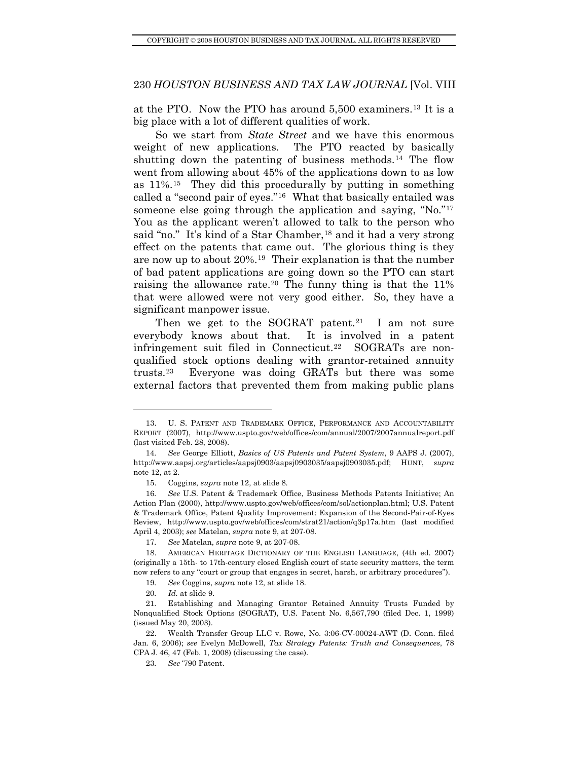at the PTO. Now the PTO has around 5,500 examiners.[13] It is a big place with a lot of different qualities of work.

So we start from *State Street* and we have this enormous weight of new applications. The PTO reacted by basically shutting down the patenting of business methods.[14] The flow went from allowing about 45% of the applications down to as low as 11%.[15] They did this procedurally by putting in something called a "second pair of eyes."[16] What that basically entailed was someone else going through the application and saying, "No."[17] You as the applicant weren't allowed to talk to the person who said "no." It's kind of a Star Chamber,[18] and it had a very strong effect on the patents that came out. The glorious thing is they are now up to about 20%.[19] Their explanation is that the number of bad patent applications are going down so the PTO can start raising the allowance rate.[20] The funny thing is that the 11% that were allowed were not very good either. So, they have a significant manpower issue.

Then we get to the SOGRAT patent.[21] I am not sure everybody knows about that. It is involved in a patent infringement suit filed in Connecticut.[22] SOGRATs are non-qualified stock options dealing with grantor-retained annuity trusts.[23] Everyone was doing GRATs but there was some external factors that prevented them from making public plans

---

13. U. S. PATENT AND TRADEMARK OFFICE, PERFORMANCE AND ACCOUNTABILITY REPORT (2007), http://www.uspto.gov/web/offices/com/annual/2007/2007annualreport.pdf (last visited Feb. 28, 2008).

14. *See* George Elliott, *Basics of US Patents and Patent System*, 9 AAPS J. (2007), http://www.aapsj.org/articles/aapsj0903/aapsj0903035/aapsj0903035.pdf; HUNT, *supra* note 12, at 2.

15. Coggins, *supra* note 12, at slide 8.

16. *See* U.S. Patent & Trademark Office, Business Methods Patents Initiative; An Action Plan (2000), http://www.uspto.gov/web/offices/com/sol/actionplan.html; U.S. Patent & Trademark Office, Patent Quality Improvement: Expansion of the Second-Pair-of-Eyes Review, http://www.uspto.gov/web/offices/com/strat21/action/q3p17a.htm (last modified April 4, 2003); *see* Matelan, *supra* note 9, at 207-08.

17. *See* Matelan, *supra* note 9, at 207-08.

18. AMERICAN HERITAGE DICTIONARY OF THE ENGLISH LANGUAGE, (4th ed. 2007) (originally a 15th- to 17th-century closed English court of state security matters, the term now refers to any "court or group that engages in secret, harsh, or arbitrary procedures").

19. *See* Coggins, *supra* note 12, at slide 18.

20. *Id.* at slide 9.

21. Establishing and Managing Grantor Retained Annuity Trusts Funded by Nonqualified Stock Options (SOGRAT), U.S. Patent No. 6,567,790 (filed Dec. 1, 1999) (issued May 20, 2003).

22. Wealth Transfer Group LLC v. Rowe, No. 3:06-CV-00024-AWT (D. Conn. filed Jan. 6, 2006); *see* Evelyn McDowell, *Tax Strategy Patents: Truth and Consequences*, 78 CPA J. 46, 47 (Feb. 1, 2008) (discussing the case).

23. *See* '790 Patent.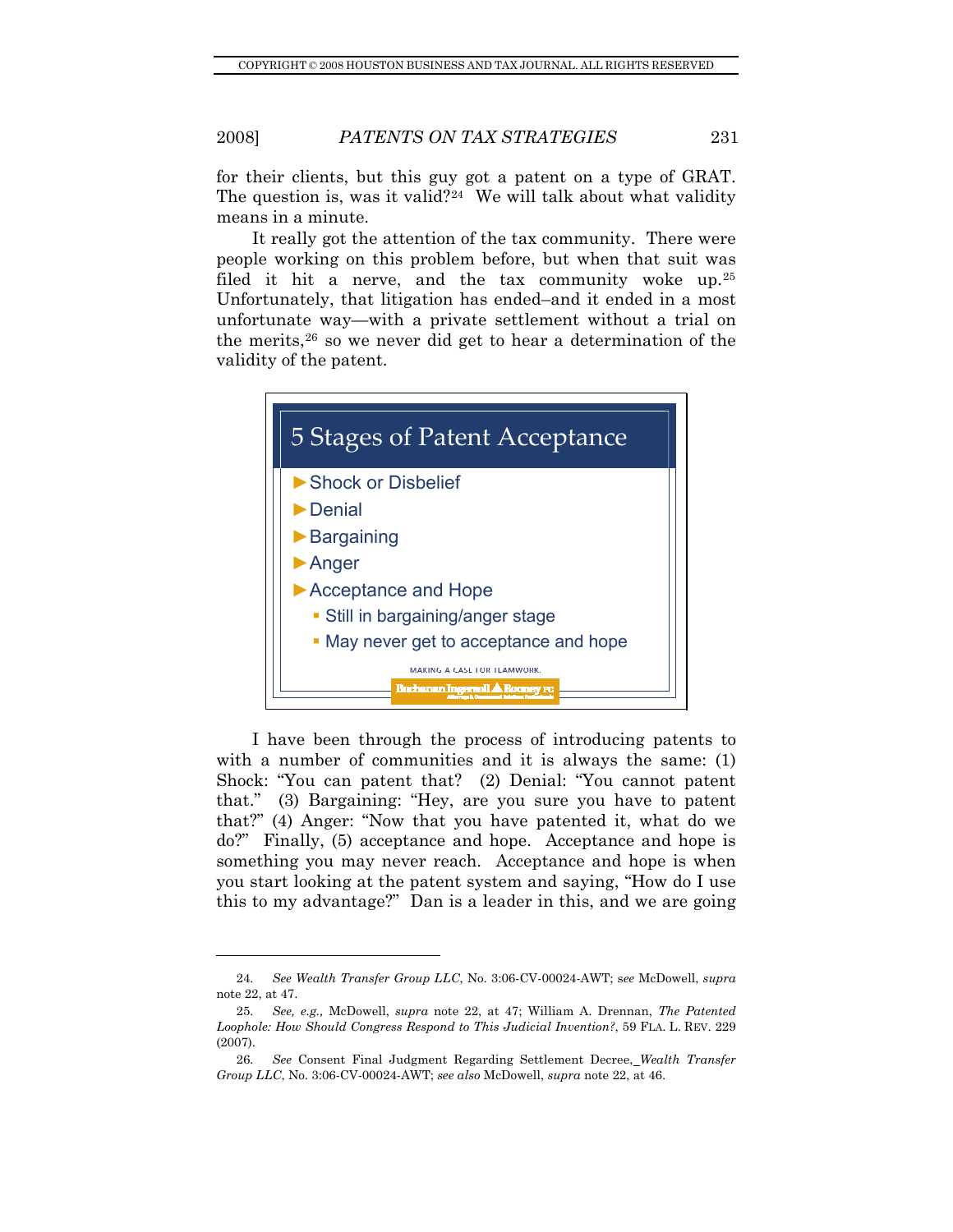for their clients, but this guy got a patent on a type of GRAT. The question is, was it valid?[24] We will talk about what validity means in a minute.

It really got the attention of the tax community. There were people working on this problem before, but when that suit was filed it hit a nerve, and the tax community woke up.[25] Unfortunately, that litigation has ended–and it ended in a most unfortunate way—with a private settlement without a trial on the merits,[26] so we never did get to hear a determination of the validity of the patent.

## 5 Stages of Patent Acceptance

- Shock or Disbelief
- Denial
- Bargaining
- Anger
- Acceptance and Hope
  - Still in bargaining/anger stage
  - May never get to acceptance and hope

MAKING A CASE FOR TEAMWORK.

Buchanan Ingersoll & Rooney PC

I have been through the process of introducing patents to with a number of communities and it is always the same: (1) Shock: "You can patent that? (2) Denial: "You cannot patent that." (3) Bargaining: "Hey, are you sure you have to patent that?" (4) Anger: "Now that you have patented it, what do we do?" Finally, (5) acceptance and hope. Acceptance and hope is something you may never reach. Acceptance and hope is when you start looking at the patent system and saying, "How do I use this to my advantage?" Dan is a leader in this, and we are going

---

24. *See Wealth Transfer Group LLC*, No. 3:06-CV-00024-AWT; *see* McDowell, *supra* note 22, at 47.

25. *See, e.g.,* McDowell, *supra* note 22, at 47; William A. Drennan, *The Patented Loophole: How Should Congress Respond to This Judicial Invention?*, 59 FLA. L. REV. 229 (2007).

26. *See* Consent Final Judgment Regarding Settlement Decree, *Wealth Transfer Group LLC*, No. 3:06-CV-00024-AWT; *see also* McDowell, *supra* note 22, at 46.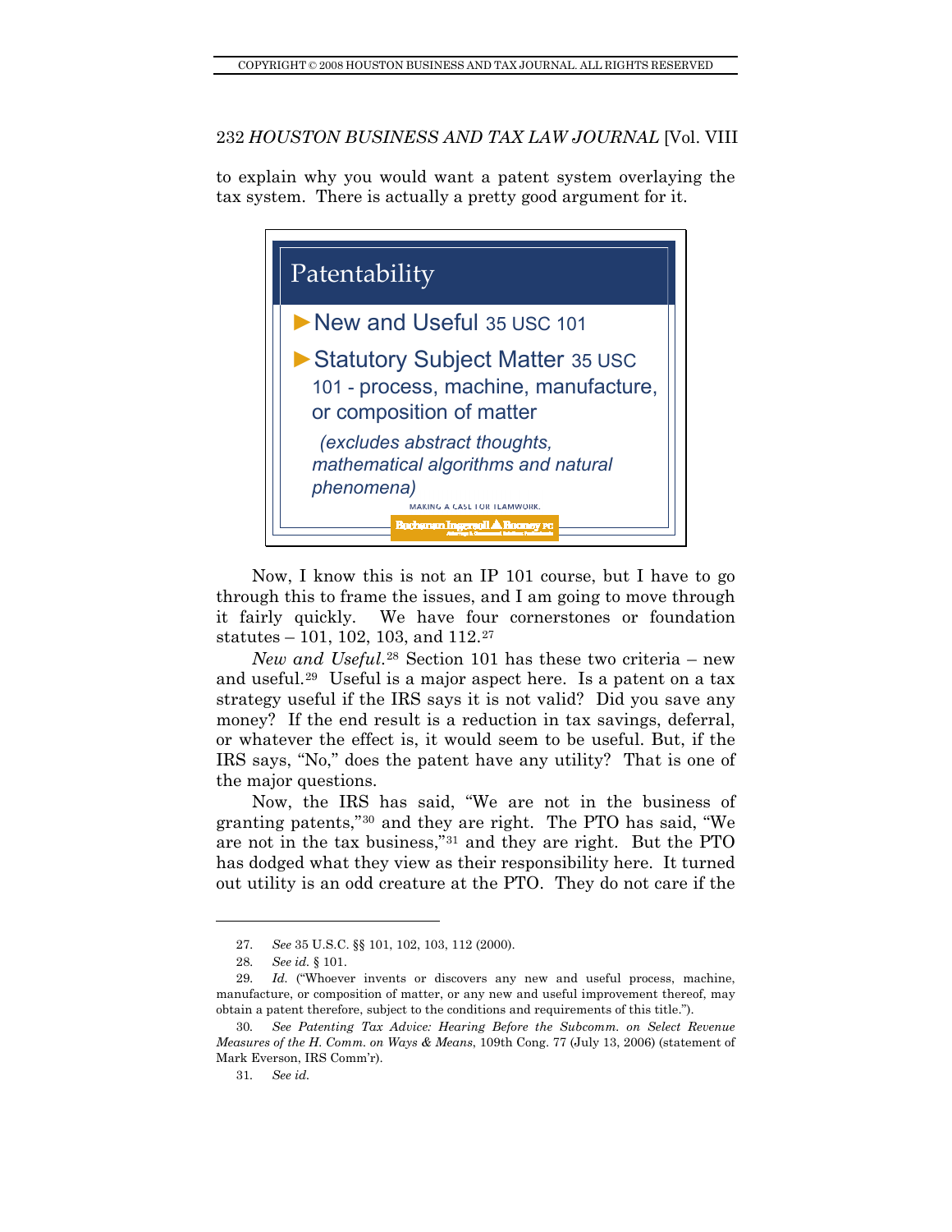to explain why you would want a patent system overlaying the tax system. There is actually a pretty good argument for it.

**Patentability**

- New and Useful 35 USC 101
- Statutory Subject Matter 35 USC 101 - process, machine, manufacture, or composition of matter

  *(excludes abstract thoughts, mathematical algorithms and natural phenomena)*

MAKING A CASE FOR TEAMWORK.

Buchanan Ingersoll & Rooney PC

Now, I know this is not an IP 101 course, but I have to go through this to frame the issues, and I am going to move through it fairly quickly. We have four cornerstones or foundation statutes – 101, 102, 103, and 112.[27]

*New and Useful*.[28] Section 101 has these two criteria – new and useful.[29] Useful is a major aspect here. Is a patent on a tax strategy useful if the IRS says it is not valid? Did you save any money? If the end result is a reduction in tax savings, deferral, or whatever the effect is, it would seem to be useful. But, if the IRS says, "No," does the patent have any utility? That is one of the major questions.

Now, the IRS has said, "We are not in the business of granting patents,"[30] and they are right. The PTO has said, "We are not in the tax business,"[31] and they are right. But the PTO has dodged what they view as their responsibility here. It turned out utility is an odd creature at the PTO. They do not care if the

---

27. *See* 35 U.S.C. §§ 101, 102, 103, 112 (2000).

28. *See id.* § 101.

29. *Id.* ("Whoever invents or discovers any new and useful process, machine, manufacture, or composition of matter, or any new and useful improvement thereof, may obtain a patent therefore, subject to the conditions and requirements of this title.").

30. *See Patenting Tax Advice: Hearing Before the Subcomm. on Select Revenue Measures of the H. Comm. on Ways & Means*, 109th Cong. 77 (July 13, 2006) (statement of Mark Everson, IRS Comm'r).

31. *See id.*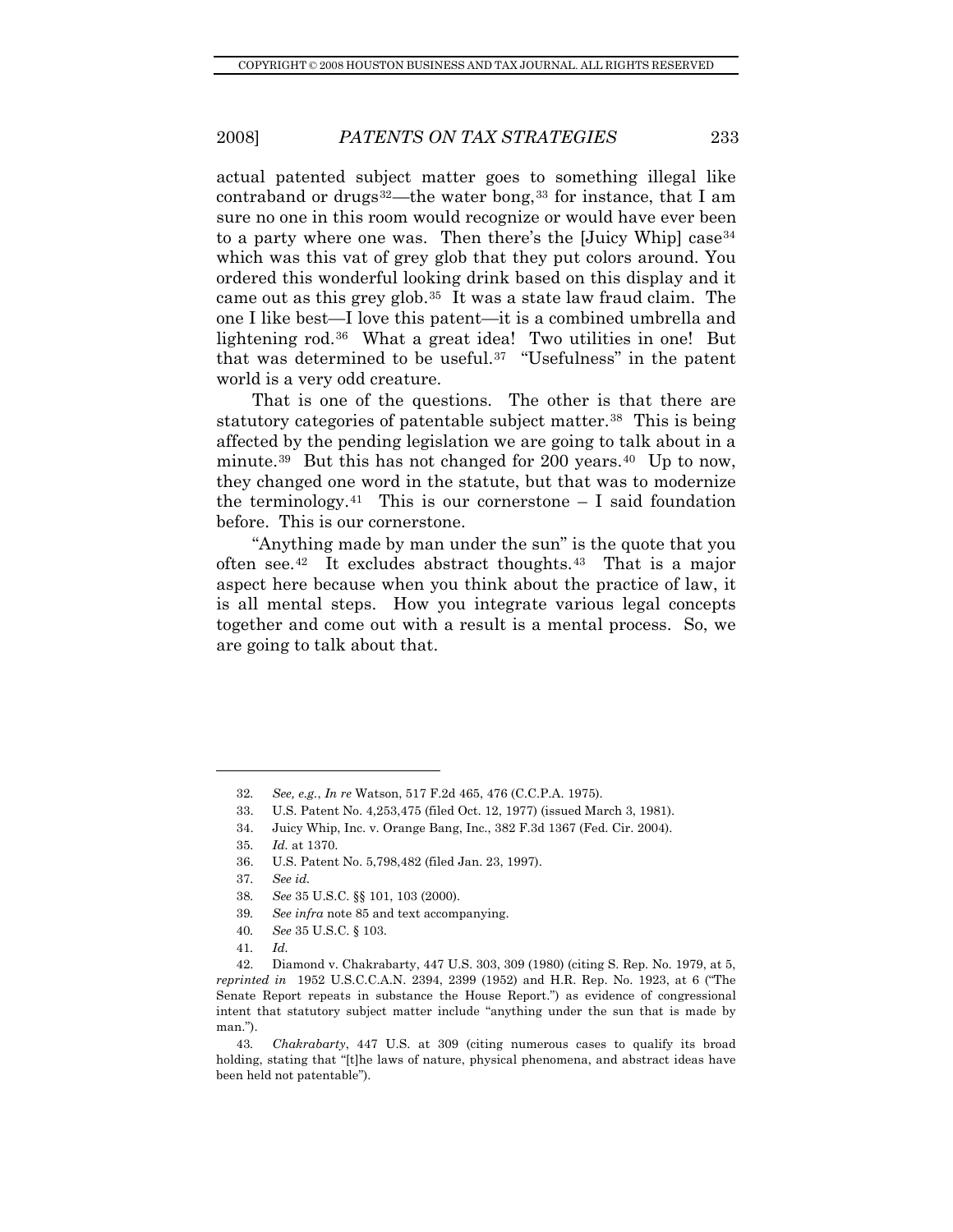actual patented subject matter goes to something illegal like contraband or drugs[32]—the water bong,[33] for instance, that I am sure no one in this room would recognize or would have ever been to a party where one was. Then there's the [Juicy Whip] case[34] which was this vat of grey glob that they put colors around. You ordered this wonderful looking drink based on this display and it came out as this grey glob.[35] It was a state law fraud claim. The one I like best—I love this patent—it is a combined umbrella and lightening rod.[36] What a great idea! Two utilities in one! But that was determined to be useful.[37] "Usefulness" in the patent world is a very odd creature.

That is one of the questions. The other is that there are statutory categories of patentable subject matter.[38] This is being affected by the pending legislation we are going to talk about in a minute.[39] But this has not changed for 200 years.[40] Up to now, they changed one word in the statute, but that was to modernize the terminology.[41] This is our cornerstone – I said foundation before. This is our cornerstone.

"Anything made by man under the sun" is the quote that you often see.[42] It excludes abstract thoughts.[43] That is a major aspect here because when you think about the practice of law, it is all mental steps. How you integrate various legal concepts together and come out with a result is a mental process. So, we are going to talk about that.

---

32. *See, e.g.*, *In re* Watson, 517 F.2d 465, 476 (C.C.P.A. 1975).

33. U.S. Patent No. 4,253,475 (filed Oct. 12, 1977) (issued March 3, 1981).

34. Juicy Whip, Inc. v. Orange Bang, Inc., 382 F.3d 1367 (Fed. Cir. 2004).

35. *Id.* at 1370.

36. U.S. Patent No. 5,798,482 (filed Jan. 23, 1997).

37. *See id.*

38. *See* 35 U.S.C. §§ 101, 103 (2000).

39. *See infra* note 85 and text accompanying.

40. *See* 35 U.S.C. § 103.

41. *Id.*

42. Diamond v. Chakrabarty, 447 U.S. 303, 309 (1980) (citing S. Rep. No. 1979, at 5, *reprinted in* 1952 U.S.C.C.A.N. 2394, 2399 (1952) and H.R. Rep. No. 1923, at 6 ("The Senate Report repeats in substance the House Report.") as evidence of congressional intent that statutory subject matter include "anything under the sun that is made by man.").

43. *Chakrabarty*, 447 U.S. at 309 (citing numerous cases to qualify its broad holding, stating that "[t]he laws of nature, physical phenomena, and abstract ideas have been held not patentable").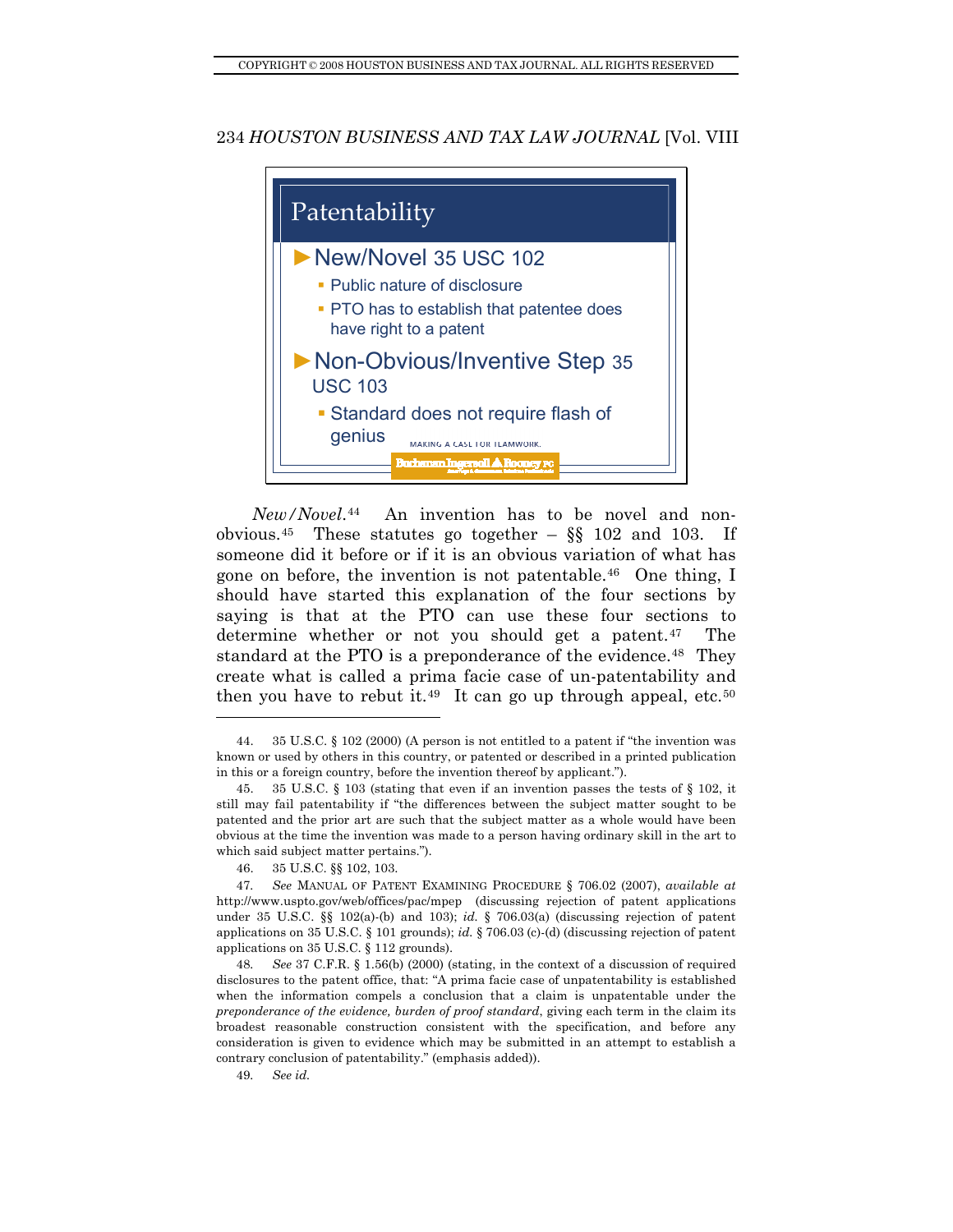Patentability

- New/Novel 35 USC 102
  - Public nature of disclosure
  - PTO has to establish that patentee does have right to a patent
- Non-Obvious/Inventive Step 35 USC 103
  - Standard does not require flash of genius

MAKING A CASE FOR TEAMWORK.

Buchanan Ingersoll & Rooney PC

*New/Novel*.[44] An invention has to be novel and non-obvious.[45] These statutes go together – §§ 102 and 103. If someone did it before or if it is an obvious variation of what has gone on before, the invention is not patentable.[46] One thing, I should have started this explanation of the four sections by saying is that at the PTO can use these four sections to determine whether or not you should get a patent.[47] The standard at the PTO is a preponderance of the evidence.[48] They create what is called a prima facie case of un-patentability and then you have to rebut it.[49] It can go up through appeal, etc.[50]

---

44. 35 U.S.C. § 102 (2000) (A person is not entitled to a patent if "the invention was known or used by others in this country, or patented or described in a printed publication in this or a foreign country, before the invention thereof by applicant.").

45. 35 U.S.C. § 103 (stating that even if an invention passes the tests of § 102, it still may fail patentability if "the differences between the subject matter sought to be patented and the prior art are such that the subject matter as a whole would have been obvious at the time the invention was made to a person having ordinary skill in the art to which said subject matter pertains.").

46. 35 U.S.C. §§ 102, 103.

47. *See* MANUAL OF PATENT EXAMINING PROCEDURE § 706.02 (2007), *available at* http://www.uspto.gov/web/offices/pac/mpep (discussing rejection of patent applications under 35 U.S.C. §§ 102(a)-(b) and 103); *id.* § 706.03(a) (discussing rejection of patent applications on 35 U.S.C. § 101 grounds); *id.* § 706.03 (c)-(d) (discussing rejection of patent applications on 35 U.S.C. § 112 grounds).

48. *See* 37 C.F.R. § 1.56(b) (2000) (stating, in the context of a discussion of required disclosures to the patent office, that: "A prima facie case of unpatentability is established when the information compels a conclusion that a claim is unpatentable under the *preponderance of the evidence, burden of proof standard*, giving each term in the claim its broadest reasonable construction consistent with the specification, and before any consideration is given to evidence which may be submitted in an attempt to establish a contrary conclusion of patentability." (emphasis added)).

49. *See id.*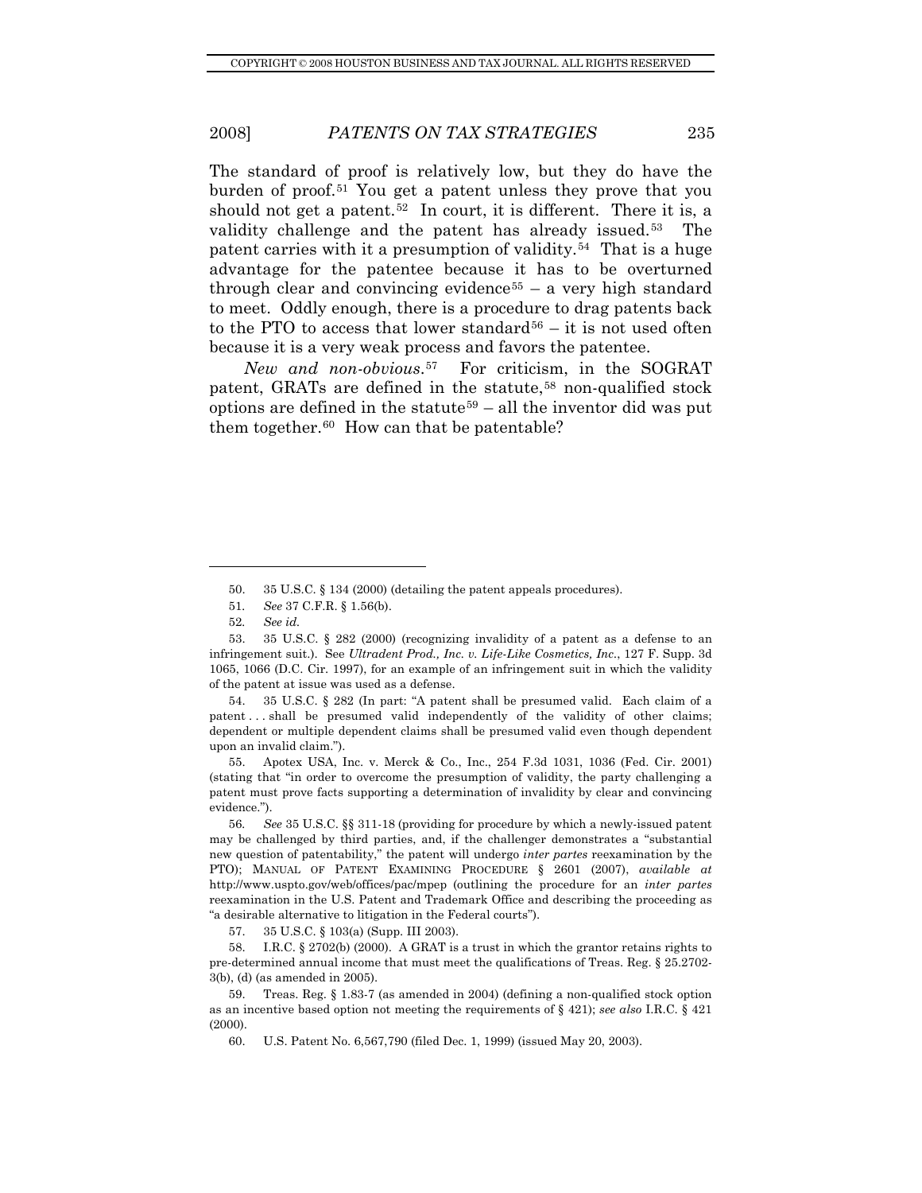The standard of proof is relatively low, but they do have the burden of proof.[51] You get a patent unless they prove that you should not get a patent.[52] In court, it is different. There it is, a validity challenge and the patent has already issued.[53] The patent carries with it a presumption of validity.[54] That is a huge advantage for the patentee because it has to be overturned through clear and convincing evidence[55] – a very high standard to meet. Oddly enough, there is a procedure to drag patents back to the PTO to access that lower standard[56] – it is not used often because it is a very weak process and favors the patentee.

*New and non-obvious.*[57] For criticism, in the SOGRAT patent, GRATs are defined in the statute,[58] non-qualified stock options are defined in the statute[59] – all the inventor did was put them together.[60] How can that be patentable?

---

50. 35 U.S.C. § 134 (2000) (detailing the patent appeals procedures).

51. *See* 37 C.F.R. § 1.56(b).

52. *See id.*

53. 35 U.S.C. § 282 (2000) (recognizing invalidity of a patent as a defense to an infringement suit.). See *Ultradent Prod., Inc. v. Life-Like Cosmetics, Inc.*, 127 F. Supp. 3d 1065, 1066 (D.C. Cir. 1997), for an example of an infringement suit in which the validity of the patent at issue was used as a defense.

54. 35 U.S.C. § 282 (In part: "A patent shall be presumed valid. Each claim of a patent . . . shall be presumed valid independently of the validity of other claims; dependent or multiple dependent claims shall be presumed valid even though dependent upon an invalid claim.").

55. Apotex USA, Inc. v. Merck & Co., Inc., 254 F.3d 1031, 1036 (Fed. Cir. 2001) (stating that "in order to overcome the presumption of validity, the party challenging a patent must prove facts supporting a determination of invalidity by clear and convincing evidence.").

56. *See* 35 U.S.C. §§ 311-18 (providing for procedure by which a newly-issued patent may be challenged by third parties, and, if the challenger demonstrates a "substantial new question of patentability," the patent will undergo *inter partes* reexamination by the PTO); MANUAL OF PATENT EXAMINING PROCEDURE § 2601 (2007), *available at* http://www.uspto.gov/web/offices/pac/mpep (outlining the procedure for an *inter partes* reexamination in the U.S. Patent and Trademark Office and describing the proceeding as "a desirable alternative to litigation in the Federal courts").

57. 35 U.S.C. § 103(a) (Supp. III 2003).

58. I.R.C. § 2702(b) (2000). A GRAT is a trust in which the grantor retains rights to pre-determined annual income that must meet the qualifications of Treas. Reg. § 25.2702-3(b), (d) (as amended in 2005).

59. Treas. Reg. § 1.83-7 (as amended in 2004) (defining a non-qualified stock option as an incentive based option not meeting the requirements of § 421); *see also* I.R.C. § 421 (2000).

60. U.S. Patent No. 6,567,790 (filed Dec. 1, 1999) (issued May 20, 2003).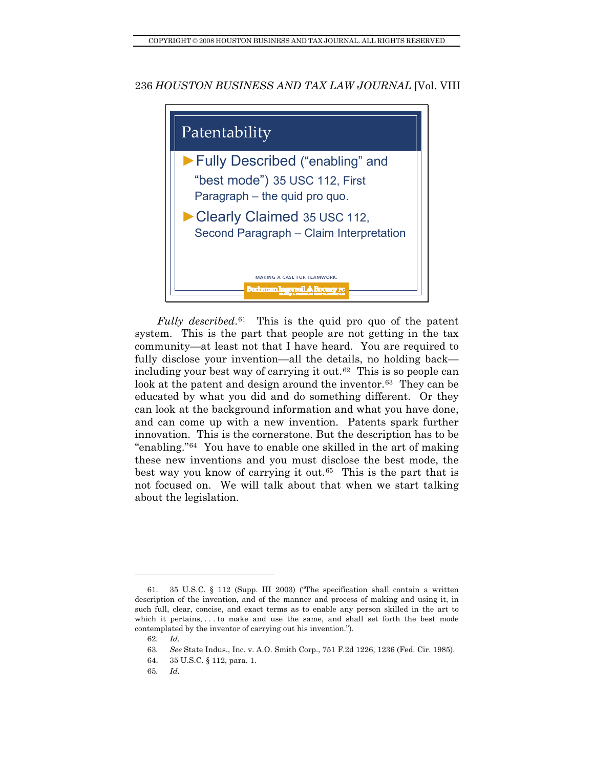**Patentability**

- ►Fully Described ("enabling" and "best mode") 35 USC 112, First Paragraph – the quid pro quo.
- ►Clearly Claimed 35 USC 112, Second Paragraph – Claim Interpretation

MAKING A CASE FOR TEAMWORK.

Buchanan Ingersoll & Rooney PC

*Fully described*.[61] This is the quid pro quo of the patent system. This is the part that people are not getting in the tax community—at least not that I have heard. You are required to fully disclose your invention—all the details, no holding back—including your best way of carrying it out.[62] This is so people can look at the patent and design around the inventor.[63] They can be educated by what you did and do something different. Or they can look at the background information and what you have done, and can come up with a new invention. Patents spark further innovation. This is the cornerstone. But the description has to be "enabling."[64] You have to enable one skilled in the art of making these new inventions and you must disclose the best mode, the best way you know of carrying it out.[65] This is the part that is not focused on. We will talk about that when we start talking about the legislation.

---

61. 35 U.S.C. § 112 (Supp. III 2003) ("The specification shall contain a written description of the invention, and of the manner and process of making and using it, in such full, clear, concise, and exact terms as to enable any person skilled in the art to which it pertains, . . . to make and use the same, and shall set forth the best mode contemplated by the inventor of carrying out his invention.").

62. *Id.*

63. *See* State Indus., Inc. v. A.O. Smith Corp., 751 F.2d 1226, 1236 (Fed. Cir. 1985).

64. 35 U.S.C. § 112, para. 1.

65. *Id.*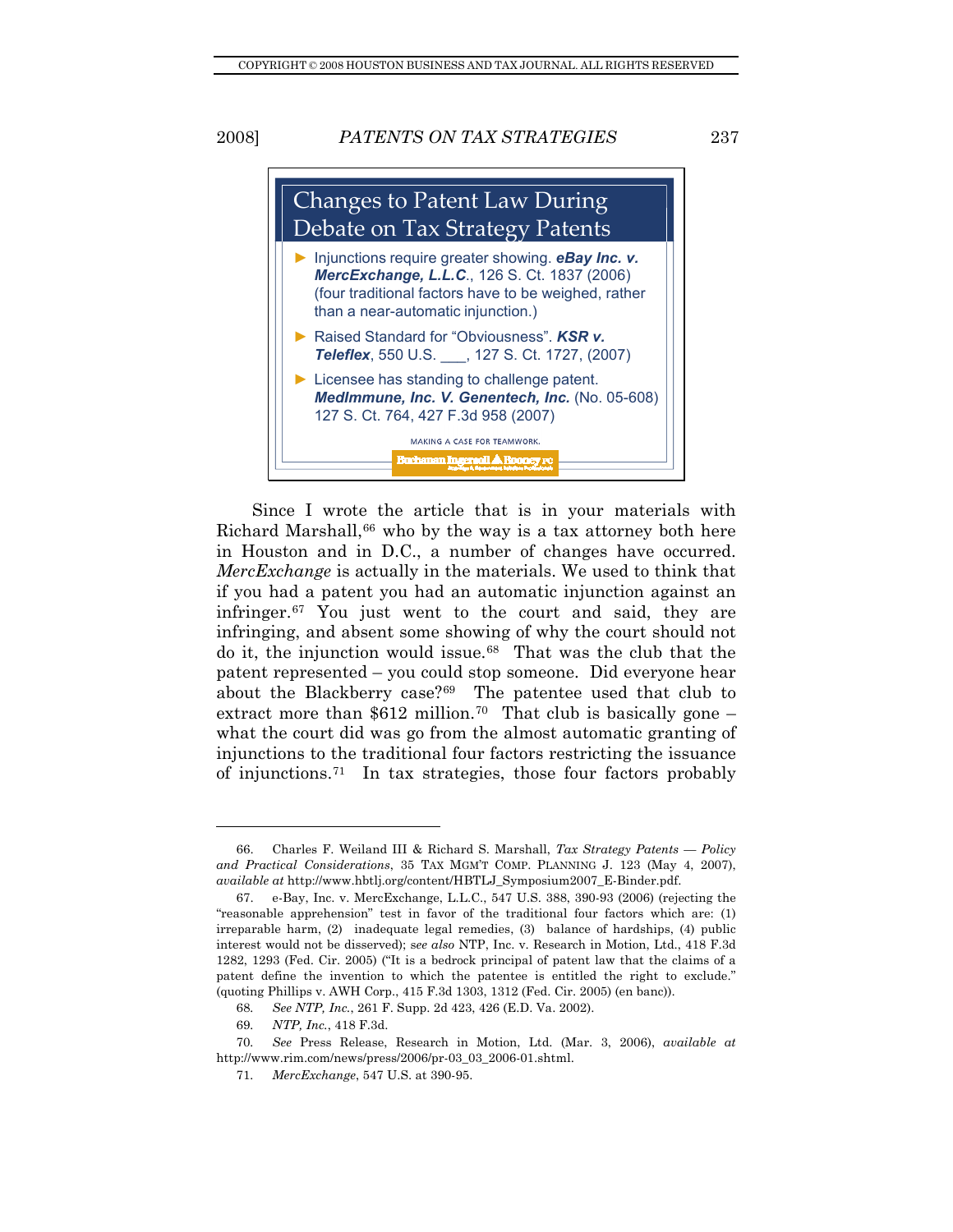**Changes to Patent Law During Debate on Tax Strategy Patents**

- Injunctions require greater showing. ***eBay Inc. v. MercExchange, L.L.C.***, 126 S. Ct. 1837 (2006) (four traditional factors have to be weighed, rather than a near-automatic injunction.)
- Raised Standard for "Obviousness". ***KSR v. Teleflex***, 550 U.S. ___, 127 S. Ct. 1727, (2007)
- Licensee has standing to challenge patent. ***MedImmune, Inc. V. Genentech, Inc.*** (No. 05-608) 127 S. Ct. 764, 427 F.3d 958 (2007)

MAKING A CASE FOR TEAMWORK.

Buchanan Ingersoll & Rooney PC

Since I wrote the article that is in your materials with Richard Marshall,[66] who by the way is a tax attorney both here in Houston and in D.C., a number of changes have occurred. *MercExchange* is actually in the materials. We used to think that if you had a patent you had an automatic injunction against an infringer.[67] You just went to the court and said, they are infringing, and absent some showing of why the court should not do it, the injunction would issue.[68] That was the club that the patent represented – you could stop someone. Did everyone hear about the Blackberry case?[69] The patentee used that club to extract more than $612 million.[70] That club is basically gone – what the court did was go from the almost automatic granting of injunctions to the traditional four factors restricting the issuance of injunctions.[71] In tax strategies, those four factors probably

---

66. Charles F. Weiland III & Richard S. Marshall, *Tax Strategy Patents — Policy and Practical Considerations*, 35 TAX MGM'T COMP. PLANNING J. 123 (May 4, 2007), *available at* http://www.hbtlj.org/content/HBTLJ_Symposium2007_E-Binder.pdf.

67. e-Bay, Inc. v. MercExchange, L.L.C., 547 U.S. 388, 390-93 (2006) (rejecting the "reasonable apprehension" test in favor of the traditional four factors which are: (1) irreparable harm, (2) inadequate legal remedies, (3) balance of hardships, (4) public interest would not be disserved); *see also* NTP, Inc. v. Research in Motion, Ltd., 418 F.3d 1282, 1293 (Fed. Cir. 2005) ("It is a bedrock principal of patent law that the claims of a patent define the invention to which the patentee is entitled the right to exclude." (quoting Phillips v. AWH Corp., 415 F.3d 1303, 1312 (Fed. Cir. 2005) (en banc)).

68. *See NTP, Inc.*, 261 F. Supp. 2d 423, 426 (E.D. Va. 2002).

69. *NTP, Inc.*, 418 F.3d.

70. *See* Press Release, Research in Motion, Ltd. (Mar. 3, 2006), *available at* http://www.rim.com/news/press/2006/pr-03_03_2006-01.shtml.

71. *MercExchange*, 547 U.S. at 390-95.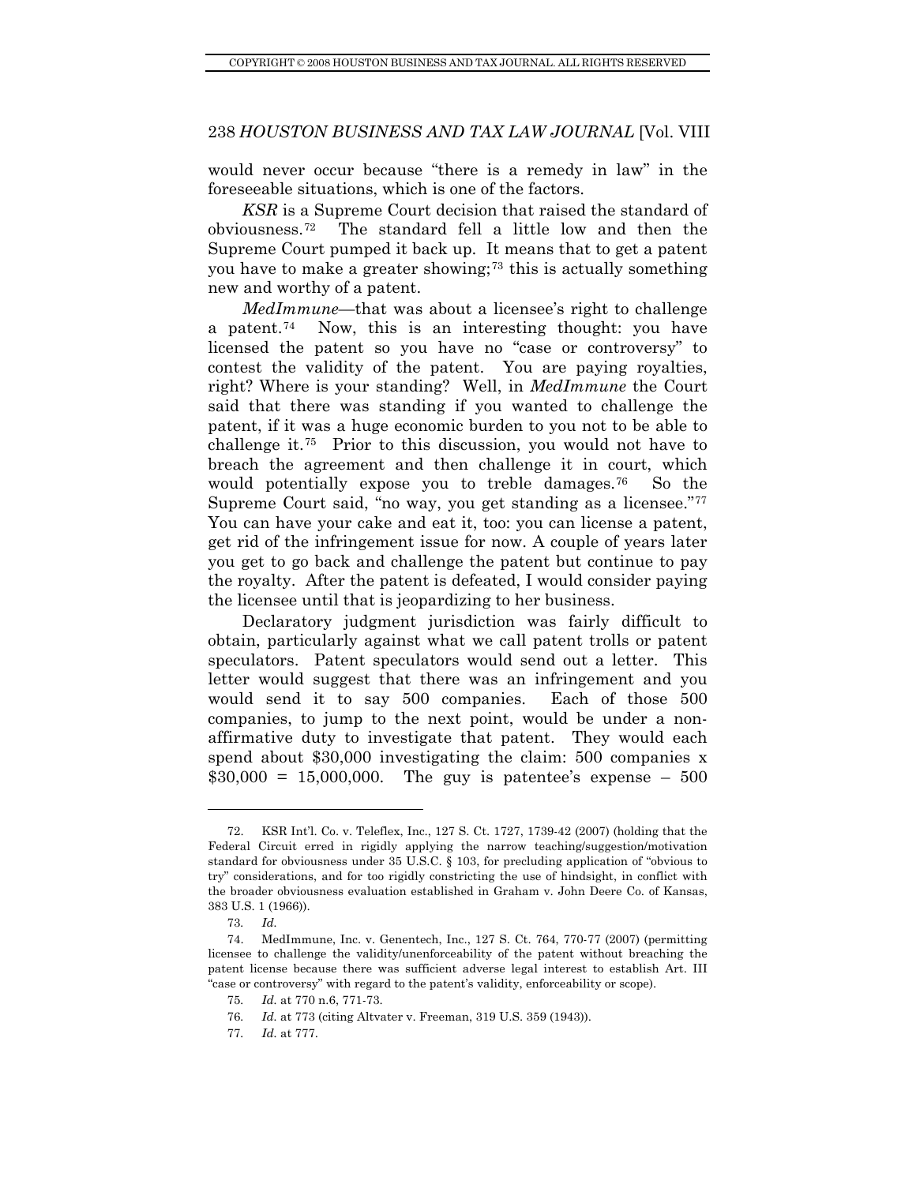would never occur because "there is a remedy in law" in the foreseeable situations, which is one of the factors.

*KSR* is a Supreme Court decision that raised the standard of obviousness.[72] The standard fell a little low and then the Supreme Court pumped it back up. It means that to get a patent you have to make a greater showing;[73] this is actually something new and worthy of a patent.

*MedImmune*—that was about a licensee's right to challenge a patent.[74] Now, this is an interesting thought: you have licensed the patent so you have no "case or controversy" to contest the validity of the patent. You are paying royalties, right? Where is your standing? Well, in *MedImmune* the Court said that there was standing if you wanted to challenge the patent, if it was a huge economic burden to you not to be able to challenge it.[75] Prior to this discussion, you would not have to breach the agreement and then challenge it in court, which would potentially expose you to treble damages.[76] So the Supreme Court said, "no way, you get standing as a licensee."[77] You can have your cake and eat it, too: you can license a patent, get rid of the infringement issue for now. A couple of years later you get to go back and challenge the patent but continue to pay the royalty. After the patent is defeated, I would consider paying the licensee until that is jeopardizing to her business.

Declaratory judgment jurisdiction was fairly difficult to obtain, particularly against what we call patent trolls or patent speculators. Patent speculators would send out a letter. This letter would suggest that there was an infringement and you would send it to say 500 companies. Each of those 500 companies, to jump to the next point, would be under a non-affirmative duty to investigate that patent. They would each spend about $30,000 investigating the claim: 500 companies x $30,000 = 15,000,000. The guy is patentee's expense – 500

---

72. KSR Int'l. Co. v. Teleflex, Inc., 127 S. Ct. 1727, 1739-42 (2007) (holding that the Federal Circuit erred in rigidly applying the narrow teaching/suggestion/motivation standard for obviousness under 35 U.S.C. § 103, for precluding application of "obvious to try" considerations, and for too rigidly constricting the use of hindsight, in conflict with the broader obviousness evaluation established in Graham v. John Deere Co. of Kansas, 383 U.S. 1 (1966)).

73. *Id.*

74. MedImmune, Inc. v. Genentech, Inc., 127 S. Ct. 764, 770-77 (2007) (permitting licensee to challenge the validity/unenforceability of the patent without breaching the patent license because there was sufficient adverse legal interest to establish Art. III "case or controversy" with regard to the patent's validity, enforceability or scope).

75. *Id.* at 770 n.6, 771-73.

76. *Id.* at 773 (citing Altvater v. Freeman, 319 U.S. 359 (1943)).

77. *Id.* at 777.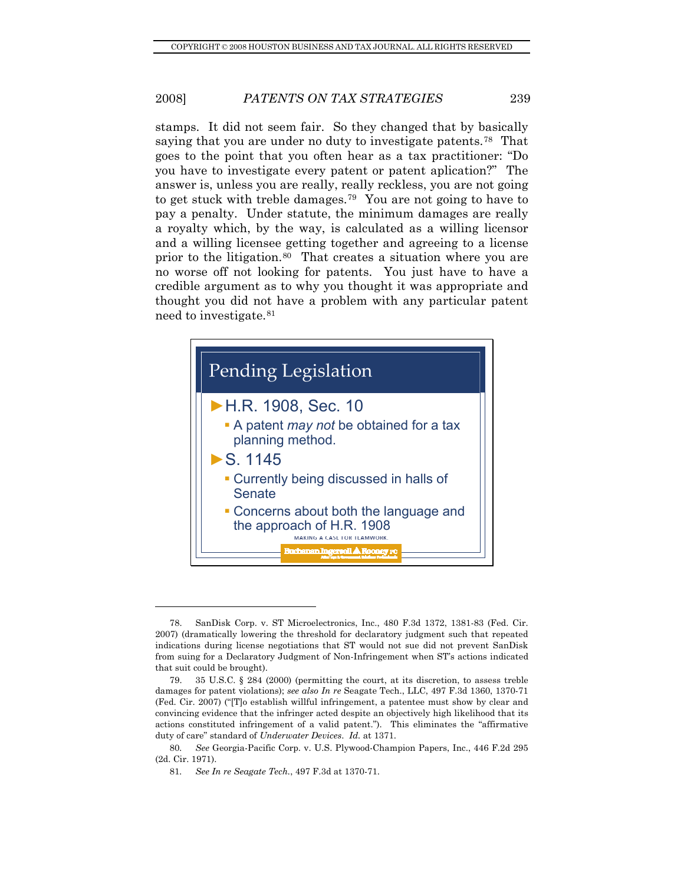stamps. It did not seem fair. So they changed that by basically saying that you are under no duty to investigate patents.[78] That goes to the point that you often hear as a tax practitioner: "Do you have to investigate every patent or patent aplication?" The answer is, unless you are really, really reckless, you are not going to get stuck with treble damages.[79] You are not going to have to pay a penalty. Under statute, the minimum damages are really a royalty which, by the way, is calculated as a willing licensor and a willing licensee getting together and agreeing to a license prior to the litigation.[80] That creates a situation where you are no worse off not looking for patents. You just have to have a credible argument as to why you thought it was appropriate and thought you did not have a problem with any particular patent need to investigate.[81]

## Pending Legislation

- H.R. 1908, Sec. 10
  - A patent *may not* be obtained for a tax planning method.
- S. 1145
  - Currently being discussed in halls of Senate
  - Concerns about both the language and the approach of H.R. 1908

MAKING A CASE FOR TEAMWORK.

Buchanan Ingersoll & Rooney PC

---

78. SanDisk Corp. v. ST Microelectronics, Inc., 480 F.3d 1372, 1381-83 (Fed. Cir. 2007) (dramatically lowering the threshold for declaratory judgment such that repeated indications during license negotiations that ST would not sue did not prevent SanDisk from suing for a Declaratory Judgment of Non-Infringement when ST's actions indicated that suit could be brought).

79. 35 U.S.C. § 284 (2000) (permitting the court, at its discretion, to assess treble damages for patent violations); *see also In re* Seagate Tech., LLC, 497 F.3d 1360, 1370-71 (Fed. Cir. 2007) ("[T]o establish willful infringement, a patentee must show by clear and convincing evidence that the infringer acted despite an objectively high likelihood that its actions constituted infringement of a valid patent."). This eliminates the "affirmative duty of care" standard of *Underwater Devices*. *Id.* at 1371.

80. *See* Georgia-Pacific Corp. v. U.S. Plywood-Champion Papers, Inc., 446 F.2d 295 (2d. Cir. 1971).

81. *See In re Seagate Tech.*, 497 F.3d at 1370-71.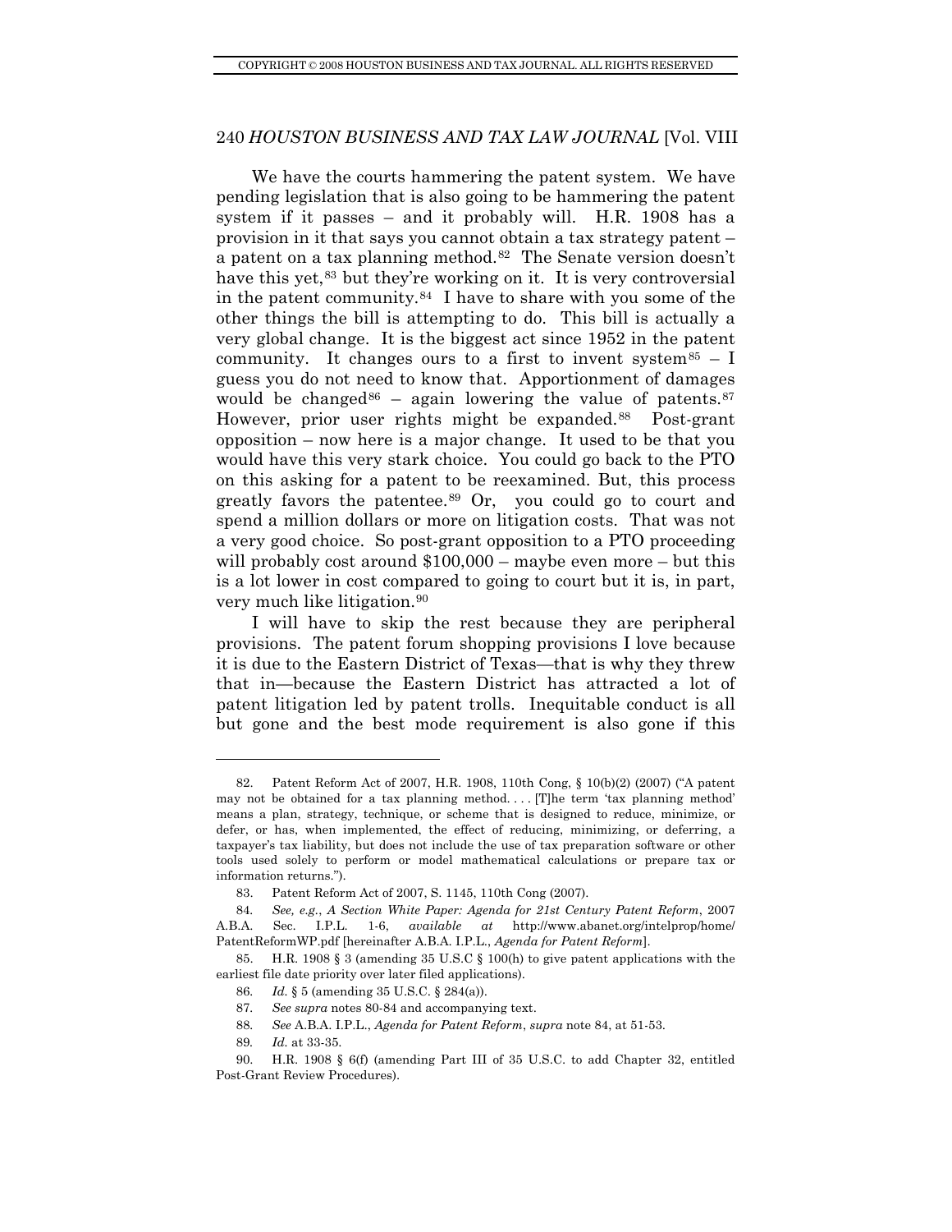We have the courts hammering the patent system. We have pending legislation that is also going to be hammering the patent system if it passes – and it probably will. H.R. 1908 has a provision in it that says you cannot obtain a tax strategy patent – a patent on a tax planning method.[82] The Senate version doesn't have this yet,[83] but they're working on it. It is very controversial in the patent community.[84] I have to share with you some of the other things the bill is attempting to do. This bill is actually a very global change. It is the biggest act since 1952 in the patent community. It changes ours to a first to invent system[85] – I guess you do not need to know that. Apportionment of damages would be changed[86] – again lowering the value of patents.[87] However, prior user rights might be expanded.[88] Post-grant opposition – now here is a major change. It used to be that you would have this very stark choice. You could go back to the PTO on this asking for a patent to be reexamined. But, this process greatly favors the patentee.[89] Or, you could go to court and spend a million dollars or more on litigation costs. That was not a very good choice. So post-grant opposition to a PTO proceeding will probably cost around $100,000 – maybe even more – but this is a lot lower in cost compared to going to court but it is, in part, very much like litigation.[90]

I will have to skip the rest because they are peripheral provisions. The patent forum shopping provisions I love because it is due to the Eastern District of Texas—that is why they threw that in—because the Eastern District has attracted a lot of patent litigation led by patent trolls. Inequitable conduct is all but gone and the best mode requirement is also gone if this

---

82. Patent Reform Act of 2007, H.R. 1908, 110th Cong, § 10(b)(2) (2007) ("A patent may not be obtained for a tax planning method. . . . [T]he term 'tax planning method' means a plan, strategy, technique, or scheme that is designed to reduce, minimize, or defer, or has, when implemented, the effect of reducing, minimizing, or deferring, a taxpayer's tax liability, but does not include the use of tax preparation software or other tools used solely to perform or model mathematical calculations or prepare tax or information returns.").

83. Patent Reform Act of 2007, S. 1145, 110th Cong (2007).

84. *See, e.g.*, *A Section White Paper: Agenda for 21st Century Patent Reform*, 2007 A.B.A. Sec. I.P.L. 1-6, *available at* http://www.abanet.org/intelprop/home/PatentReformWP.pdf [hereinafter A.B.A. I.P.L., *Agenda for Patent Reform*].

85. H.R. 1908 § 3 (amending 35 U.S.C § 100(h) to give patent applications with the earliest file date priority over later filed applications).

86. *Id.* § 5 (amending 35 U.S.C. § 284(a)).

87. *See supra* notes 80-84 and accompanying text.

88. *See* A.B.A. I.P.L., *Agenda for Patent Reform*, *supra* note 84, at 51-53.

89. *Id.* at 33-35.

90. H.R. 1908 § 6(f) (amending Part III of 35 U.S.C. to add Chapter 32, entitled Post-Grant Review Procedures).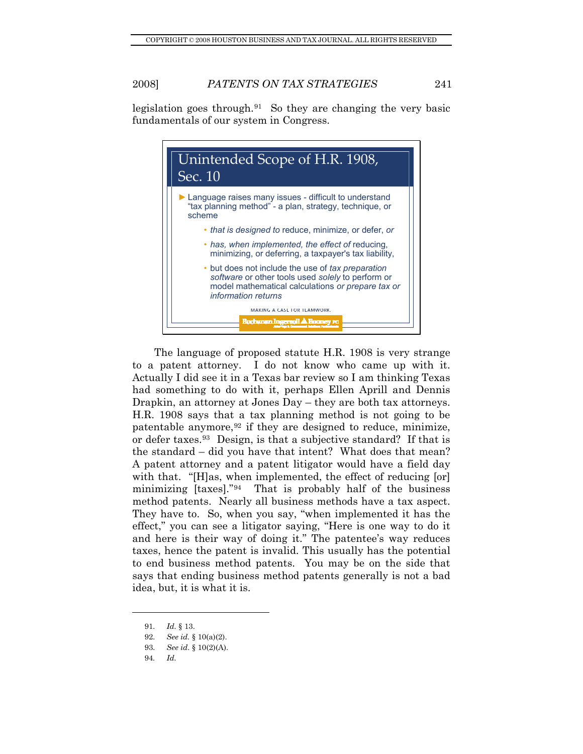legislation goes through.[91] So they are changing the very basic fundamentals of our system in Congress.

> **Unintended Scope of H.R. 1908, Sec. 10**
>
> - Language raises many issues - difficult to understand "tax planning method" - a plan, strategy, technique, or scheme
>   - *that is designed to* reduce, minimize, or defer, *or*
>   - *has, when implemented, the effect of* reducing, minimizing, or deferring, a taxpayer's tax liability,
>   - but does not include the use of *tax preparation software* or other tools used *solely* to perform or model mathematical calculations *or prepare tax or information returns*
>
> MAKING A CASE FOR TEAMWORK.
>
> Buchanan Ingersoll & Rooney PC

The language of proposed statute H.R. 1908 is very strange to a patent attorney. I do not know who came up with it. Actually I did see it in a Texas bar review so I am thinking Texas had something to do with it, perhaps Ellen Aprill and Dennis Drapkin, an attorney at Jones Day – they are both tax attorneys. H.R. 1908 says that a tax planning method is not going to be patentable anymore,[92] if they are designed to reduce, minimize, or defer taxes.[93] Design, is that a subjective standard? If that is the standard – did you have that intent? What does that mean? A patent attorney and a patent litigator would have a field day with that. "[H]as, when implemented, the effect of reducing [or] minimizing [taxes]."[94] That is probably half of the business method patents. Nearly all business methods have a tax aspect. They have to. So, when you say, "when implemented it has the effect," you can see a litigator saying, "Here is one way to do it and here is their way of doing it." The patentee's way reduces taxes, hence the patent is invalid. This usually has the potential to end business method patents. You may be on the side that says that ending business method patents generally is not a bad idea, but, it is what it is.

---

91. *Id.* § 13.

92. *See id.* § 10(a)(2).

93. *See id.* § 10(2)(A).

94. *Id.*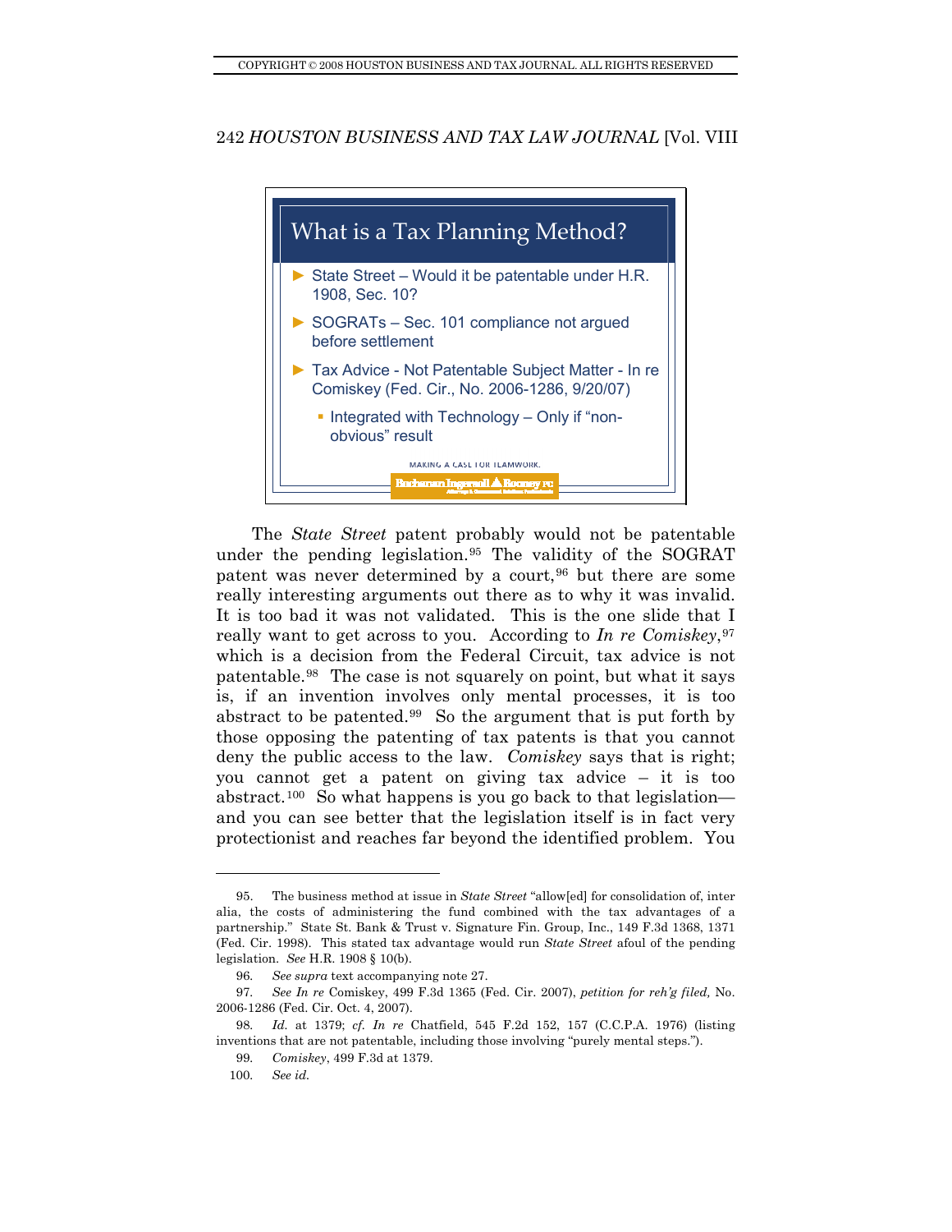## What is a Tax Planning Method?

- State Street – Would it be patentable under H.R. 1908, Sec. 10?
- SOGRATs – Sec. 101 compliance not argued before settlement
- Tax Advice - Not Patentable Subject Matter - In re Comiskey (Fed. Cir., No. 2006-1286, 9/20/07)
  - Integrated with Technology – Only if "non-obvious" result

MAKING A CASE FOR TEAMWORK.

Buchanan Ingersoll & Rooney PC

The *State Street* patent probably would not be patentable under the pending legislation.[95] The validity of the SOGRAT patent was never determined by a court,[96] but there are some really interesting arguments out there as to why it was invalid. It is too bad it was not validated. This is the one slide that I really want to get across to you. According to *In re Comiskey*,[97] which is a decision from the Federal Circuit, tax advice is not patentable.[98] The case is not squarely on point, but what it says is, if an invention involves only mental processes, it is too abstract to be patented.[99] So the argument that is put forth by those opposing the patenting of tax patents is that you cannot deny the public access to the law. *Comiskey* says that is right; you cannot get a patent on giving tax advice – it is too abstract.[100] So what happens is you go back to that legislation—and you can see better that the legislation itself is in fact very protectionist and reaches far beyond the identified problem. You

---

95. The business method at issue in *State Street* "allow[ed] for consolidation of, inter alia, the costs of administering the fund combined with the tax advantages of a partnership." State St. Bank & Trust v. Signature Fin. Group, Inc., 149 F.3d 1368, 1371 (Fed. Cir. 1998). This stated tax advantage would run *State Street* afoul of the pending legislation. *See* H.R. 1908 § 10(b).

96. *See supra* text accompanying note 27.

97. *See In re* Comiskey, 499 F.3d 1365 (Fed. Cir. 2007), *petition for reh'g filed,* No. 2006-1286 (Fed. Cir. Oct. 4, 2007).

98. *Id.* at 1379; *cf. In re* Chatfield, 545 F.2d 152, 157 (C.C.P.A. 1976) (listing inventions that are not patentable, including those involving "purely mental steps.").

99. *Comiskey*, 499 F.3d at 1379.

100. *See id.*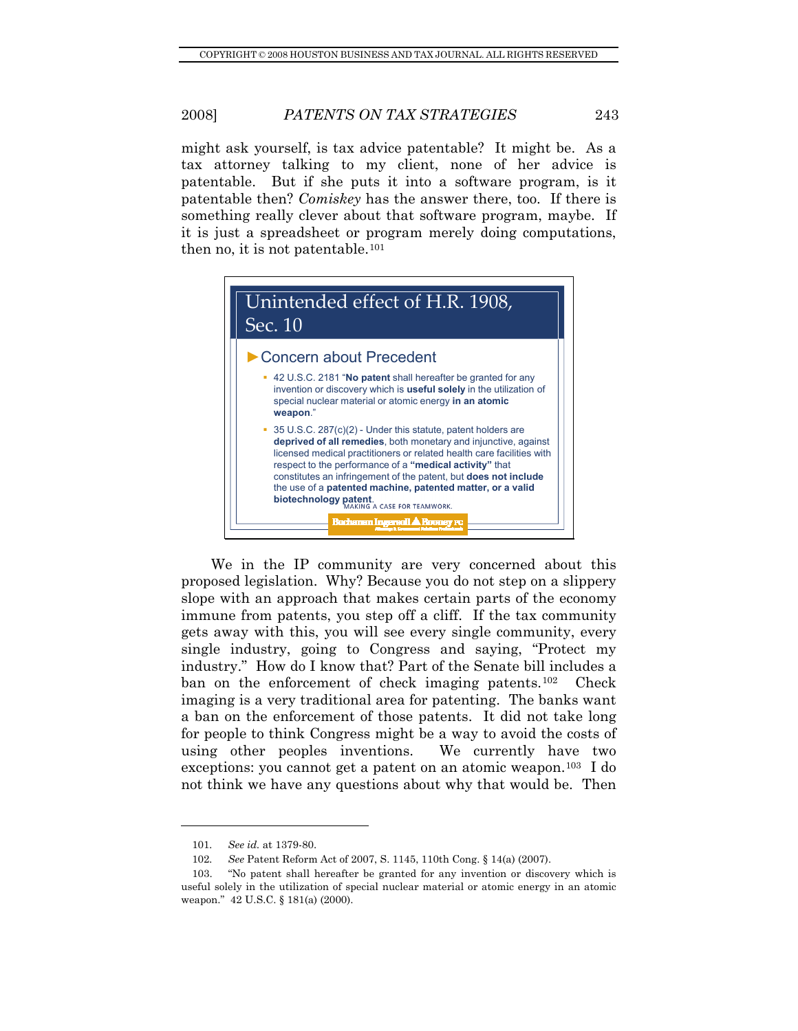might ask yourself, is tax advice patentable? It might be. As a tax attorney talking to my client, none of her advice is patentable. But if she puts it into a software program, is it patentable then? *Comiskey* has the answer there, too. If there is something really clever about that software program, maybe. If it is just a spreadsheet or program merely doing computations, then no, it is not patentable.[101]

**Unintended effect of H.R. 1908, Sec. 10**

► Concern about Precedent

- 42 U.S.C. 2181 "**No patent** shall hereafter be granted for any invention or discovery which is **useful solely** in the utilization of special nuclear material or atomic energy **in an atomic weapon**."
- 35 U.S.C. 287(c)(2) - Under this statute, patent holders are **deprived of all remedies**, both monetary and injunctive, against licensed medical practitioners or related health care facilities with respect to the performance of a **"medical activity"** that constitutes an infringement of the patent, but **does not include** the use of a **patented machine, patented matter, or a valid biotechnology patent**.

MAKING A CASE FOR TEAMWORK.

Buchanan Ingersoll & Rooney PC

We in the IP community are very concerned about this proposed legislation. Why? Because you do not step on a slippery slope with an approach that makes certain parts of the economy immune from patents, you step off a cliff. If the tax community gets away with this, you will see every single community, every single industry, going to Congress and saying, "Protect my industry." How do I know that? Part of the Senate bill includes a ban on the enforcement of check imaging patents.[102] Check imaging is a very traditional area for patenting. The banks want a ban on the enforcement of those patents. It did not take long for people to think Congress might be a way to avoid the costs of using other peoples inventions. We currently have two exceptions: you cannot get a patent on an atomic weapon.[103] I do not think we have any questions about why that would be. Then

---

101. *See id.* at 1379-80.

102. *See* Patent Reform Act of 2007, S. 1145, 110th Cong. § 14(a) (2007).

103. "No patent shall hereafter be granted for any invention or discovery which is useful solely in the utilization of special nuclear material or atomic energy in an atomic weapon." 42 U.S.C. § 181(a) (2000).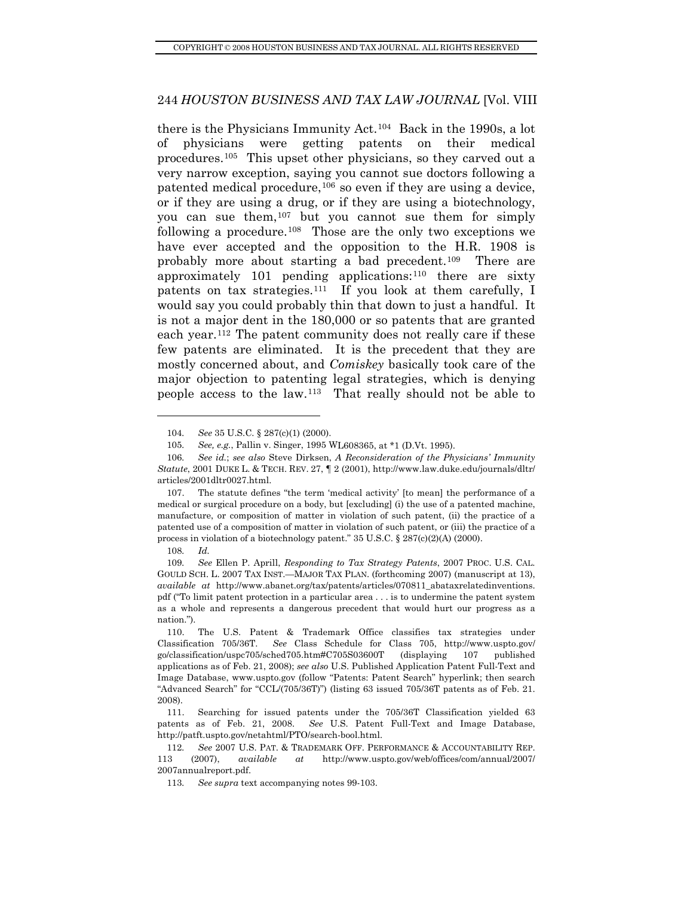there is the Physicians Immunity Act.[104] Back in the 1990s, a lot of physicians were getting patents on their medical procedures.[105] This upset other physicians, so they carved out a very narrow exception, saying you cannot sue doctors following a patented medical procedure,[106] so even if they are using a device, or if they are using a drug, or if they are using a biotechnology, you can sue them,[107] but you cannot sue them for simply following a procedure.[108] Those are the only two exceptions we have ever accepted and the opposition to the H.R. 1908 is probably more about starting a bad precedent.[109] There are approximately 101 pending applications:[110] there are sixty patents on tax strategies.[111] If you look at them carefully, I would say you could probably thin that down to just a handful. It is not a major dent in the 180,000 or so patents that are granted each year.[112] The patent community does not really care if these few patents are eliminated. It is the precedent that they are mostly concerned about, and *Comiskey* basically took care of the major objection to patenting legal strategies, which is denying people access to the law.[113] That really should not be able to

---

104. *See* 35 U.S.C. § 287(c)(1) (2000).

105. *See, e.g.*, Pallin v. Singer, 1995 WL608365, at *1 (D.Vt. 1995).

106. *See id.*; *see also* Steve Dirksen, *A Reconsideration of the Physicians' Immunity Statute*, 2001 DUKE L. & TECH. REV. 27, ¶ 2 (2001), http://www.law.duke.edu/journals/dltr/articles/2001dltr0027.html.

107. The statute defines "the term 'medical activity' [to mean] the performance of a medical or surgical procedure on a body, but [excluding] (i) the use of a patented machine, manufacture, or composition of matter in violation of such patent, (ii) the practice of a patented use of a composition of matter in violation of such patent, or (iii) the practice of a process in violation of a biotechnology patent." 35 U.S.C. § 287(c)(2)(A) (2000).

108. *Id.*

109. *See* Ellen P. Aprill, *Responding to Tax Strategy Patents*, 2007 PROC. U.S. CAL. GOULD SCH. L. 2007 TAX INST.—MAJOR TAX PLAN. (forthcoming 2007) (manuscript at 13), *available at* http://www.abanet.org/tax/patents/articles/070811_abataxrelatedinventions.pdf ("To limit patent protection in a particular area . . . is to undermine the patent system as a whole and represents a dangerous precedent that would hurt our progress as a nation.").

110. The U.S. Patent & Trademark Office classifies tax strategies under Classification 705/36T. *See* Class Schedule for Class 705, http://www.uspto.gov/go/classification/uspc705/sched705.htm#C705S03600T (displaying 107 published applications as of Feb. 21, 2008); *see also* U.S. Published Application Patent Full-Text and Image Database, www.uspto.gov (follow "Patents: Patent Search" hyperlink; then search "Advanced Search" for "CCL/(705/36T)") (listing 63 issued 705/36T patents as of Feb. 21. 2008).

111. Searching for issued patents under the 705/36T Classification yielded 63 patents as of Feb. 21, 2008. *See* U.S. Patent Full-Text and Image Database, http://patft.uspto.gov/netahtml/PTO/search-bool.html.

112. *See* 2007 U.S. PAT. & TRADEMARK OFF. PERFORMANCE & ACCOUNTABILITY REP. 113 (2007), *available at* http://www.uspto.gov/web/offices/com/annual/2007/2007annualreport.pdf.

113. *See supra* text accompanying notes 99-103.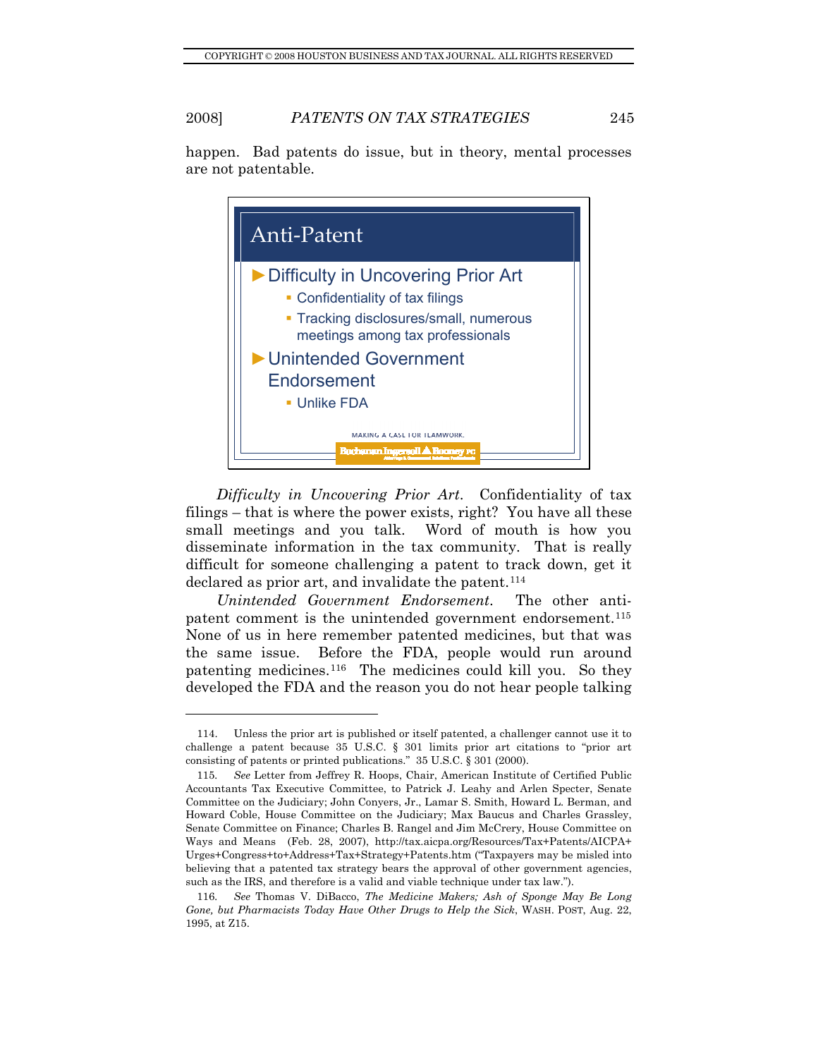happen. Bad patents do issue, but in theory, mental processes are not patentable.

> **Anti-Patent**
>
> - Difficulty in Uncovering Prior Art
>   - Confidentiality of tax filings
>   - Tracking disclosures/small, numerous meetings among tax professionals
> - Unintended Government Endorsement
>   - Unlike FDA
>
> MAKING A CASE FOR TEAMWORK.
> Buchanan Ingersoll & Rooney PC

*Difficulty in Uncovering Prior Art*. Confidentiality of tax filings – that is where the power exists, right? You have all these small meetings and you talk. Word of mouth is how you disseminate information in the tax community. That is really difficult for someone challenging a patent to track down, get it declared as prior art, and invalidate the patent.[114]

*Unintended Government Endorsement*. The other anti-patent comment is the unintended government endorsement.[115] None of us in here remember patented medicines, but that was the same issue. Before the FDA, people would run around patenting medicines.[116] The medicines could kill you. So they developed the FDA and the reason you do not hear people talking

---

114. Unless the prior art is published or itself patented, a challenger cannot use it to challenge a patent because 35 U.S.C. § 301 limits prior art citations to "prior art consisting of patents or printed publications." 35 U.S.C. § 301 (2000).

115. *See* Letter from Jeffrey R. Hoops, Chair, American Institute of Certified Public Accountants Tax Executive Committee, to Patrick J. Leahy and Arlen Specter, Senate Committee on the Judiciary; John Conyers, Jr., Lamar S. Smith, Howard L. Berman, and Howard Coble, House Committee on the Judiciary; Max Baucus and Charles Grassley, Senate Committee on Finance; Charles B. Rangel and Jim McCrery, House Committee on Ways and Means (Feb. 28, 2007), http://tax.aicpa.org/Resources/Tax+Patents/AICPA+Urges+Congress+to+Address+Tax+Strategy+Patents.htm ("Taxpayers may be misled into believing that a patented tax strategy bears the approval of other government agencies, such as the IRS, and therefore is a valid and viable technique under tax law.").

116. *See* Thomas V. DiBacco, *The Medicine Makers; Ash of Sponge May Be Long Gone, but Pharmacists Today Have Other Drugs to Help the Sick*, WASH. POST, Aug. 22, 1995, at Z15.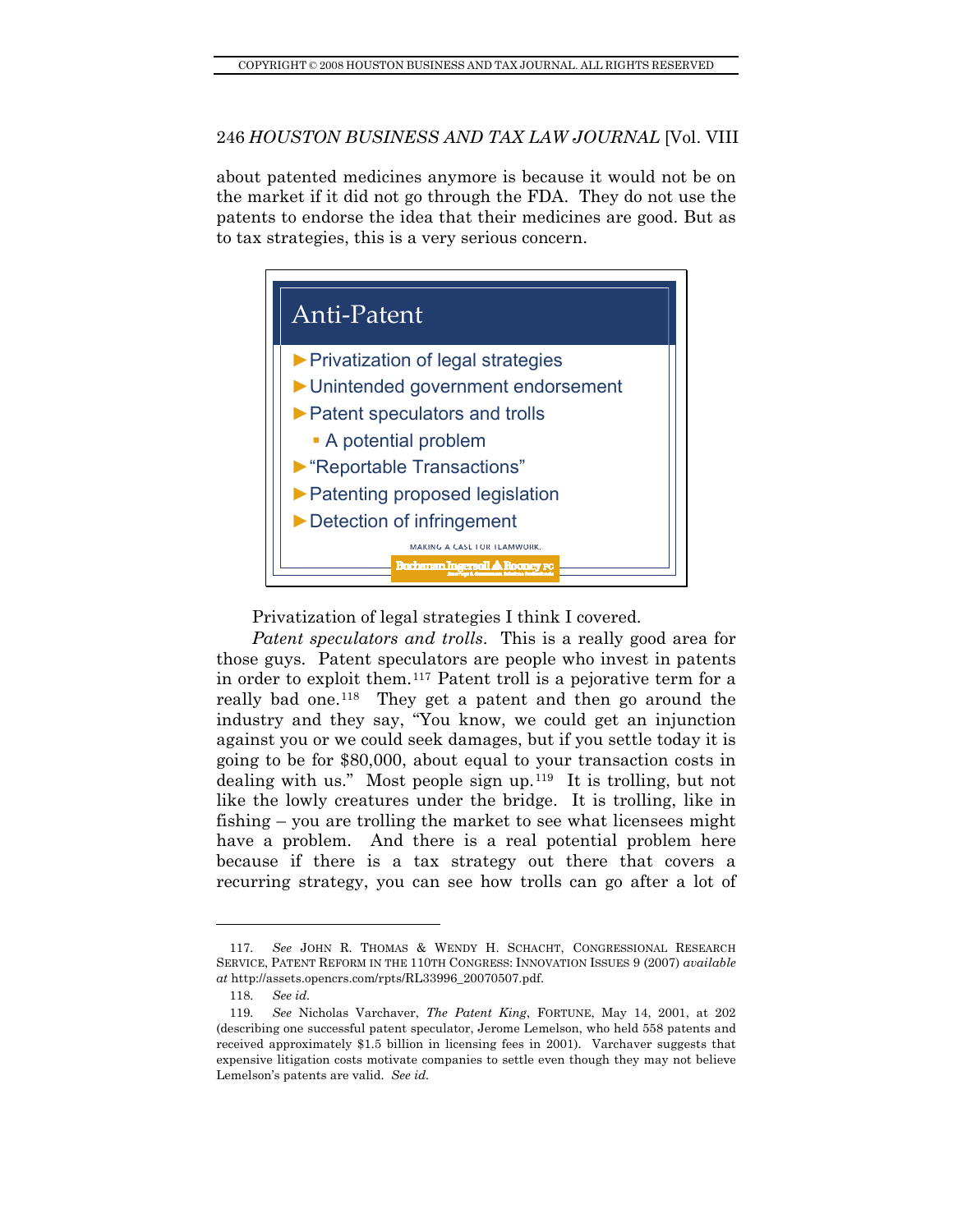about patented medicines anymore is because it would not be on the market if it did not go through the FDA. They do not use the patents to endorse the idea that their medicines are good. But as to tax strategies, this is a very serious concern.

## Anti-Patent

- Privatization of legal strategies
- Unintended government endorsement
- Patent speculators and trolls
  - A potential problem
- "Reportable Transactions"
- Patenting proposed legislation
- Detection of infringement

MAKING A CASE FOR TEAMWORK.

Buchanan Ingersoll & Rooney PC

Privatization of legal strategies I think I covered.

*Patent speculators and trolls*. This is a really good area for those guys. Patent speculators are people who invest in patents in order to exploit them.[117] Patent troll is a pejorative term for a really bad one.[118] They get a patent and then go around the industry and they say, "You know, we could get an injunction against you or we could seek damages, but if you settle today it is going to be for $80,000, about equal to your transaction costs in dealing with us." Most people sign up.[119] It is trolling, but not like the lowly creatures under the bridge. It is trolling, like in fishing – you are trolling the market to see what licensees might have a problem. And there is a real potential problem here because if there is a tax strategy out there that covers a recurring strategy, you can see how trolls can go after a lot of

---

117. *See* JOHN R. THOMAS & WENDY H. SCHACHT, CONGRESSIONAL RESEARCH SERVICE, PATENT REFORM IN THE 110TH CONGRESS: INNOVATION ISSUES 9 (2007) *available at* http://assets.opencrs.com/rpts/RL33996_20070507.pdf.

118. *See id.*

119. *See* Nicholas Varchaver, *The Patent King*, FORTUNE, May 14, 2001, at 202 (describing one successful patent speculator, Jerome Lemelson, who held 558 patents and received approximately $1.5 billion in licensing fees in 2001). Varchaver suggests that expensive litigation costs motivate companies to settle even though they may not believe Lemelson's patents are valid. *See id.*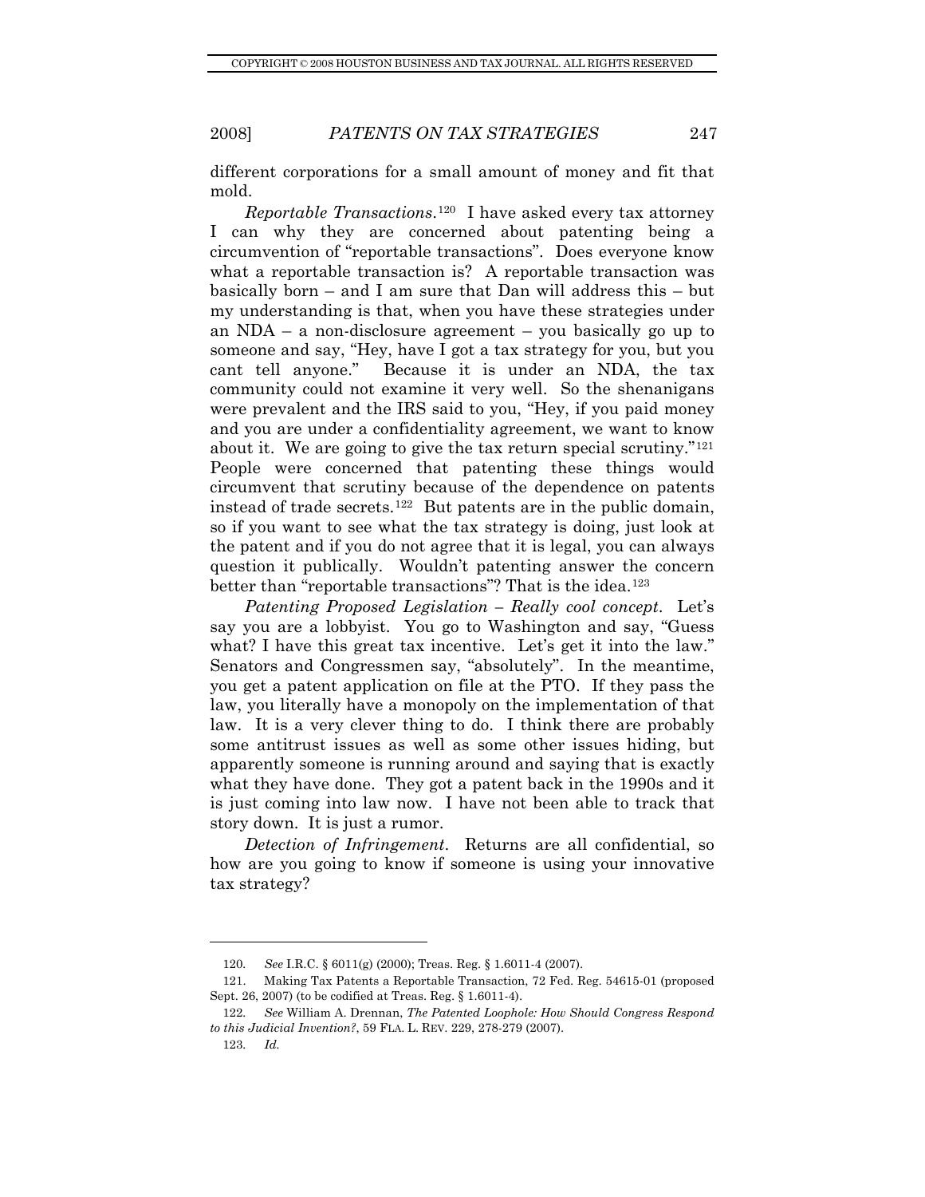different corporations for a small amount of money and fit that mold.

*Reportable Transactions*.[120] I have asked every tax attorney I can why they are concerned about patenting being a circumvention of "reportable transactions". Does everyone know what a reportable transaction is? A reportable transaction was basically born – and I am sure that Dan will address this – but my understanding is that, when you have these strategies under an NDA – a non-disclosure agreement – you basically go up to someone and say, "Hey, have I got a tax strategy for you, but you cant tell anyone." Because it is under an NDA, the tax community could not examine it very well. So the shenanigans were prevalent and the IRS said to you, "Hey, if you paid money and you are under a confidentiality agreement, we want to know about it. We are going to give the tax return special scrutiny."[121] People were concerned that patenting these things would circumvent that scrutiny because of the dependence on patents instead of trade secrets.[122] But patents are in the public domain, so if you want to see what the tax strategy is doing, just look at the patent and if you do not agree that it is legal, you can always question it publically. Wouldn't patenting answer the concern better than "reportable transactions"? That is the idea.[123]

*Patenting Proposed Legislation – Really cool concept*. Let's say you are a lobbyist. You go to Washington and say, "Guess what? I have this great tax incentive. Let's get it into the law." Senators and Congressmen say, "absolutely". In the meantime, you get a patent application on file at the PTO. If they pass the law, you literally have a monopoly on the implementation of that law. It is a very clever thing to do. I think there are probably some antitrust issues as well as some other issues hiding, but apparently someone is running around and saying that is exactly what they have done. They got a patent back in the 1990s and it is just coming into law now. I have not been able to track that story down. It is just a rumor.

*Detection of Infringement*. Returns are all confidential, so how are you going to know if someone is using your innovative tax strategy?

---

120. *See* I.R.C. § 6011(g) (2000); Treas. Reg. § 1.6011-4 (2007).

121. Making Tax Patents a Reportable Transaction, 72 Fed. Reg. 54615-01 (proposed Sept. 26, 2007) (to be codified at Treas. Reg. § 1.6011-4).

122. *See* William A. Drennan, *The Patented Loophole: How Should Congress Respond to this Judicial Invention?*, 59 FLA. L. REV. 229, 278-279 (2007).

123. *Id.*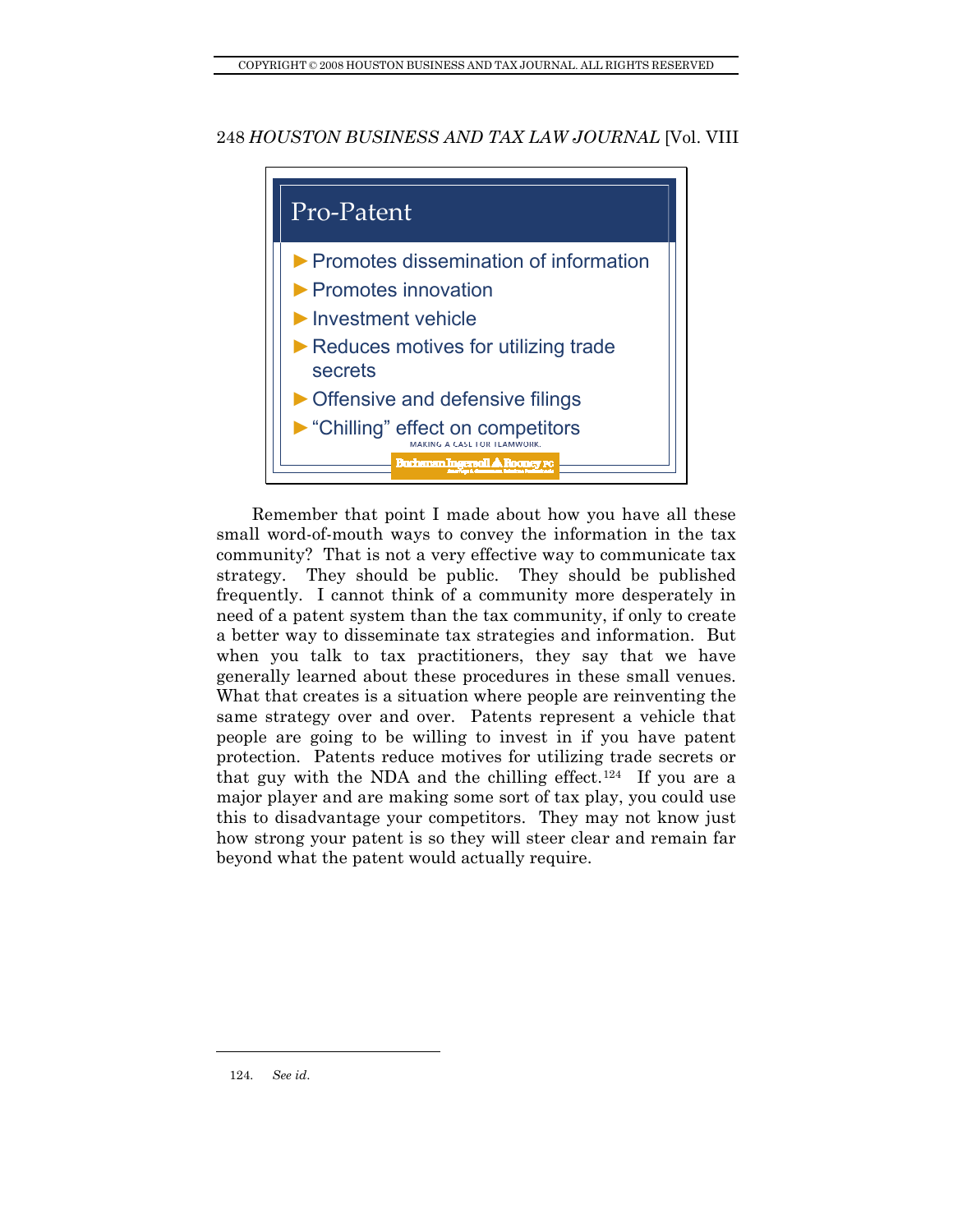## Pro-Patent

- Promotes dissemination of information
- Promotes innovation
- Investment vehicle
- Reduces motives for utilizing trade secrets
- Offensive and defensive filings
- "Chilling" effect on competitors

MAKING A CASE FOR TEAMWORK.

Buchanan Ingersoll & Rooney PC

Remember that point I made about how you have all these small word-of-mouth ways to convey the information in the tax community? That is not a very effective way to communicate tax strategy. They should be public. They should be published frequently. I cannot think of a community more desperately in need of a patent system than the tax community, if only to create a better way to disseminate tax strategies and information. But when you talk to tax practitioners, they say that we have generally learned about these procedures in these small venues. What that creates is a situation where people are reinventing the same strategy over and over. Patents represent a vehicle that people are going to be willing to invest in if you have patent protection. Patents reduce motives for utilizing trade secrets or that guy with the NDA and the chilling effect.[124] If you are a major player and are making some sort of tax play, you could use this to disadvantage your competitors. They may not know just how strong your patent is so they will steer clear and remain far beyond what the patent would actually require.

---

124. *See id.*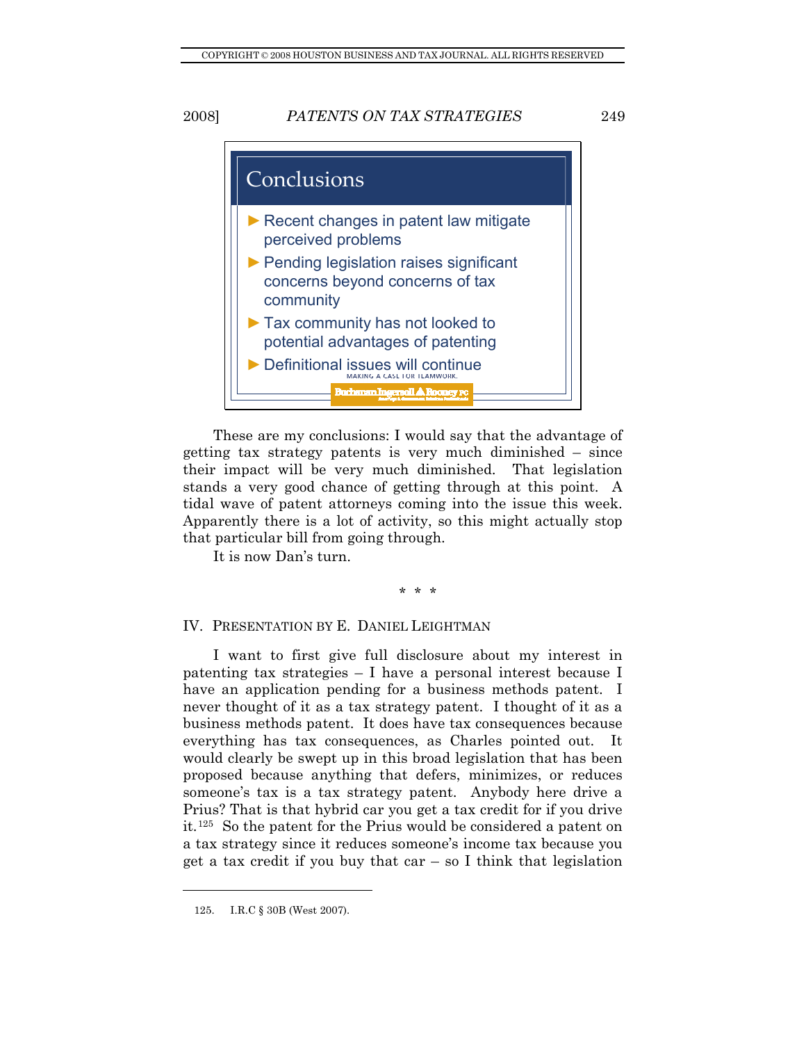**Conclusions**

- Recent changes in patent law mitigate perceived problems
- Pending legislation raises significant concerns beyond concerns of tax community
- Tax community has not looked to potential advantages of patenting
- Definitional issues will continue

These are my conclusions: I would say that the advantage of getting tax strategy patents is very much diminished – since their impact will be very much diminished. That legislation stands a very good chance of getting through at this point. A tidal wave of patent attorneys coming into the issue this week. Apparently there is a lot of activity, so this might actually stop that particular bill from going through.

It is now Dan's turn.

\* \* \*

## IV. PRESENTATION BY E. DANIEL LEIGHTMAN

I want to first give full disclosure about my interest in patenting tax strategies – I have a personal interest because I have an application pending for a business methods patent. I never thought of it as a tax strategy patent. I thought of it as a business methods patent. It does have tax consequences because everything has tax consequences, as Charles pointed out. It would clearly be swept up in this broad legislation that has been proposed because anything that defers, minimizes, or reduces someone's tax is a tax strategy patent. Anybody here drive a Prius? That is that hybrid car you get a tax credit for if you drive it.[125] So the patent for the Prius would be considered a patent on a tax strategy since it reduces someone's income tax because you get a tax credit if you buy that car – so I think that legislation

125. I.R.C § 30B (West 2007).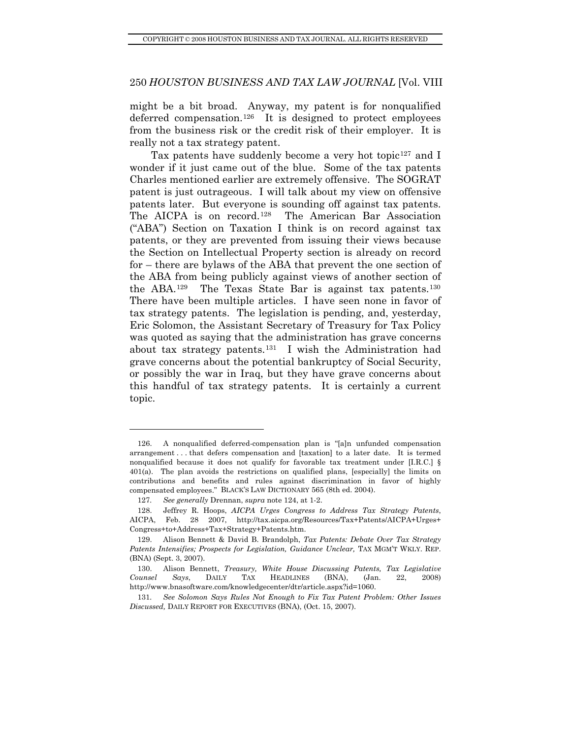might be a bit broad. Anyway, my patent is for nonqualified deferred compensation.[126] It is designed to protect employees from the business risk or the credit risk of their employer. It is really not a tax strategy patent.

Tax patents have suddenly become a very hot topic[127] and I wonder if it just came out of the blue. Some of the tax patents Charles mentioned earlier are extremely offensive. The SOGRAT patent is just outrageous. I will talk about my view on offensive patents later. But everyone is sounding off against tax patents. The AICPA is on record.[128] The American Bar Association ("ABA") Section on Taxation I think is on record against tax patents, or they are prevented from issuing their views because the Section on Intellectual Property section is already on record for – there are bylaws of the ABA that prevent the one section of the ABA from being publicly against views of another section of the ABA.[129] The Texas State Bar is against tax patents.[130] There have been multiple articles. I have seen none in favor of tax strategy patents. The legislation is pending, and, yesterday, Eric Solomon, the Assistant Secretary of Treasury for Tax Policy was quoted as saying that the administration has grave concerns about tax strategy patents.[131] I wish the Administration had grave concerns about the potential bankruptcy of Social Security, or possibly the war in Iraq, but they have grave concerns about this handful of tax strategy patents. It is certainly a current topic.

---

126. A nonqualified deferred-compensation plan is "[a]n unfunded compensation arrangement . . . that defers compensation and [taxation] to a later date. It is termed nonqualified because it does not qualify for favorable tax treatment under [I.R.C.] § 401(a). The plan avoids the restrictions on qualified plans, [especially] the limits on contributions and benefits and rules against discrimination in favor of highly compensated employees." BLACK'S LAW DICTIONARY 565 (8th ed. 2004).

127. *See generally* Drennan, *supra* note 124, at 1-2.

128. Jeffrey R. Hoops, *AICPA Urges Congress to Address Tax Strategy Patents*, AICPA, Feb. 28 2007, http://tax.aicpa.org/Resources/Tax+Patents/AICPA+Urges+Congress+to+Address+Tax+Strategy+Patents.htm.

129. Alison Bennett & David B. Brandolph, *Tax Patents: Debate Over Tax Strategy Patents Intensifies; Prospects for Legislation, Guidance Unclear,* TAX MGM'T WKLY. REP. (BNA) (Sept. 3, 2007).

130. Alison Bennett, *Treasury, White House Discussing Patents, Tax Legislative Counsel Says*, DAILY TAX HEADLINES (BNA), (Jan. 22, 2008) http://www.bnasoftware.com/knowledgecenter/dtr/article.aspx?id=1060.

131. *See Solomon Says Rules Not Enough to Fix Tax Patent Problem: Other Issues Discussed,* DAILY REPORT FOR EXECUTIVES (BNA), (Oct. 15, 2007).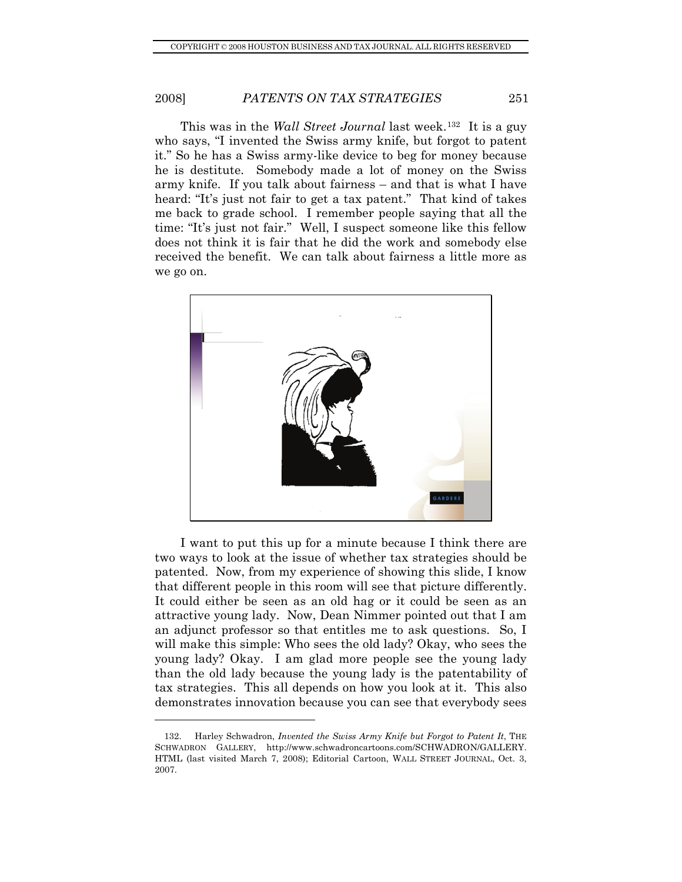This was in the *Wall Street Journal* last week.[132] It is a guy who says, "I invented the Swiss army knife, but forgot to patent it." So he has a Swiss army-like device to beg for money because he is destitute. Somebody made a lot of money on the Swiss army knife. If you talk about fairness – and that is what I have heard: "It's just not fair to get a tax patent." That kind of takes me back to grade school. I remember people saying that all the time: "It's just not fair." Well, I suspect someone like this fellow does not think it is fair that he did the work and somebody else received the benefit. We can talk about fairness a little more as we go on.

I want to put this up for a minute because I think there are two ways to look at the issue of whether tax strategies should be patented. Now, from my experience of showing this slide, I know that different people in this room will see that picture differently. It could either be seen as an old hag or it could be seen as an attractive young lady. Now, Dean Nimmer pointed out that I am an adjunct professor so that entitles me to ask questions. So, I will make this simple: Who sees the old lady? Okay, who sees the young lady? Okay. I am glad more people see the young lady than the old lady because the young lady is the patentability of tax strategies. This all depends on how you look at it. This also demonstrates innovation because you can see that everybody sees

---

132. Harley Schwadron, *Invented the Swiss Army Knife but Forgot to Patent It*, THE SCHWADRON GALLERY, http://www.schwadroncartoons.com/SCHWADRON/GALLERY.HTML (last visited March 7, 2008); Editorial Cartoon, WALL STREET JOURNAL, Oct. 3, 2007.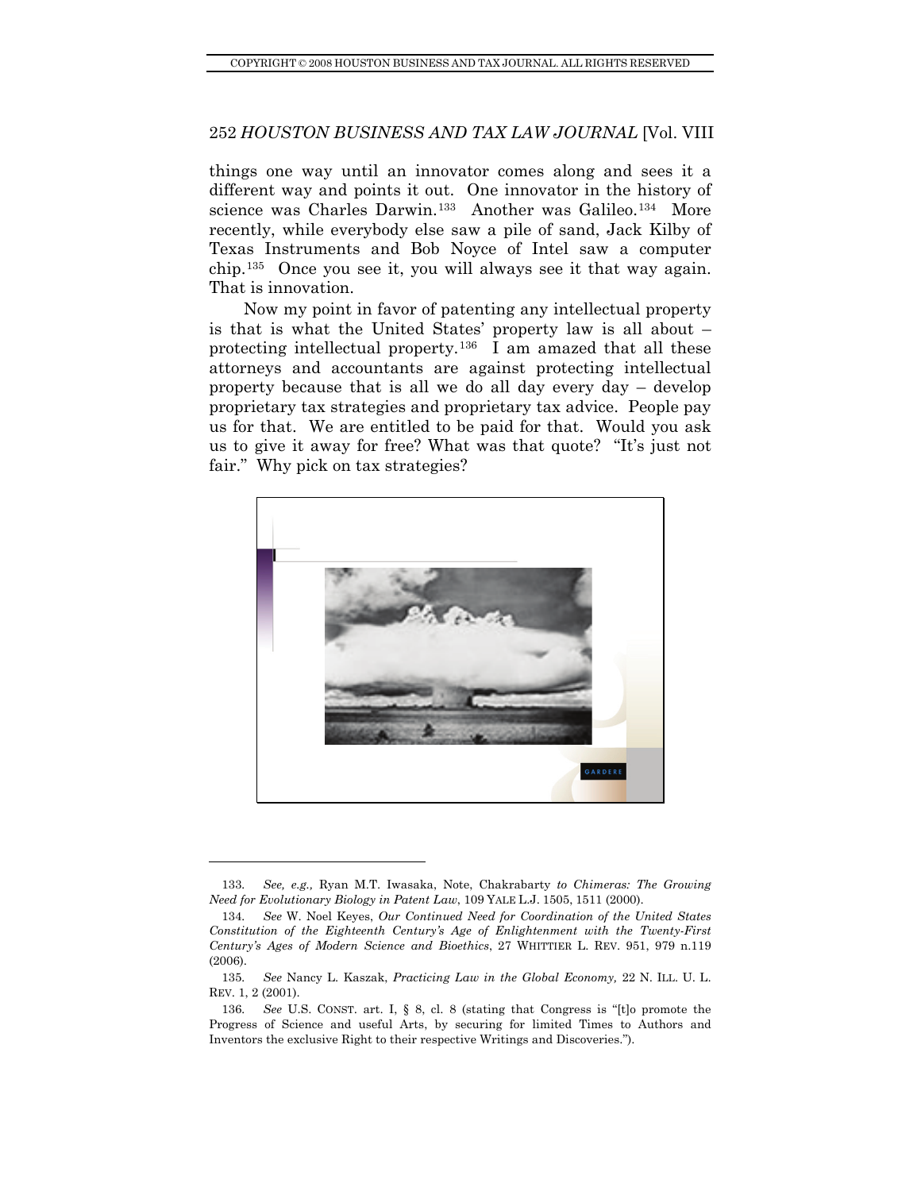things one way until an innovator comes along and sees it a different way and points it out. One innovator in the history of science was Charles Darwin.[133] Another was Galileo.[134] More recently, while everybody else saw a pile of sand, Jack Kilby of Texas Instruments and Bob Noyce of Intel saw a computer chip.[135] Once you see it, you will always see it that way again. That is innovation.

Now my point in favor of patenting any intellectual property is that is what the United States' property law is all about – protecting intellectual property.[136] I am amazed that all these attorneys and accountants are against protecting intellectual property because that is all we do all day every day – develop proprietary tax strategies and proprietary tax advice. People pay us for that. We are entitled to be paid for that. Would you ask us to give it away for free? What was that quote? "It's just not fair." Why pick on tax strategies?

---

133. *See, e.g.,* Ryan M.T. Iwasaka, Note, Chakrabarty *to Chimeras: The Growing Need for Evolutionary Biology in Patent Law*, 109 YALE L.J. 1505, 1511 (2000).

134. *See* W. Noel Keyes, *Our Continued Need for Coordination of the United States Constitution of the Eighteenth Century's Age of Enlightenment with the Twenty-First Century's Ages of Modern Science and Bioethics*, 27 WHITTIER L. REV. 951, 979 n.119 (2006).

135. *See* Nancy L. Kaszak, *Practicing Law in the Global Economy,* 22 N. ILL. U. L. REV. 1, 2 (2001).

136. *See* U.S. CONST. art. I, § 8, cl. 8 (stating that Congress is "[t]o promote the Progress of Science and useful Arts, by securing for limited Times to Authors and Inventors the exclusive Right to their respective Writings and Discoveries.").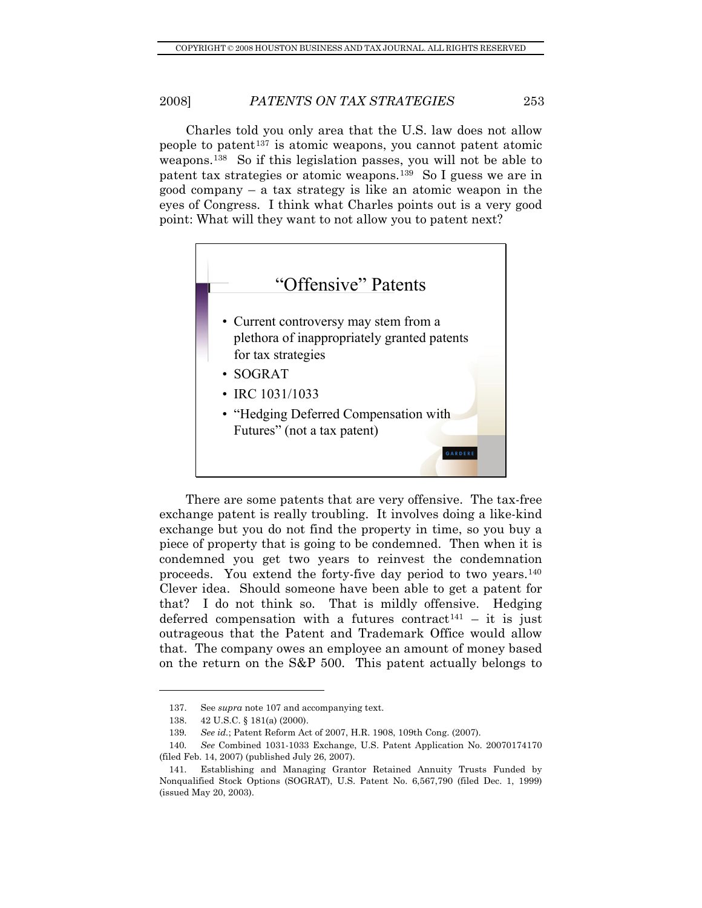Charles told you only area that the U.S. law does not allow people to patent[137] is atomic weapons, you cannot patent atomic weapons.[138] So if this legislation passes, you will not be able to patent tax strategies or atomic weapons.[139] So I guess we are in good company – a tax strategy is like an atomic weapon in the eyes of Congress. I think what Charles points out is a very good point: What will they want to not allow you to patent next?

> **"Offensive" Patents**
>
> - Current controversy may stem from a plethora of inappropriately granted patents for tax strategies
> - SOGRAT
> - IRC 1031/1033
> - "Hedging Deferred Compensation with Futures" (not a tax patent)

There are some patents that are very offensive. The tax-free exchange patent is really troubling. It involves doing a like-kind exchange but you do not find the property in time, so you buy a piece of property that is going to be condemned. Then when it is condemned you get two years to reinvest the condemnation proceeds. You extend the forty-five day period to two years.[140] Clever idea. Should someone have been able to get a patent for that? I do not think so. That is mildly offensive. Hedging deferred compensation with a futures contract[141] – it is just outrageous that the Patent and Trademark Office would allow that. The company owes an employee an amount of money based on the return on the S&P 500. This patent actually belongs to

---

137. See *supra* note 107 and accompanying text.

138. 42 U.S.C. § 181(a) (2000).

139. *See id.*; Patent Reform Act of 2007, H.R. 1908, 109th Cong. (2007).

140. *See* Combined 1031-1033 Exchange, U.S. Patent Application No. 20070174170 (filed Feb. 14, 2007) (published July 26, 2007).

141. Establishing and Managing Grantor Retained Annuity Trusts Funded by Nonqualified Stock Options (SOGRAT), U.S. Patent No. 6,567,790 (filed Dec. 1, 1999) (issued May 20, 2003).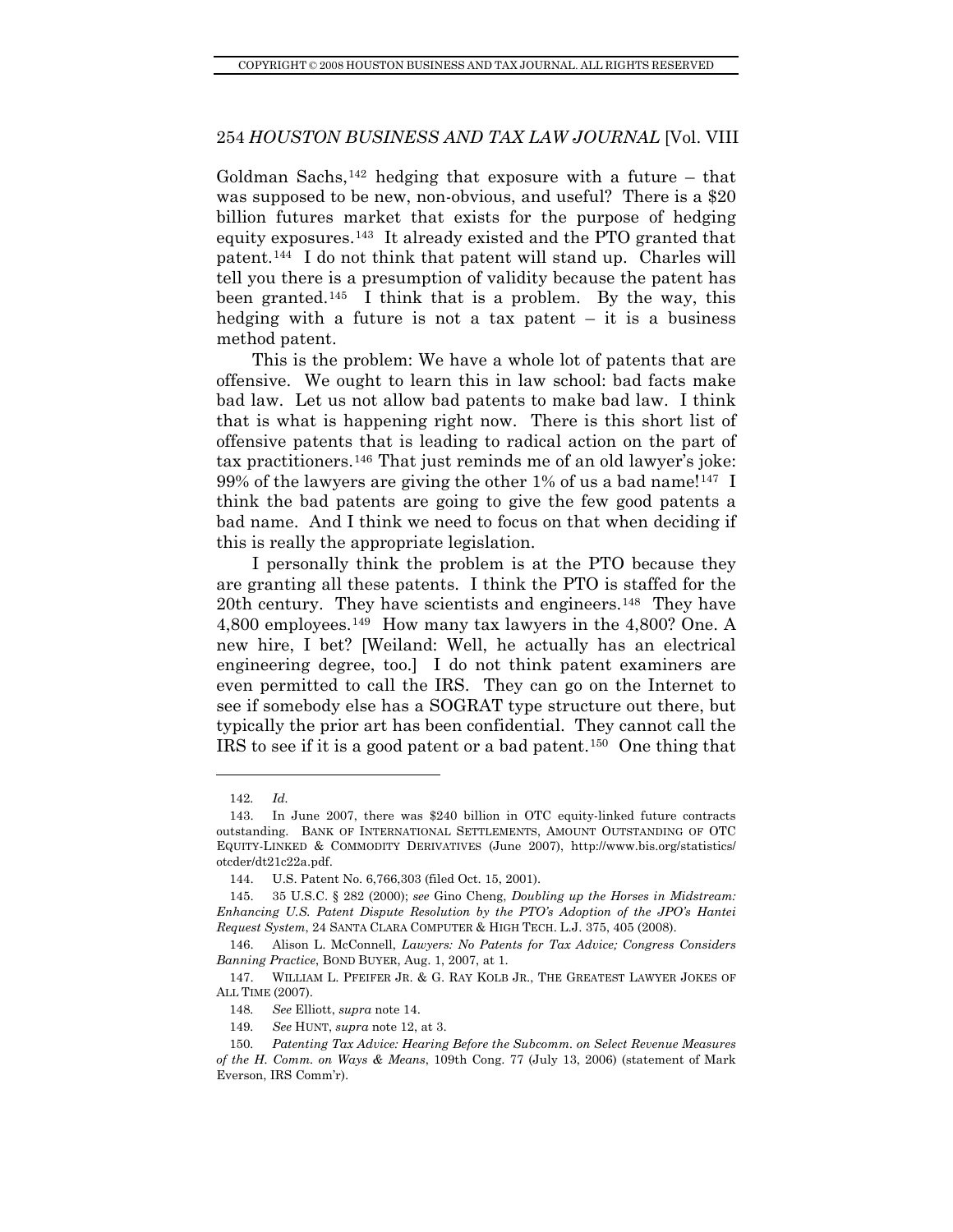Goldman Sachs,[142] hedging that exposure with a future – that was supposed to be new, non-obvious, and useful? There is a $20 billion futures market that exists for the purpose of hedging equity exposures.[143] It already existed and the PTO granted that patent.[144] I do not think that patent will stand up. Charles will tell you there is a presumption of validity because the patent has been granted.[145] I think that is a problem. By the way, this hedging with a future is not a tax patent – it is a business method patent.

This is the problem: We have a whole lot of patents that are offensive. We ought to learn this in law school: bad facts make bad law. Let us not allow bad patents to make bad law. I think that is what is happening right now. There is this short list of offensive patents that is leading to radical action on the part of tax practitioners.[146] That just reminds me of an old lawyer's joke: 99% of the lawyers are giving the other 1% of us a bad name![147] I think the bad patents are going to give the few good patents a bad name. And I think we need to focus on that when deciding if this is really the appropriate legislation.

I personally think the problem is at the PTO because they are granting all these patents. I think the PTO is staffed for the 20th century. They have scientists and engineers.[148] They have 4,800 employees.[149] How many tax lawyers in the 4,800? One. A new hire, I bet? [Weiland: Well, he actually has an electrical engineering degree, too.] I do not think patent examiners are even permitted to call the IRS. They can go on the Internet to see if somebody else has a SOGRAT type structure out there, but typically the prior art has been confidential. They cannot call the IRS to see if it is a good patent or a bad patent.[150] One thing that

---

142. *Id.*

143. In June 2007, there was $240 billion in OTC equity-linked future contracts outstanding. BANK OF INTERNATIONAL SETTLEMENTS, AMOUNT OUTSTANDING OF OTC EQUITY-LINKED & COMMODITY DERIVATIVES (June 2007), http://www.bis.org/statistics/otcder/dt21c22a.pdf.

144. U.S. Patent No. 6,766,303 (filed Oct. 15, 2001).

145. 35 U.S.C. § 282 (2000); *see* Gino Cheng, *Doubling up the Horses in Midstream: Enhancing U.S. Patent Dispute Resolution by the PTO's Adoption of the JPO's Hantei Request System*, 24 SANTA CLARA COMPUTER & HIGH TECH. L.J. 375, 405 (2008).

146. Alison L. McConnell, *Lawyers: No Patents for Tax Advice; Congress Considers Banning Practice*, BOND BUYER, Aug. 1, 2007, at 1.

147. WILLIAM L. PFEIFER JR. & G. RAY KOLB JR., THE GREATEST LAWYER JOKES OF ALL TIME (2007).

148. *See* Elliott, *supra* note 14.

149. *See* HUNT, *supra* note 12, at 3.

150. *Patenting Tax Advice: Hearing Before the Subcomm. on Select Revenue Measures of the H. Comm. on Ways & Means*, 109th Cong. 77 (July 13, 2006) (statement of Mark Everson, IRS Comm'r).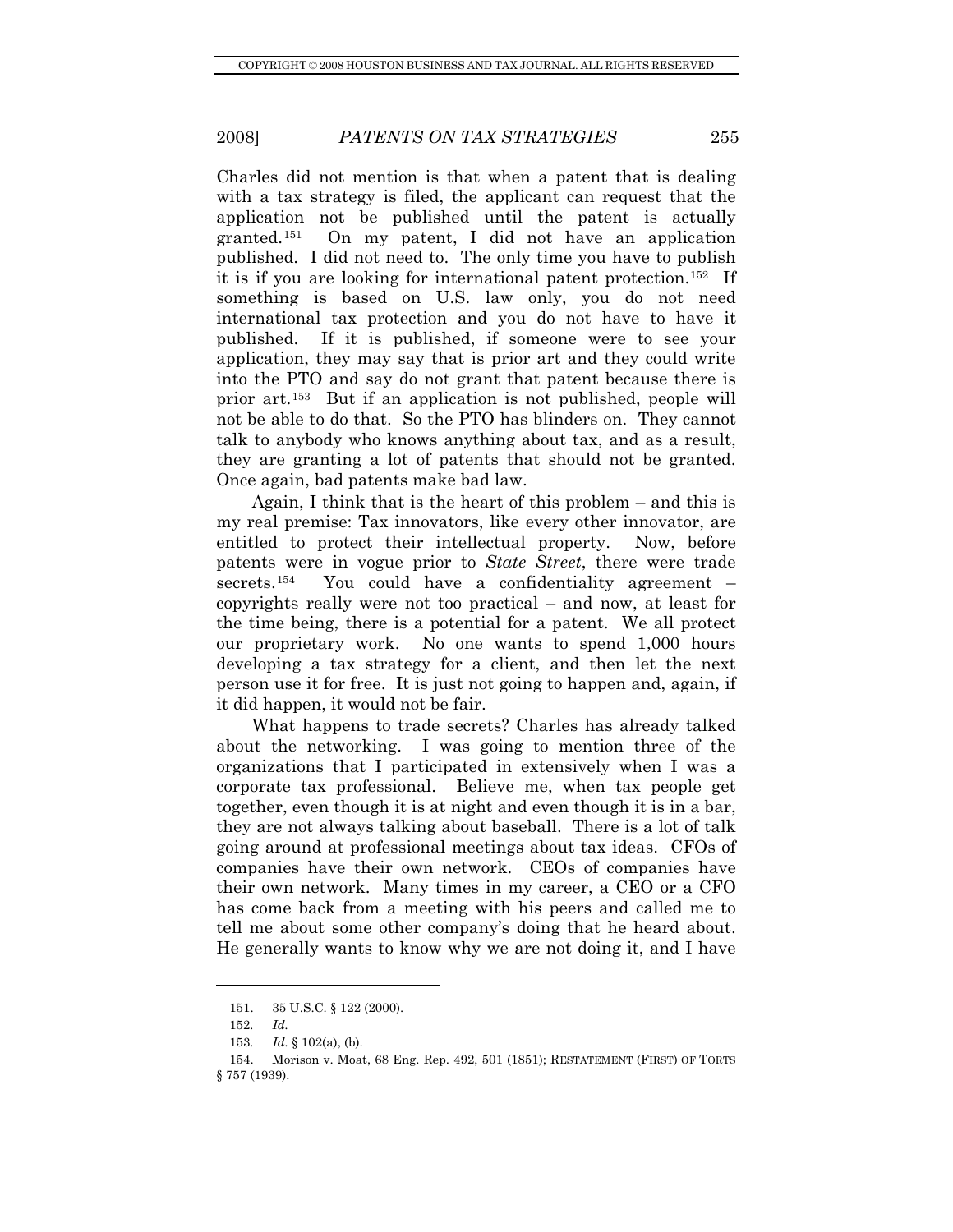Charles did not mention is that when a patent that is dealing with a tax strategy is filed, the applicant can request that the application not be published until the patent is actually granted.[151] On my patent, I did not have an application published. I did not need to. The only time you have to publish it is if you are looking for international patent protection.[152] If something is based on U.S. law only, you do not need international tax protection and you do not have to have it published. If it is published, if someone were to see your application, they may say that is prior art and they could write into the PTO and say do not grant that patent because there is prior art.[153] But if an application is not published, people will not be able to do that. So the PTO has blinders on. They cannot talk to anybody who knows anything about tax, and as a result, they are granting a lot of patents that should not be granted. Once again, bad patents make bad law.

Again, I think that is the heart of this problem – and this is my real premise: Tax innovators, like every other innovator, are entitled to protect their intellectual property. Now, before patents were in vogue prior to *State Street*, there were trade secrets.[154] You could have a confidentiality agreement – copyrights really were not too practical – and now, at least for the time being, there is a potential for a patent. We all protect our proprietary work. No one wants to spend 1,000 hours developing a tax strategy for a client, and then let the next person use it for free. It is just not going to happen and, again, if it did happen, it would not be fair.

What happens to trade secrets? Charles has already talked about the networking. I was going to mention three of the organizations that I participated in extensively when I was a corporate tax professional. Believe me, when tax people get together, even though it is at night and even though it is in a bar, they are not always talking about baseball. There is a lot of talk going around at professional meetings about tax ideas. CFOs of companies have their own network. CEOs of companies have their own network. Many times in my career, a CEO or a CFO has come back from a meeting with his peers and called me to tell me about some other company's doing that he heard about. He generally wants to know why we are not doing it, and I have

---

151. 35 U.S.C. § 122 (2000).

152. *Id.*

153. *Id.* § 102(a), (b).

154. Morison v. Moat, 68 Eng. Rep. 492, 501 (1851); RESTATEMENT (FIRST) OF TORTS § 757 (1939).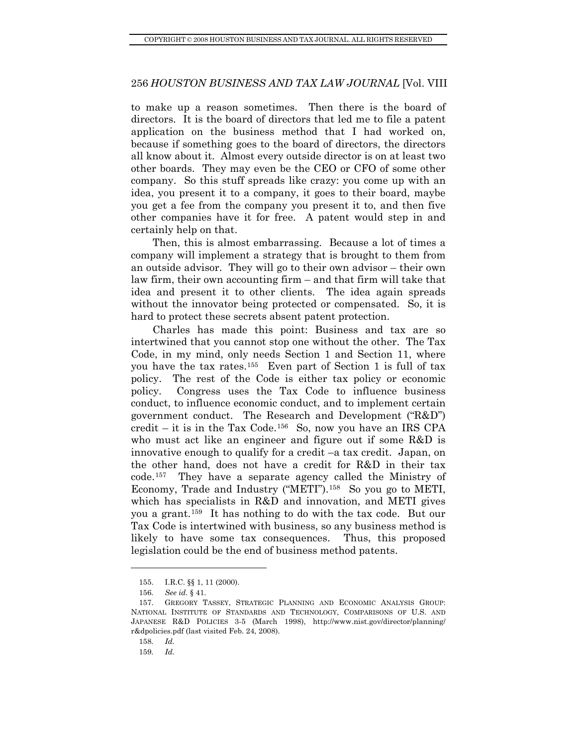to make up a reason sometimes. Then there is the board of directors. It is the board of directors that led me to file a patent application on the business method that I had worked on, because if something goes to the board of directors, the directors all know about it. Almost every outside director is on at least two other boards. They may even be the CEO or CFO of some other company. So this stuff spreads like crazy: you come up with an idea, you present it to a company, it goes to their board, maybe you get a fee from the company you present it to, and then five other companies have it for free. A patent would step in and certainly help on that.

Then, this is almost embarrassing. Because a lot of times a company will implement a strategy that is brought to them from an outside advisor. They will go to their own advisor – their own law firm, their own accounting firm – and that firm will take that idea and present it to other clients. The idea again spreads without the innovator being protected or compensated. So, it is hard to protect these secrets absent patent protection.

Charles has made this point: Business and tax are so intertwined that you cannot stop one without the other. The Tax Code, in my mind, only needs Section 1 and Section 11, where you have the tax rates.[155] Even part of Section 1 is full of tax policy. The rest of the Code is either tax policy or economic policy. Congress uses the Tax Code to influence business conduct, to influence economic conduct, and to implement certain government conduct. The Research and Development ("R&D") credit – it is in the Tax Code.[156] So, now you have an IRS CPA who must act like an engineer and figure out if some R&D is innovative enough to qualify for a credit –a tax credit. Japan, on the other hand, does not have a credit for R&D in their tax code.[157] They have a separate agency called the Ministry of Economy, Trade and Industry ("METI").[158] So you go to METI, which has specialists in R&D and innovation, and METI gives you a grant.[159] It has nothing to do with the tax code. But our Tax Code is intertwined with business, so any business method is likely to have some tax consequences. Thus, this proposed legislation could be the end of business method patents.

---

155. I.R.C. §§ 1, 11 (2000).

156. *See id.* § 41.

157. GREGORY TASSEY, STRATEGIC PLANNING AND ECONOMIC ANALYSIS GROUP: NATIONAL INSTITUTE OF STANDARDS AND TECHNOLOGY, COMPARISONS OF U.S. AND JAPANESE R&D POLICIES 3-5 (March 1998), http://www.nist.gov/director/planning/r&dpolicies.pdf (last visited Feb. 24, 2008).

158. *Id.*

159. *Id.*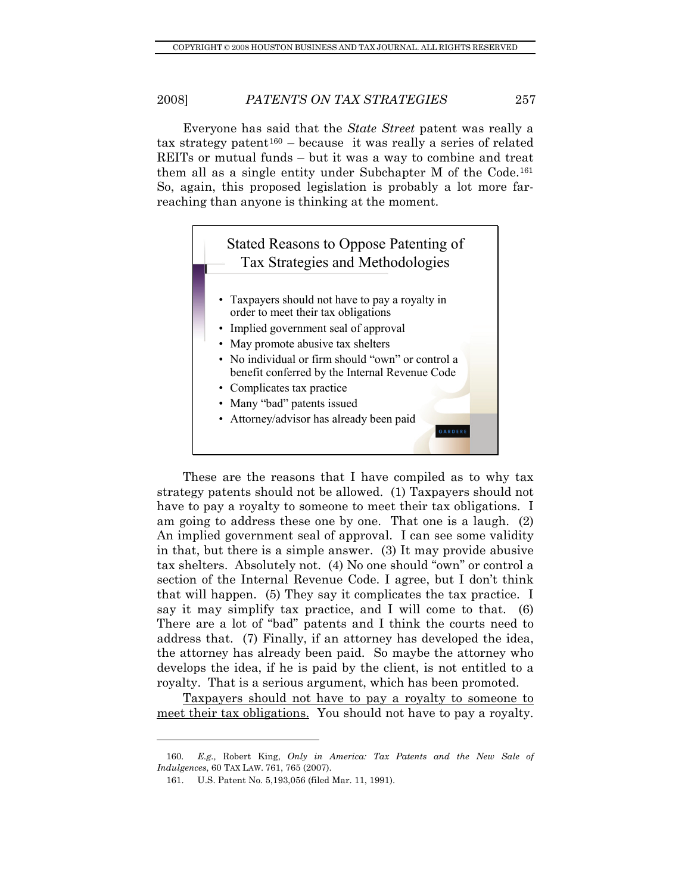Everyone has said that the *State Street* patent was really a tax strategy patent[160] – because it was really a series of related REITs or mutual funds – but it was a way to combine and treat them all as a single entity under Subchapter M of the Code.[161] So, again, this proposed legislation is probably a lot more far-reaching than anyone is thinking at the moment.

> **Stated Reasons to Oppose Patenting of Tax Strategies and Methodologies**
>
> - Taxpayers should not have to pay a royalty in order to meet their tax obligations
> - Implied government seal of approval
> - May promote abusive tax shelters
> - No individual or firm should "own" or control a benefit conferred by the Internal Revenue Code
> - Complicates tax practice
> - Many "bad" patents issued
> - Attorney/advisor has already been paid

These are the reasons that I have compiled as to why tax strategy patents should not be allowed. (1) Taxpayers should not have to pay a royalty to someone to meet their tax obligations. I am going to address these one by one. That one is a laugh. (2) An implied government seal of approval. I can see some validity in that, but there is a simple answer. (3) It may provide abusive tax shelters. Absolutely not. (4) No one should "own" or control a section of the Internal Revenue Code. I agree, but I don't think that will happen. (5) They say it complicates the tax practice. I say it may simplify tax practice, and I will come to that. (6) There are a lot of "bad" patents and I think the courts need to address that. (7) Finally, if an attorney has developed the idea, the attorney has already been paid. So maybe the attorney who develops the idea, if he is paid by the client, is not entitled to a royalty. That is a serious argument, which has been promoted.

<u>Taxpayers should not have to pay a royalty to someone to meet their tax obligations.</u> You should not have to pay a royalty.

---

160. *E.g.,* Robert King, *Only in America: Tax Patents and the New Sale of Indulgences*, 60 TAX LAW. 761, 765 (2007).

161. U.S. Patent No. 5,193,056 (filed Mar. 11, 1991).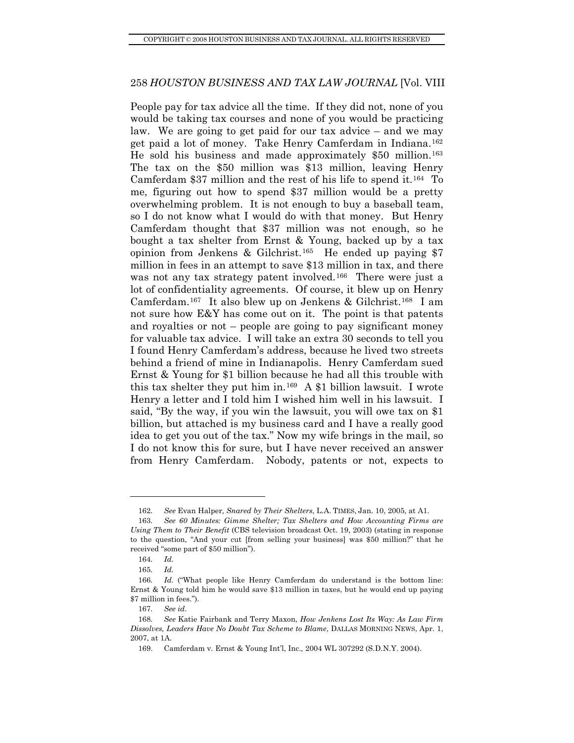People pay for tax advice all the time. If they did not, none of you would be taking tax courses and none of you would be practicing law. We are going to get paid for our tax advice – and we may get paid a lot of money. Take Henry Camferdam in Indiana.[162] He sold his business and made approximately $50 million.[163] The tax on the $50 million was $13 million, leaving Henry Camferdam $37 million and the rest of his life to spend it.[164] To me, figuring out how to spend $37 million would be a pretty overwhelming problem. It is not enough to buy a baseball team, so I do not know what I would do with that money. But Henry Camferdam thought that $37 million was not enough, so he bought a tax shelter from Ernst & Young, backed up by a tax opinion from Jenkens & Gilchrist.[165] He ended up paying $7 million in fees in an attempt to save $13 million in tax, and there was not any tax strategy patent involved.[166] There were just a lot of confidentiality agreements. Of course, it blew up on Henry Camferdam.[167] It also blew up on Jenkens & Gilchrist.[168] I am not sure how E&Y has come out on it. The point is that patents and royalties or not – people are going to pay significant money for valuable tax advice. I will take an extra 30 seconds to tell you I found Henry Camferdam's address, because he lived two streets behind a friend of mine in Indianapolis. Henry Camferdam sued Ernst & Young for $1 billion because he had all this trouble with this tax shelter they put him in.[169] A $1 billion lawsuit. I wrote Henry a letter and I told him I wished him well in his lawsuit. I said, "By the way, if you win the lawsuit, you will owe tax on $1 billion, but attached is my business card and I have a really good idea to get you out of the tax." Now my wife brings in the mail, so I do not know this for sure, but I have never received an answer from Henry Camferdam. Nobody, patents or not, expects to

---

162. *See* Evan Halper, *Snared by Their Shelters*, L.A. TIMES, Jan. 10, 2005, at A1.

163. *See 60 Minutes: Gimme Shelter; Tax Shelters and How Accounting Firms are Using Them to Their Benefit* (CBS television broadcast Oct. 19, 2003) (stating in response to the question, "And your cut [from selling your business] was $50 million?" that he received "some part of $50 million").

164. *Id.*

165. *Id.*

166. *Id.* ("What people like Henry Camferdam do understand is the bottom line: Ernst & Young told him he would save $13 million in taxes, but he would end up paying $7 million in fees.").

167. *See id*.

168. *See* Katie Fairbank and Terry Maxon, *How Jenkens Lost Its Way: As Law Firm Dissolves, Leaders Have No Doubt Tax Scheme to Blame*, DALLAS MORNING NEWS, Apr. 1, 2007, at 1A.

169. Camferdam v. Ernst & Young Int'l, Inc., 2004 WL 307292 (S.D.N.Y. 2004).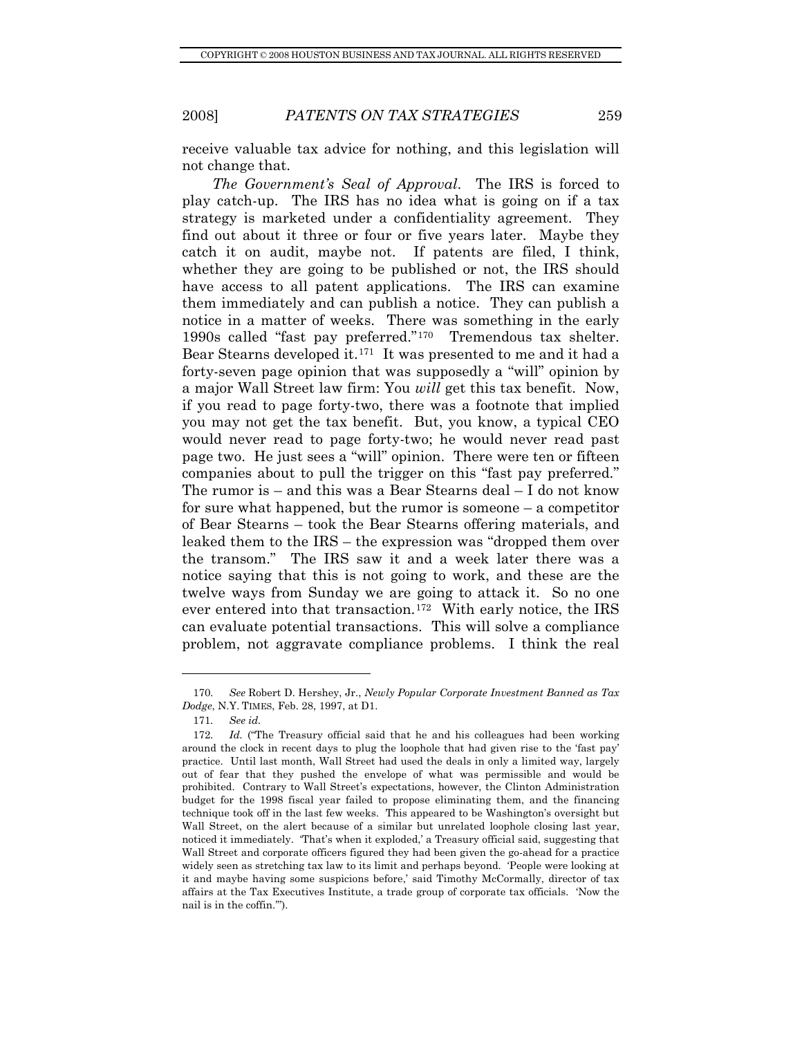receive valuable tax advice for nothing, and this legislation will not change that.

*The Government's Seal of Approval*. The IRS is forced to play catch-up. The IRS has no idea what is going on if a tax strategy is marketed under a confidentiality agreement. They find out about it three or four or five years later. Maybe they catch it on audit, maybe not. If patents are filed, I think, whether they are going to be published or not, the IRS should have access to all patent applications. The IRS can examine them immediately and can publish a notice. They can publish a notice in a matter of weeks. There was something in the early 1990s called "fast pay preferred."[170] Tremendous tax shelter. Bear Stearns developed it.[171] It was presented to me and it had a forty-seven page opinion that was supposedly a "will" opinion by a major Wall Street law firm: You *will* get this tax benefit. Now, if you read to page forty-two, there was a footnote that implied you may not get the tax benefit. But, you know, a typical CEO would never read to page forty-two; he would never read past page two. He just sees a "will" opinion. There were ten or fifteen companies about to pull the trigger on this "fast pay preferred." The rumor is – and this was a Bear Stearns deal – I do not know for sure what happened, but the rumor is someone – a competitor of Bear Stearns – took the Bear Stearns offering materials, and leaked them to the IRS – the expression was "dropped them over the transom." The IRS saw it and a week later there was a notice saying that this is not going to work, and these are the twelve ways from Sunday we are going to attack it. So no one ever entered into that transaction.[172] With early notice, the IRS can evaluate potential transactions. This will solve a compliance problem, not aggravate compliance problems. I think the real

---

170. *See* Robert D. Hershey, Jr., *Newly Popular Corporate Investment Banned as Tax Dodge*, N.Y. TIMES, Feb. 28, 1997, at D1.

171. *See id.*

172. *Id.* ("The Treasury official said that he and his colleagues had been working around the clock in recent days to plug the loophole that had given rise to the 'fast pay' practice. Until last month, Wall Street had used the deals in only a limited way, largely out of fear that they pushed the envelope of what was permissible and would be prohibited. Contrary to Wall Street's expectations, however, the Clinton Administration budget for the 1998 fiscal year failed to propose eliminating them, and the financing technique took off in the last few weeks. This appeared to be Washington's oversight but Wall Street, on the alert because of a similar but unrelated loophole closing last year, noticed it immediately. 'That's when it exploded,' a Treasury official said, suggesting that Wall Street and corporate officers figured they had been given the go-ahead for a practice widely seen as stretching tax law to its limit and perhaps beyond. 'People were looking at it and maybe having some suspicions before,' said Timothy McCormally, director of tax affairs at the Tax Executives Institute, a trade group of corporate tax officials. 'Now the nail is in the coffin.'").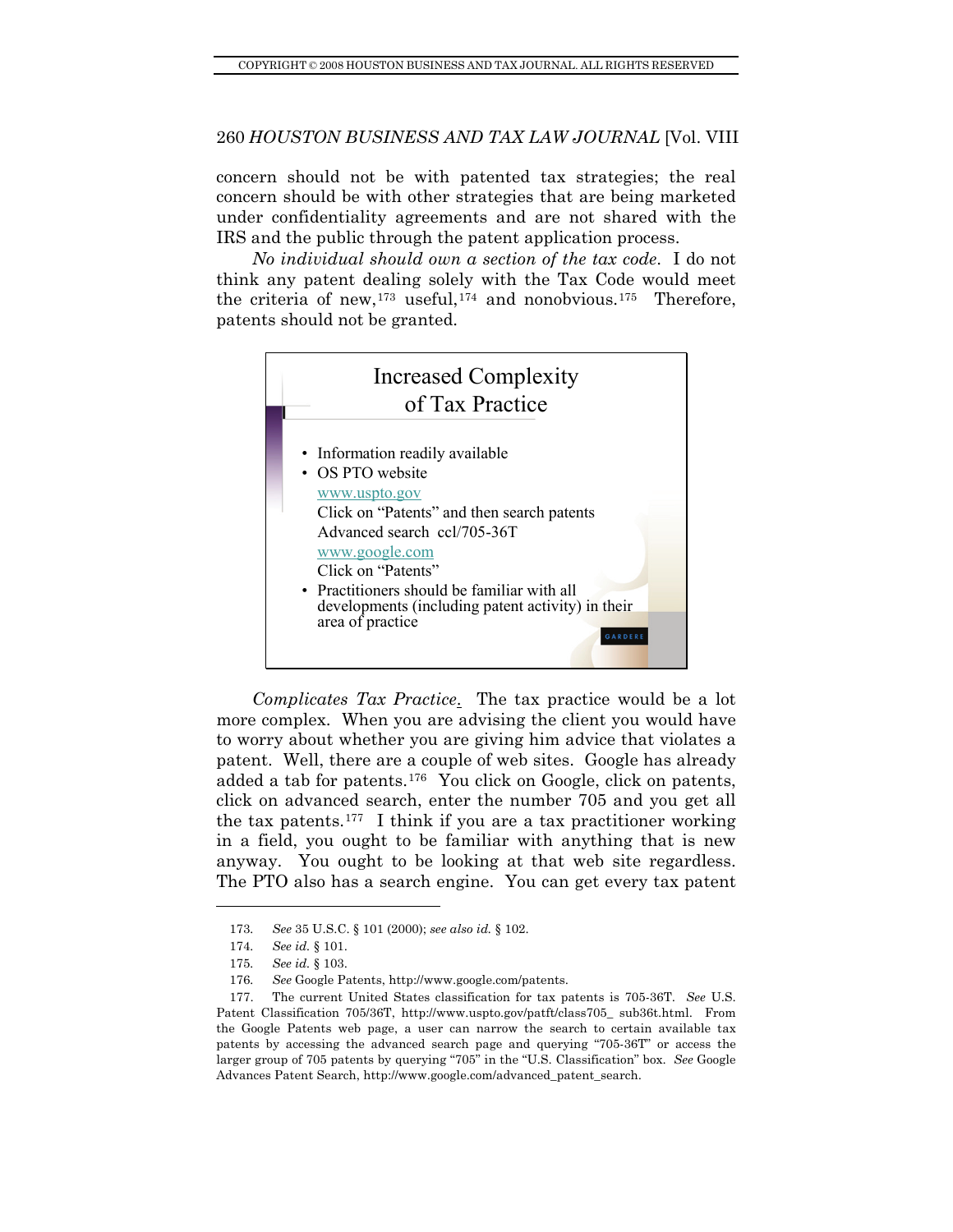concern should not be with patented tax strategies; the real concern should be with other strategies that are being marketed under confidentiality agreements and are not shared with the IRS and the public through the patent application process.

*No individual should own a section of the tax code*. I do not think any patent dealing solely with the Tax Code would meet the criteria of new,[173] useful,[174] and nonobvious.[175] Therefore, patents should not be granted.

**Increased Complexity of Tax Practice**

- Information readily available
- OS PTO website
  www.uspto.gov
  Click on "Patents" and then search patents
  Advanced search ccl/705-36T
  www.google.com
  Click on "Patents"
- Practitioners should be familiar with all developments (including patent activity) in their area of practice

GARDERE

*Complicates Tax Practice*. The tax practice would be a lot more complex. When you are advising the client you would have to worry about whether you are giving him advice that violates a patent. Well, there are a couple of web sites. Google has already added a tab for patents.[176] You click on Google, click on patents, click on advanced search, enter the number 705 and you get all the tax patents.[177] I think if you are a tax practitioner working in a field, you ought to be familiar with anything that is new anyway. You ought to be looking at that web site regardless. The PTO also has a search engine. You can get every tax patent

---

173. *See* 35 U.S.C. § 101 (2000); *see also id.* § 102.

174. *See id.* § 101.

175. *See id.* § 103.

176. *See* Google Patents, http://www.google.com/patents.

177. The current United States classification for tax patents is 705-36T. *See* U.S. Patent Classification 705/36T, http://www.uspto.gov/patft/class705_ sub36t.html. From the Google Patents web page, a user can narrow the search to certain available tax patents by accessing the advanced search page and querying "705-36T" or access the larger group of 705 patents by querying "705" in the "U.S. Classification" box. *See* Google Advances Patent Search, http://www.google.com/advanced_patent_search.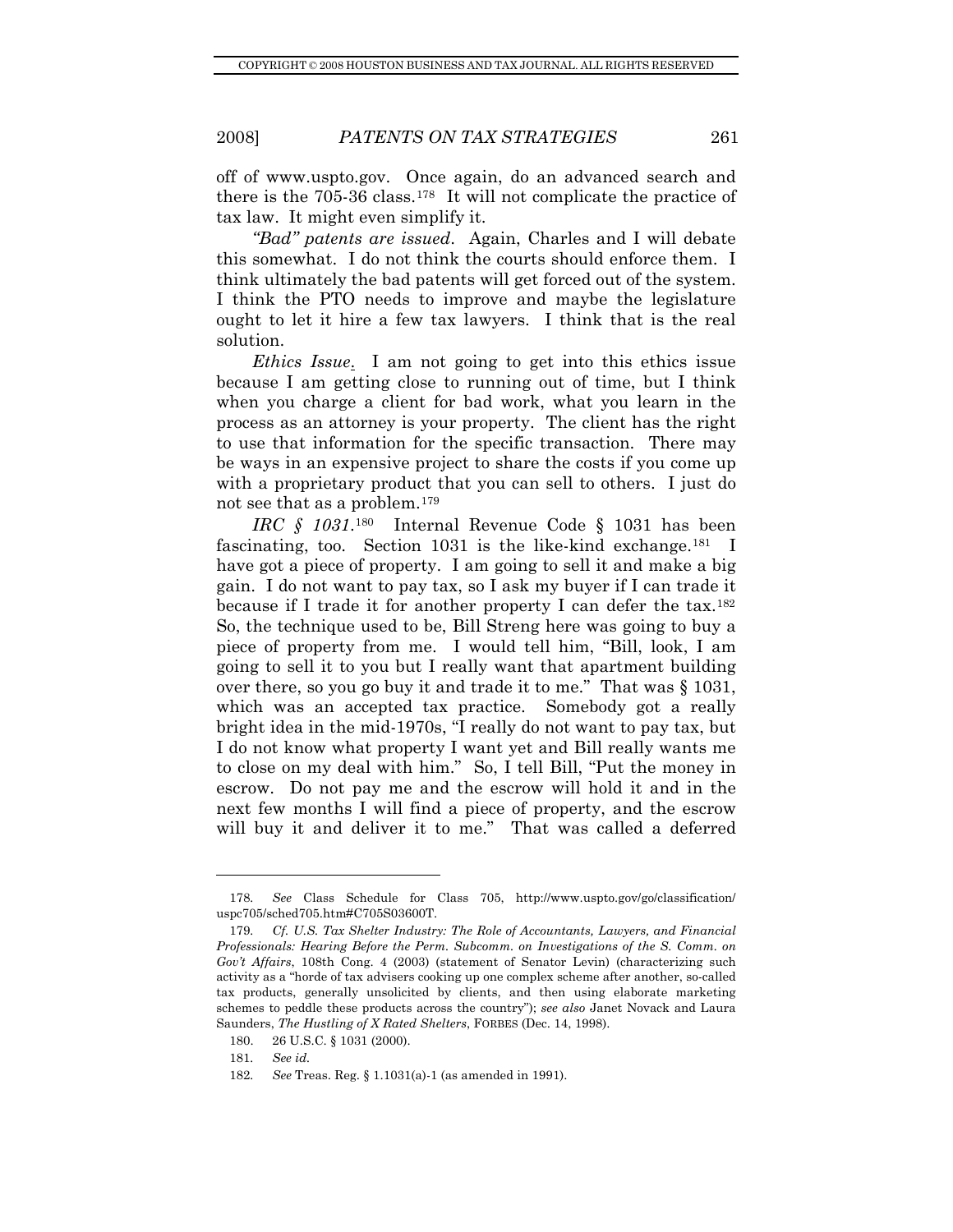off of www.uspto.gov. Once again, do an advanced search and there is the 705-36 class.[178] It will not complicate the practice of tax law. It might even simplify it.

*"Bad" patents are issued*. Again, Charles and I will debate this somewhat. I do not think the courts should enforce them. I think ultimately the bad patents will get forced out of the system. I think the PTO needs to improve and maybe the legislature ought to let it hire a few tax lawyers. I think that is the real solution.

*Ethics Issue*. I am not going to get into this ethics issue because I am getting close to running out of time, but I think when you charge a client for bad work, what you learn in the process as an attorney is your property. The client has the right to use that information for the specific transaction. There may be ways in an expensive project to share the costs if you come up with a proprietary product that you can sell to others. I just do not see that as a problem.[179]

*IRC § 1031*.[180] Internal Revenue Code § 1031 has been fascinating, too. Section 1031 is the like-kind exchange.[181] I have got a piece of property. I am going to sell it and make a big gain. I do not want to pay tax, so I ask my buyer if I can trade it because if I trade it for another property I can defer the tax.[182] So, the technique used to be, Bill Streng here was going to buy a piece of property from me. I would tell him, "Bill, look, I am going to sell it to you but I really want that apartment building over there, so you go buy it and trade it to me." That was § 1031, which was an accepted tax practice. Somebody got a really bright idea in the mid-1970s, "I really do not want to pay tax, but I do not know what property I want yet and Bill really wants me to close on my deal with him." So, I tell Bill, "Put the money in escrow. Do not pay me and the escrow will hold it and in the next few months I will find a piece of property, and the escrow will buy it and deliver it to me." That was called a deferred

---

178. *See* Class Schedule for Class 705, http://www.uspto.gov/go/classification/uspc705/sched705.htm#C705S03600T.

179. *Cf. U.S. Tax Shelter Industry: The Role of Accountants, Lawyers, and Financial Professionals: Hearing Before the Perm. Subcomm. on Investigations of the S. Comm. on Gov't Affairs*, 108th Cong. 4 (2003) (statement of Senator Levin) (characterizing such activity as a "horde of tax advisers cooking up one complex scheme after another, so-called tax products, generally unsolicited by clients, and then using elaborate marketing schemes to peddle these products across the country"); *see also* Janet Novack and Laura Saunders, *The Hustling of X Rated Shelters*, FORBES (Dec. 14, 1998).

180. 26 U.S.C. § 1031 (2000).

181. *See id.*

182. *See* Treas. Reg. § 1.1031(a)-1 (as amended in 1991).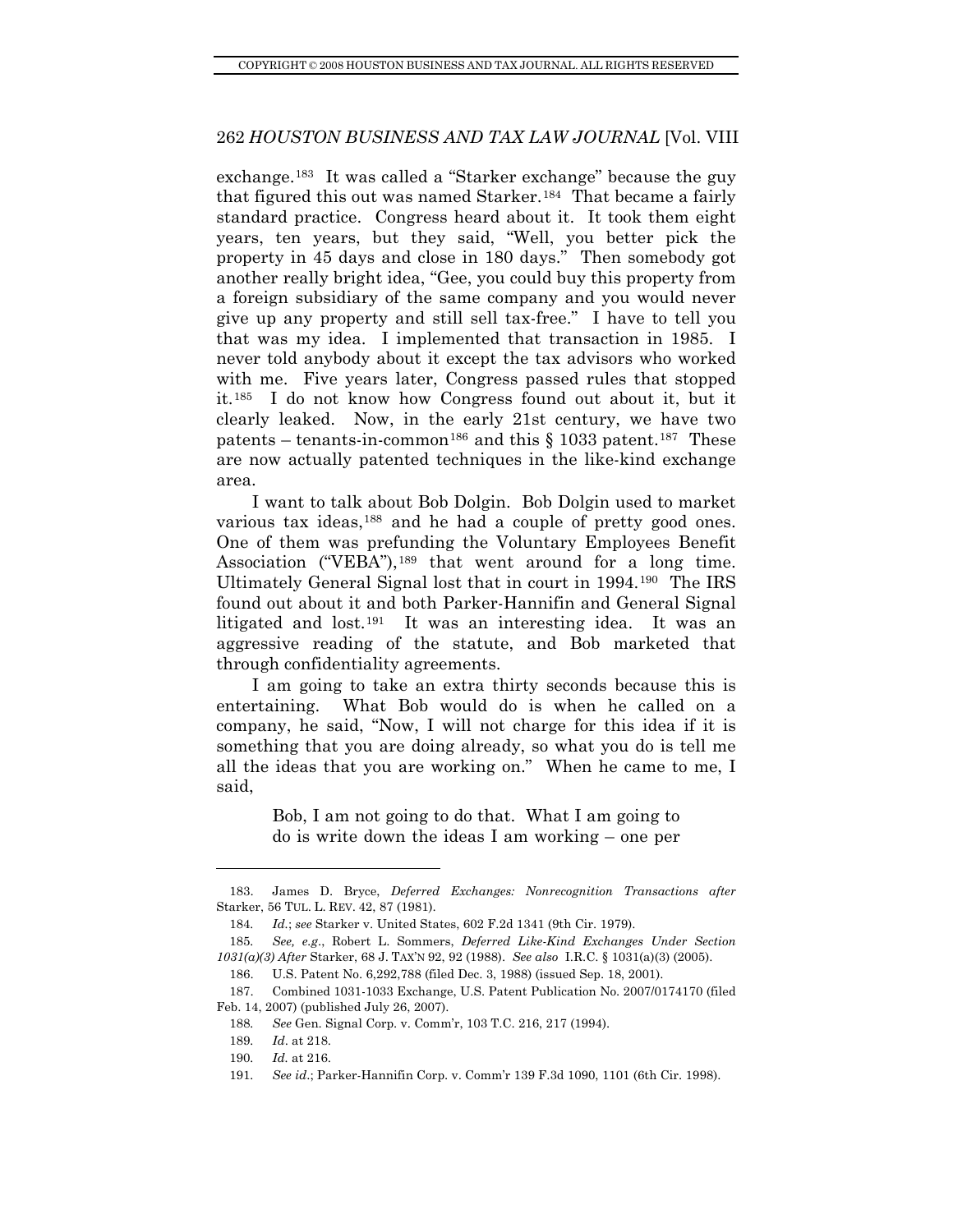exchange.[183] It was called a "Starker exchange" because the guy that figured this out was named Starker.[184] That became a fairly standard practice. Congress heard about it. It took them eight years, ten years, but they said, "Well, you better pick the property in 45 days and close in 180 days." Then somebody got another really bright idea, "Gee, you could buy this property from a foreign subsidiary of the same company and you would never give up any property and still sell tax-free." I have to tell you that was my idea. I implemented that transaction in 1985. I never told anybody about it except the tax advisors who worked with me. Five years later, Congress passed rules that stopped it.[185] I do not know how Congress found out about it, but it clearly leaked. Now, in the early 21st century, we have two patents – tenants-in-common[186] and this § 1033 patent.[187] These are now actually patented techniques in the like-kind exchange area.

I want to talk about Bob Dolgin. Bob Dolgin used to market various tax ideas,[188] and he had a couple of pretty good ones. One of them was prefunding the Voluntary Employees Benefit Association ("VEBA"),[189] that went around for a long time. Ultimately General Signal lost that in court in 1994.[190] The IRS found out about it and both Parker-Hannifin and General Signal litigated and lost.[191] It was an interesting idea. It was an aggressive reading of the statute, and Bob marketed that through confidentiality agreements.

I am going to take an extra thirty seconds because this is entertaining. What Bob would do is when he called on a company, he said, "Now, I will not charge for this idea if it is something that you are doing already, so what you do is tell me all the ideas that you are working on." When he came to me, I said,

> Bob, I am not going to do that. What I am going to do is write down the ideas I am working – one per

---

183. James D. Bryce, *Deferred Exchanges: Nonrecognition Transactions after* Starker, 56 TUL. L. REV. 42, 87 (1981).

184. *Id.*; *see* Starker v. United States, 602 F.2d 1341 (9th Cir. 1979).

185. *See, e.g.*, Robert L. Sommers, *Deferred Like-Kind Exchanges Under Section 1031(a)(3) After* Starker, 68 J. TAX'N 92, 92 (1988). *See also* I.R.C. § 1031(a)(3) (2005).

186. U.S. Patent No. 6,292,788 (filed Dec. 3, 1988) (issued Sep. 18, 2001).

187. Combined 1031-1033 Exchange, U.S. Patent Publication No. 2007/0174170 (filed Feb. 14, 2007) (published July 26, 2007).

188. *See* Gen. Signal Corp. v. Comm'r, 103 T.C. 216, 217 (1994).

189. *Id*. at 218.

190. *Id.* at 216.

191. *See id*.; Parker-Hannifin Corp. v. Comm'r 139 F.3d 1090, 1101 (6th Cir. 1998).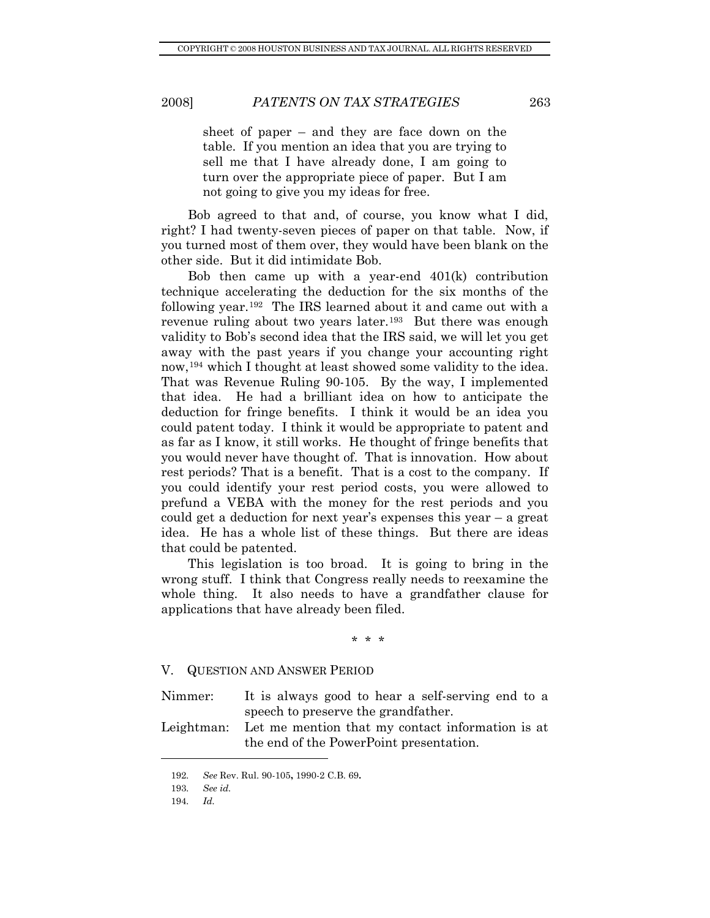> sheet of paper – and they are face down on the table. If you mention an idea that you are trying to sell me that I have already done, I am going to turn over the appropriate piece of paper. But I am not going to give you my ideas for free.

Bob agreed to that and, of course, you know what I did, right? I had twenty-seven pieces of paper on that table. Now, if you turned most of them over, they would have been blank on the other side. But it did intimidate Bob.

Bob then came up with a year-end 401(k) contribution technique accelerating the deduction for the six months of the following year.[192] The IRS learned about it and came out with a revenue ruling about two years later.[193] But there was enough validity to Bob's second idea that the IRS said, we will let you get away with the past years if you change your accounting right now,[194] which I thought at least showed some validity to the idea. That was Revenue Ruling 90-105. By the way, I implemented that idea. He had a brilliant idea on how to anticipate the deduction for fringe benefits. I think it would be an idea you could patent today. I think it would be appropriate to patent and as far as I know, it still works. He thought of fringe benefits that you would never have thought of. That is innovation. How about rest periods? That is a benefit. That is a cost to the company. If you could identify your rest period costs, you were allowed to prefund a VEBA with the money for the rest periods and you could get a deduction for next year's expenses this year – a great idea. He has a whole list of these things. But there are ideas that could be patented.

This legislation is too broad. It is going to bring in the wrong stuff. I think that Congress really needs to reexamine the whole thing. It also needs to have a grandfather clause for applications that have already been filed.

\* \* \*

## V. Question and Answer Period

Nimmer: It is always good to hear a self-serving end to a speech to preserve the grandfather.

Leightman: Let me mention that my contact information is at the end of the PowerPoint presentation.

---

192. *See* Rev. Rul. 90-105, 1990-2 C.B. 69.

193. *See id.*

194. *Id.*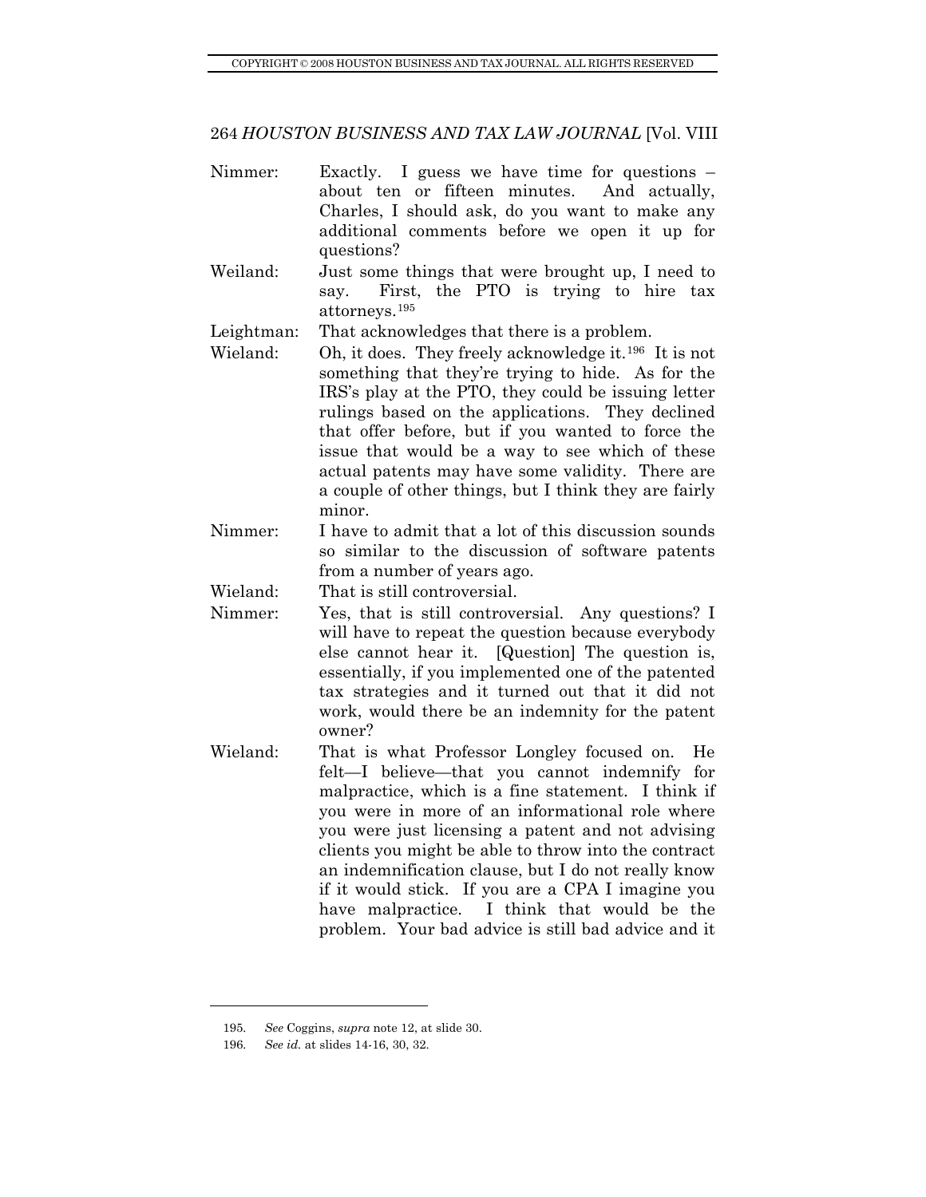Nimmer: Exactly. I guess we have time for questions – about ten or fifteen minutes. And actually, Charles, I should ask, do you want to make any additional comments before we open it up for questions?

Weiland: Just some things that were brought up, I need to say. First, the PTO is trying to hire tax attorneys.[195]

Leightman: That acknowledges that there is a problem.

Wieland: Oh, it does. They freely acknowledge it.[196] It is not something that they're trying to hide. As for the IRS's play at the PTO, they could be issuing letter rulings based on the applications. They declined that offer before, but if you wanted to force the issue that would be a way to see which of these actual patents may have some validity. There are a couple of other things, but I think they are fairly minor.

Nimmer: I have to admit that a lot of this discussion sounds so similar to the discussion of software patents from a number of years ago.

Wieland: That is still controversial.

Nimmer: Yes, that is still controversial. Any questions? I will have to repeat the question because everybody else cannot hear it. [Question] The question is, essentially, if you implemented one of the patented tax strategies and it turned out that it did not work, would there be an indemnity for the patent owner?

Wieland: That is what Professor Longley focused on. He felt—I believe—that you cannot indemnify for malpractice, which is a fine statement. I think if you were in more of an informational role where you were just licensing a patent and not advising clients you might be able to throw into the contract an indemnification clause, but I do not really know if it would stick. If you are a CPA I imagine you have malpractice. I think that would be the problem. Your bad advice is still bad advice and it

---

195. *See* Coggins, *supra* note 12, at slide 30.

196. *See id.* at slides 14-16, 30, 32.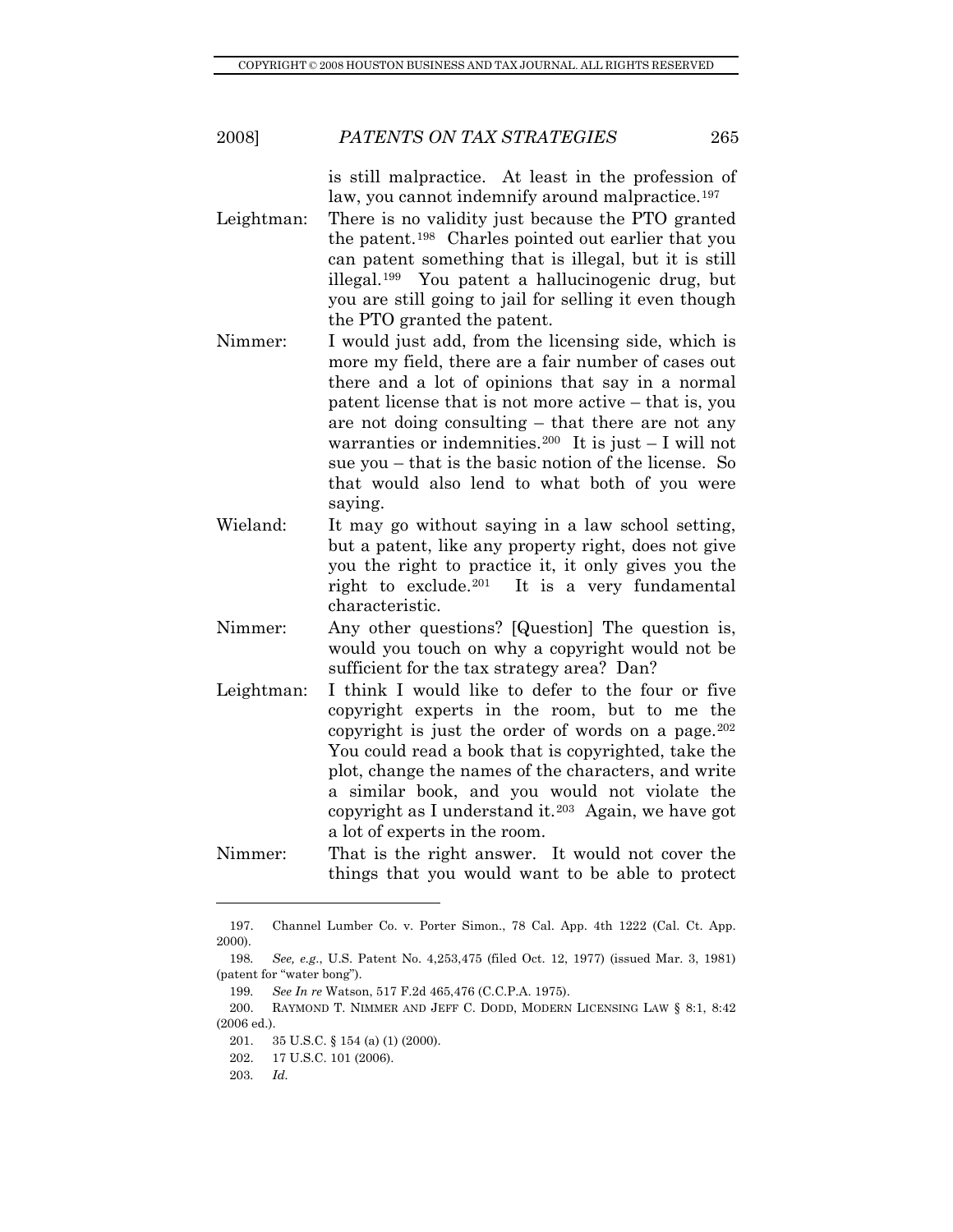is still malpractice. At least in the profession of law, you cannot indemnify around malpractice.[197]

Leightman: There is no validity just because the PTO granted the patent.[198] Charles pointed out earlier that you can patent something that is illegal, but it is still illegal.[199] You patent a hallucinogenic drug, but you are still going to jail for selling it even though the PTO granted the patent.

Nimmer: I would just add, from the licensing side, which is more my field, there are a fair number of cases out there and a lot of opinions that say in a normal patent license that is not more active – that is, you are not doing consulting – that there are not any warranties or indemnities.[200] It is just – I will not sue you – that is the basic notion of the license. So that would also lend to what both of you were saying.

Wieland: It may go without saying in a law school setting, but a patent, like any property right, does not give you the right to practice it, it only gives you the right to exclude.[201] It is a very fundamental characteristic.

Nimmer: Any other questions? [Question] The question is, would you touch on why a copyright would not be sufficient for the tax strategy area? Dan?

Leightman: I think I would like to defer to the four or five copyright experts in the room, but to me the copyright is just the order of words on a page.[202] You could read a book that is copyrighted, take the plot, change the names of the characters, and write a similar book, and you would not violate the copyright as I understand it.[203] Again, we have got a lot of experts in the room.

Nimmer: That is the right answer. It would not cover the things that you would want to be able to protect

---

197. Channel Lumber Co. v. Porter Simon., 78 Cal. App. 4th 1222 (Cal. Ct. App. 2000).

198. *See, e.g.*, U.S. Patent No. 4,253,475 (filed Oct. 12, 1977) (issued Mar. 3, 1981) (patent for "water bong").

199. *See In re* Watson, 517 F.2d 465,476 (C.C.P.A. 1975).

200. RAYMOND T. NIMMER AND JEFF C. DODD, MODERN LICENSING LAW § 8:1, 8:42 (2006 ed.).

201. 35 U.S.C. § 154 (a) (1) (2000).

202. 17 U.S.C. 101 (2006).

203. *Id.*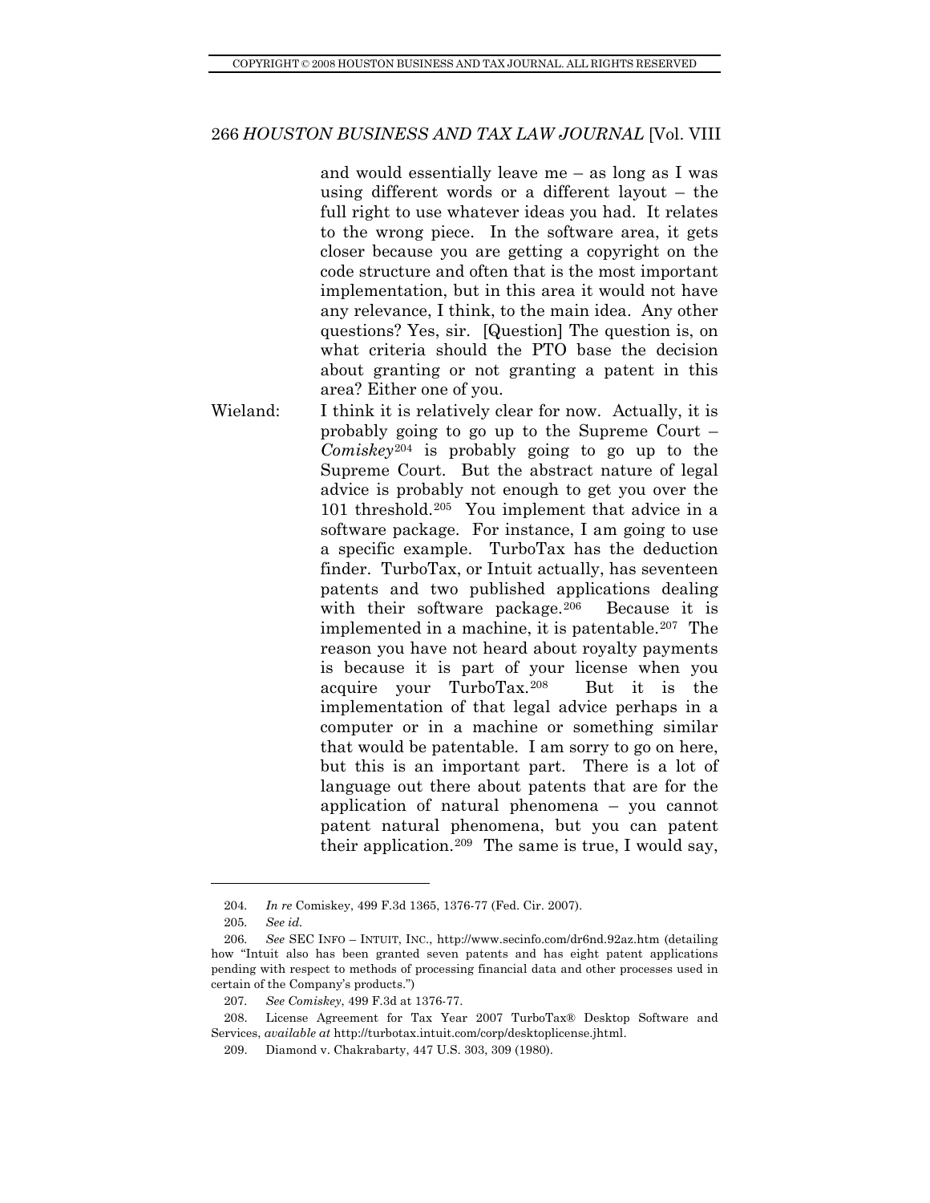and would essentially leave me – as long as I was using different words or a different layout – the full right to use whatever ideas you had. It relates to the wrong piece. In the software area, it gets closer because you are getting a copyright on the code structure and often that is the most important implementation, but in this area it would not have any relevance, I think, to the main idea. Any other questions? Yes, sir. [Question] The question is, on what criteria should the PTO base the decision about granting or not granting a patent in this area? Either one of you.

Wieland: I think it is relatively clear for now. Actually, it is probably going to go up to the Supreme Court – *Comiskey*[204] is probably going to go up to the Supreme Court. But the abstract nature of legal advice is probably not enough to get you over the 101 threshold.[205] You implement that advice in a software package. For instance, I am going to use a specific example. TurboTax has the deduction finder. TurboTax, or Intuit actually, has seventeen patents and two published applications dealing with their software package.[206] Because it is implemented in a machine, it is patentable.[207] The reason you have not heard about royalty payments is because it is part of your license when you acquire your TurboTax.[208] But it is the implementation of that legal advice perhaps in a computer or in a machine or something similar that would be patentable. I am sorry to go on here, but this is an important part. There is a lot of language out there about patents that are for the application of natural phenomena – you cannot patent natural phenomena, but you can patent their application.[209] The same is true, I would say,

---

204. *In re* Comiskey, 499 F.3d 1365, 1376-77 (Fed. Cir. 2007).

205. *See id.*

206. *See* SEC INFO – INTUIT, INC., http://www.secinfo.com/dr6nd.92az.htm (detailing how "Intuit also has been granted seven patents and has eight patent applications pending with respect to methods of processing financial data and other processes used in certain of the Company's products.")

207. *See Comiskey*, 499 F.3d at 1376-77.

208. License Agreement for Tax Year 2007 TurboTax® Desktop Software and Services, *available at* http://turbotax.intuit.com/corp/desktoplicense.jhtml.

209. Diamond v. Chakrabarty, 447 U.S. 303, 309 (1980).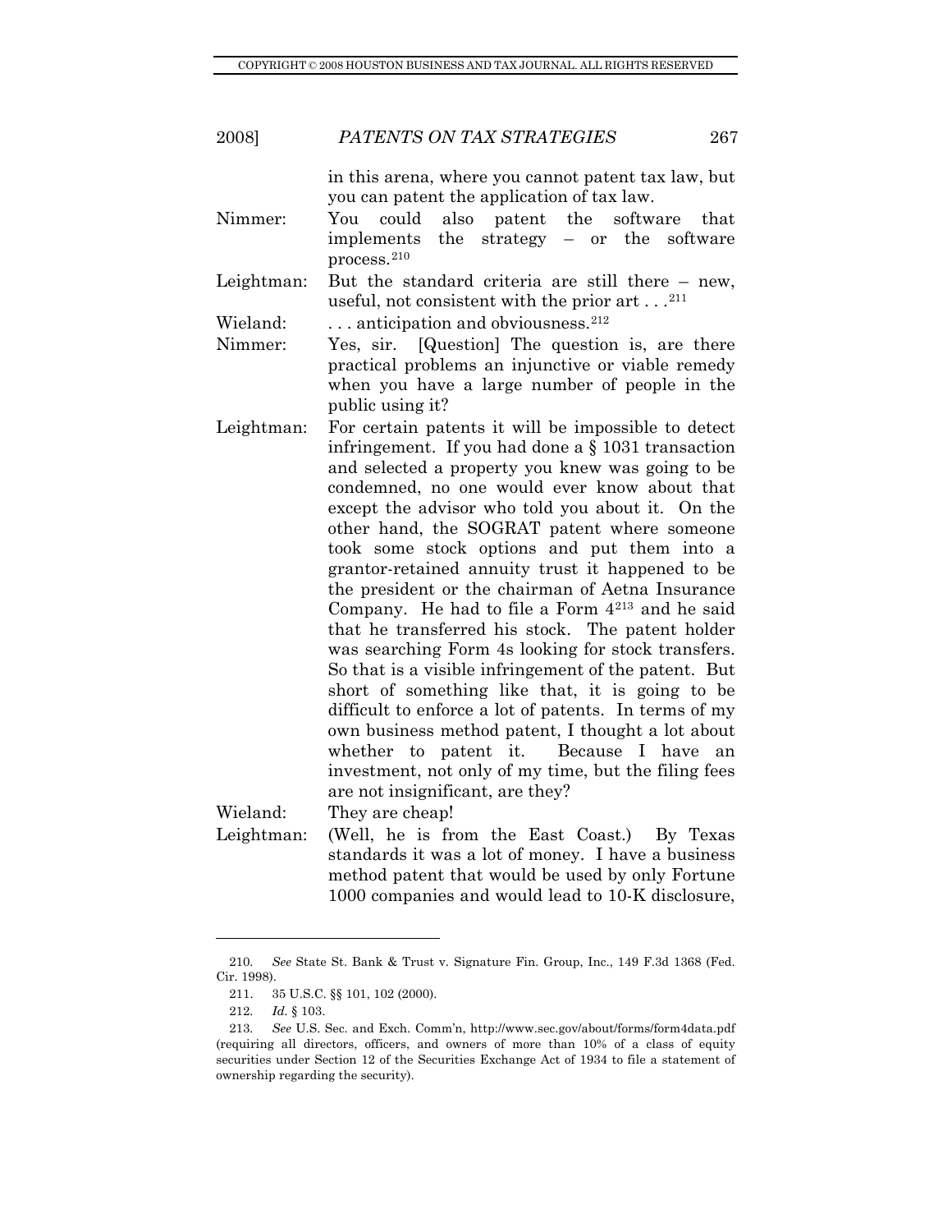in this arena, where you cannot patent tax law, but you can patent the application of tax law.

Nimmer: You could also patent the software that implements the strategy – or the software process.[210]

Leightman: But the standard criteria are still there – new, useful, not consistent with the prior art . . .[211]

Wieland: . . . anticipation and obviousness.[212]

Nimmer: Yes, sir. [Question] The question is, are there practical problems an injunctive or viable remedy when you have a large number of people in the public using it?

Leightman: For certain patents it will be impossible to detect infringement. If you had done a § 1031 transaction and selected a property you knew was going to be condemned, no one would ever know about that except the advisor who told you about it. On the other hand, the SOGRAT patent where someone took some stock options and put them into a grantor-retained annuity trust it happened to be the president or the chairman of Aetna Insurance Company. He had to file a Form 4[213] and he said that he transferred his stock. The patent holder was searching Form 4s looking for stock transfers. So that is a visible infringement of the patent. But short of something like that, it is going to be difficult to enforce a lot of patents. In terms of my own business method patent, I thought a lot about whether to patent it. Because I have an investment, not only of my time, but the filing fees are not insignificant, are they?

Wieland: They are cheap!

Leightman: (Well, he is from the East Coast.) By Texas standards it was a lot of money. I have a business method patent that would be used by only Fortune 1000 companies and would lead to 10-K disclosure,

---

210. *See* State St. Bank & Trust v. Signature Fin. Group, Inc., 149 F.3d 1368 (Fed. Cir. 1998).

211. 35 U.S.C. §§ 101, 102 (2000).

212. *Id.* § 103.

213. *See* U.S. Sec. and Exch. Comm'n, http://www.sec.gov/about/forms/form4data.pdf (requiring all directors, officers, and owners of more than 10% of a class of equity securities under Section 12 of the Securities Exchange Act of 1934 to file a statement of ownership regarding the security).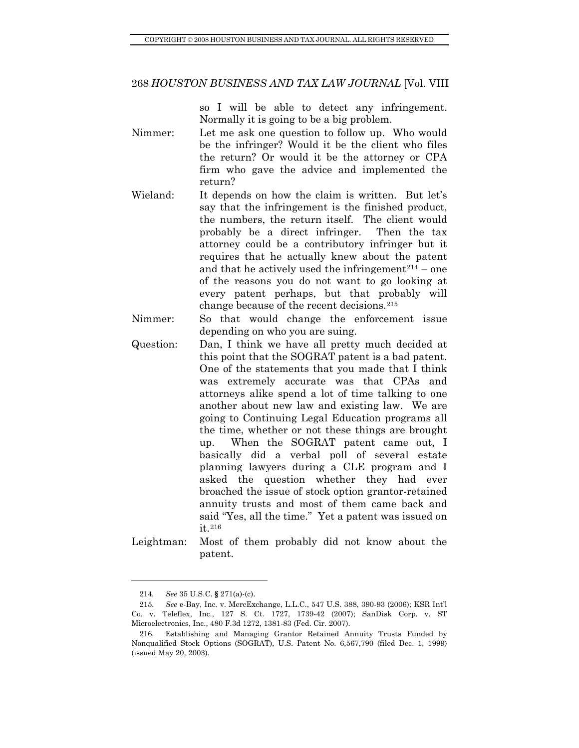so I will be able to detect any infringement. Normally it is going to be a big problem.

Nimmer: Let me ask one question to follow up. Who would be the infringer? Would it be the client who files the return? Or would it be the attorney or CPA firm who gave the advice and implemented the return?

Wieland: It depends on how the claim is written. But let's say that the infringement is the finished product, the numbers, the return itself. The client would probably be a direct infringer. Then the tax attorney could be a contributory infringer but it requires that he actually knew about the patent and that he actively used the infringement[214] – one of the reasons you do not want to go looking at every patent perhaps, but that probably will change because of the recent decisions.[215]

Nimmer: So that would change the enforcement issue depending on who you are suing.

Question: Dan, I think we have all pretty much decided at this point that the SOGRAT patent is a bad patent. One of the statements that you made that I think was extremely accurate was that CPAs and attorneys alike spend a lot of time talking to one another about new law and existing law. We are going to Continuing Legal Education programs all the time, whether or not these things are brought up. When the SOGRAT patent came out, I basically did a verbal poll of several estate planning lawyers during a CLE program and I asked the question whether they had ever broached the issue of stock option grantor-retained annuity trusts and most of them came back and said "Yes, all the time." Yet a patent was issued on it.[216]

Leightman: Most of them probably did not know about the patent.

---

214. *See* 35 U.S.C. **§** 271(a)-(c).

215. *See* e-Bay, Inc. v. MercExchange, L.L.C., 547 U.S. 388, 390-93 (2006); KSR Int'l Co. v. Teleflex, Inc., 127 S. Ct. 1727, 1739-42 (2007); SanDisk Corp. v. ST Microelectronics, Inc., 480 F.3d 1272, 1381-83 (Fed. Cir. 2007).

216. Establishing and Managing Grantor Retained Annuity Trusts Funded by Nonqualified Stock Options (SOGRAT), U.S. Patent No. 6,567,790 (filed Dec. 1, 1999) (issued May 20, 2003).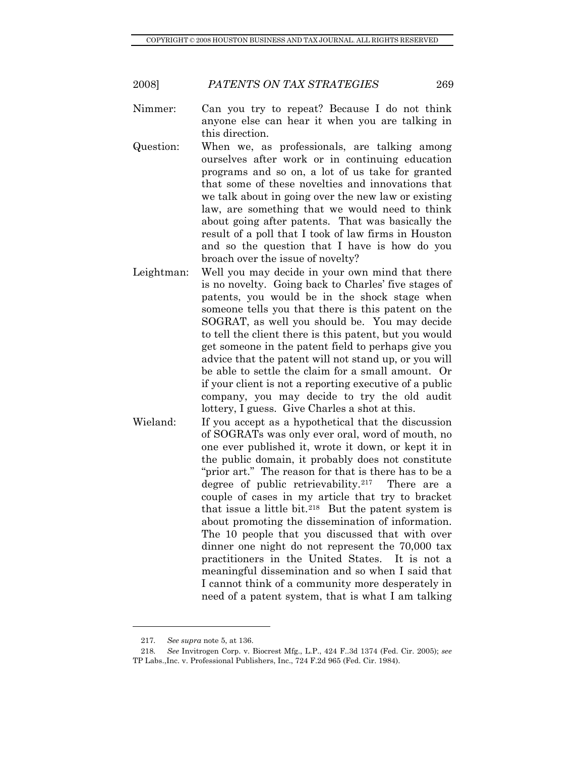Nimmer: Can you try to repeat? Because I do not think anyone else can hear it when you are talking in this direction.

Question: When we, as professionals, are talking among ourselves after work or in continuing education programs and so on, a lot of us take for granted that some of these novelties and innovations that we talk about in going over the new law or existing law, are something that we would need to think about going after patents. That was basically the result of a poll that I took of law firms in Houston and so the question that I have is how do you broach over the issue of novelty?

Leightman: Well you may decide in your own mind that there is no novelty. Going back to Charles' five stages of patents, you would be in the shock stage when someone tells you that there is this patent on the SOGRAT, as well you should be. You may decide to tell the client there is this patent, but you would get someone in the patent field to perhaps give you advice that the patent will not stand up, or you will be able to settle the claim for a small amount. Or if your client is not a reporting executive of a public company, you may decide to try the old audit lottery, I guess. Give Charles a shot at this.

Wieland: If you accept as a hypothetical that the discussion of SOGRATs was only ever oral, word of mouth, no one ever published it, wrote it down, or kept it in the public domain, it probably does not constitute "prior art." The reason for that is there has to be a degree of public retrievability.[217] There are a couple of cases in my article that try to bracket that issue a little bit.[218] But the patent system is about promoting the dissemination of information. The 10 people that you discussed that with over dinner one night do not represent the 70,000 tax practitioners in the United States. It is not a meaningful dissemination and so when I said that I cannot think of a community more desperately in need of a patent system, that is what I am talking

---

217. *See supra* note 5, at 136.

218. *See* Invitrogen Corp. v. Biocrest Mfg., L.P., 424 F..3d 1374 (Fed. Cir. 2005); *see* TP Labs.,Inc. v. Professional Publishers, Inc., 724 F.2d 965 (Fed. Cir. 1984).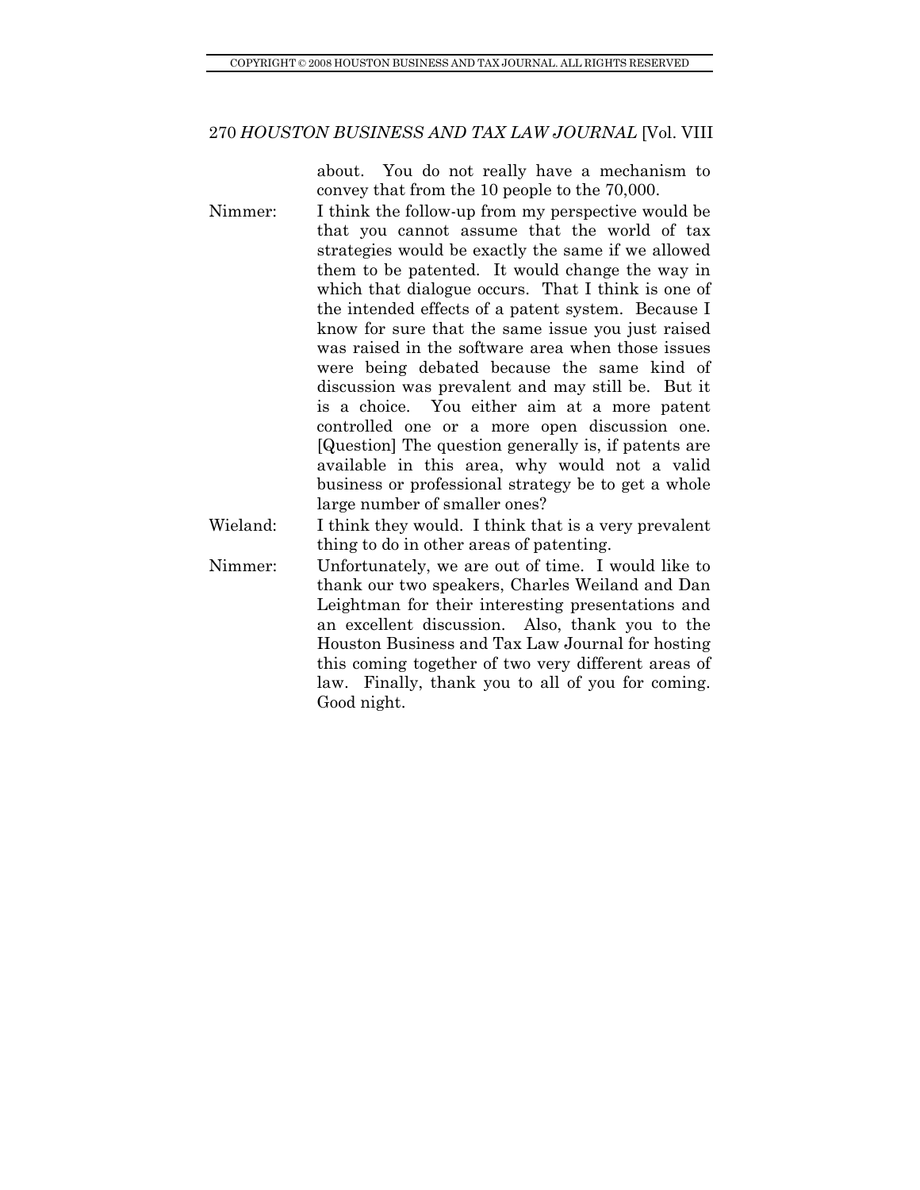about. You do not really have a mechanism to convey that from the 10 people to the 70,000.

Nimmer: I think the follow-up from my perspective would be that you cannot assume that the world of tax strategies would be exactly the same if we allowed them to be patented. It would change the way in which that dialogue occurs. That I think is one of the intended effects of a patent system. Because I know for sure that the same issue you just raised was raised in the software area when those issues were being debated because the same kind of discussion was prevalent and may still be. But it is a choice. You either aim at a more patent controlled one or a more open discussion one. [Question] The question generally is, if patents are available in this area, why would not a valid business or professional strategy be to get a whole large number of smaller ones?

Wieland: I think they would. I think that is a very prevalent thing to do in other areas of patenting.

Nimmer: Unfortunately, we are out of time. I would like to thank our two speakers, Charles Weiland and Dan Leightman for their interesting presentations and an excellent discussion. Also, thank you to the Houston Business and Tax Law Journal for hosting this coming together of two very different areas of law. Finally, thank you to all of you for coming. Good night.